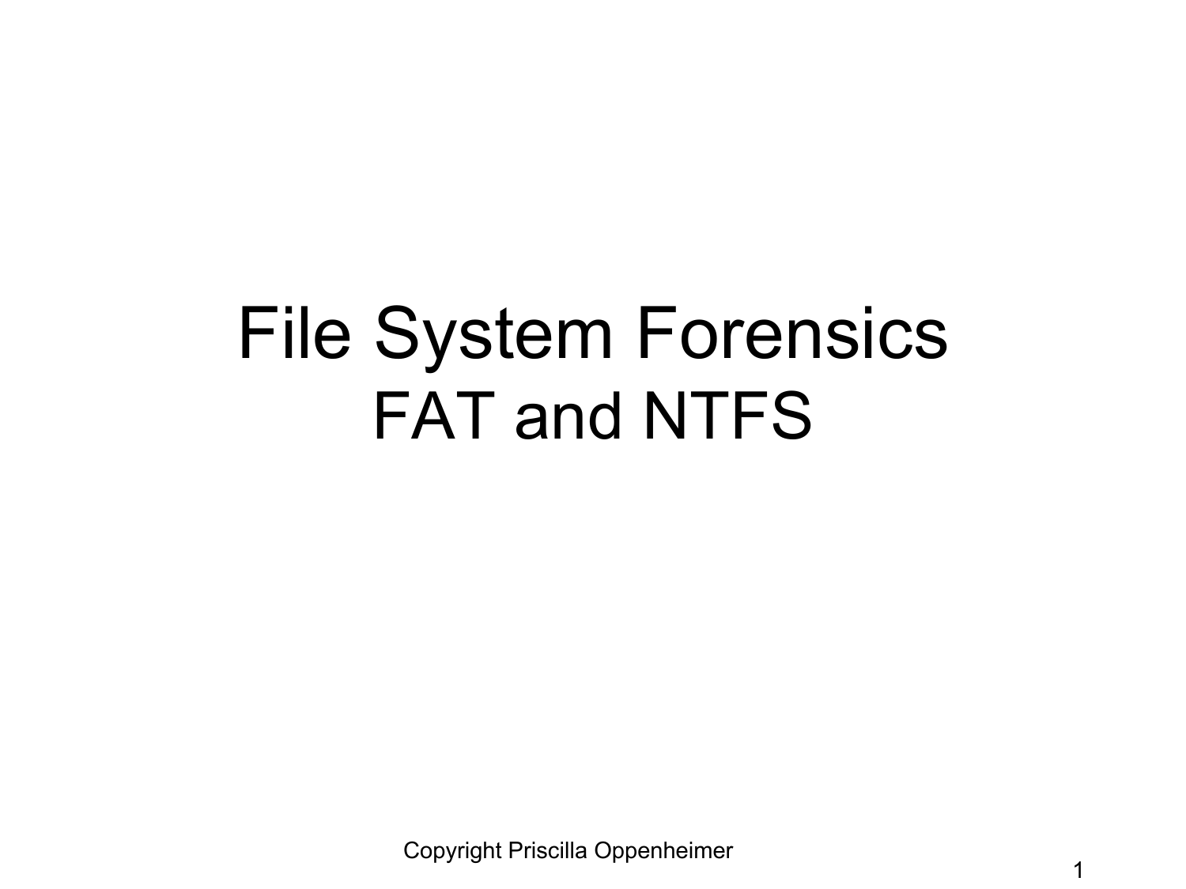# File System Forensics

## FAT and NTFS

Copyright Priscilla Oppenheimer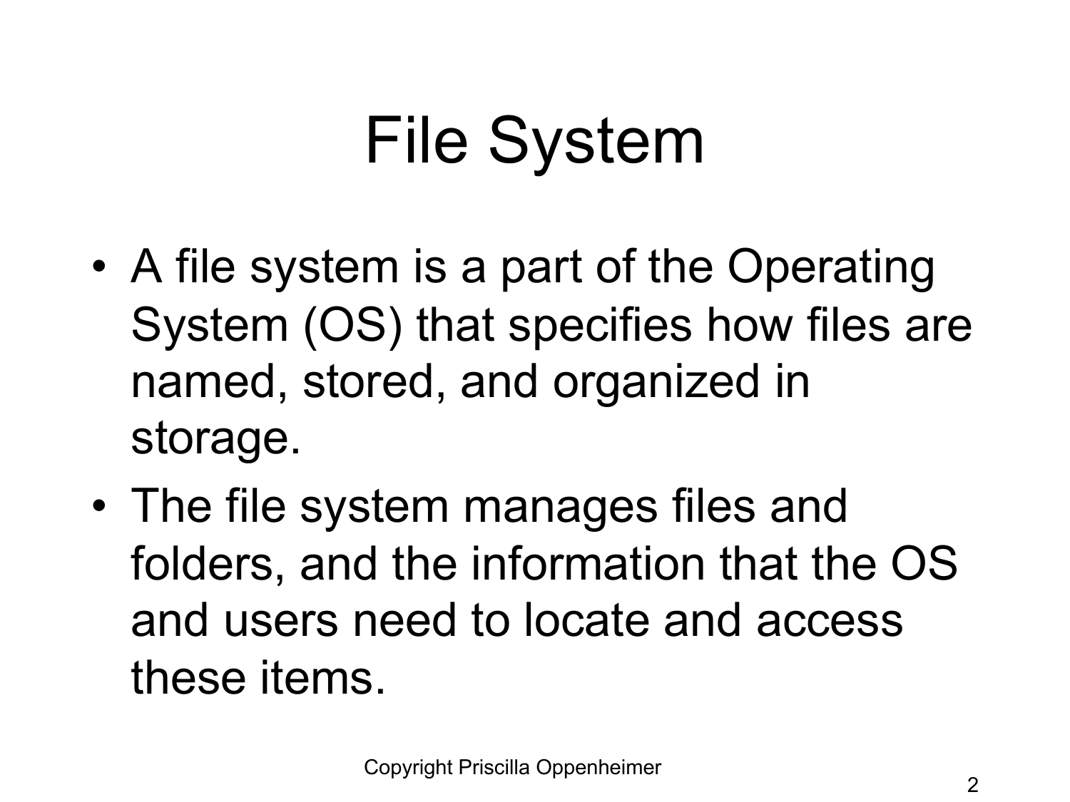# File System

- A file system is a part of the Operating System (OS) that specifies how files are named, stored, and organized in storage.
- The file system manages files and folders, and the information that the OS and users need to locate and access these items.

Copyright Priscilla Oppenheimer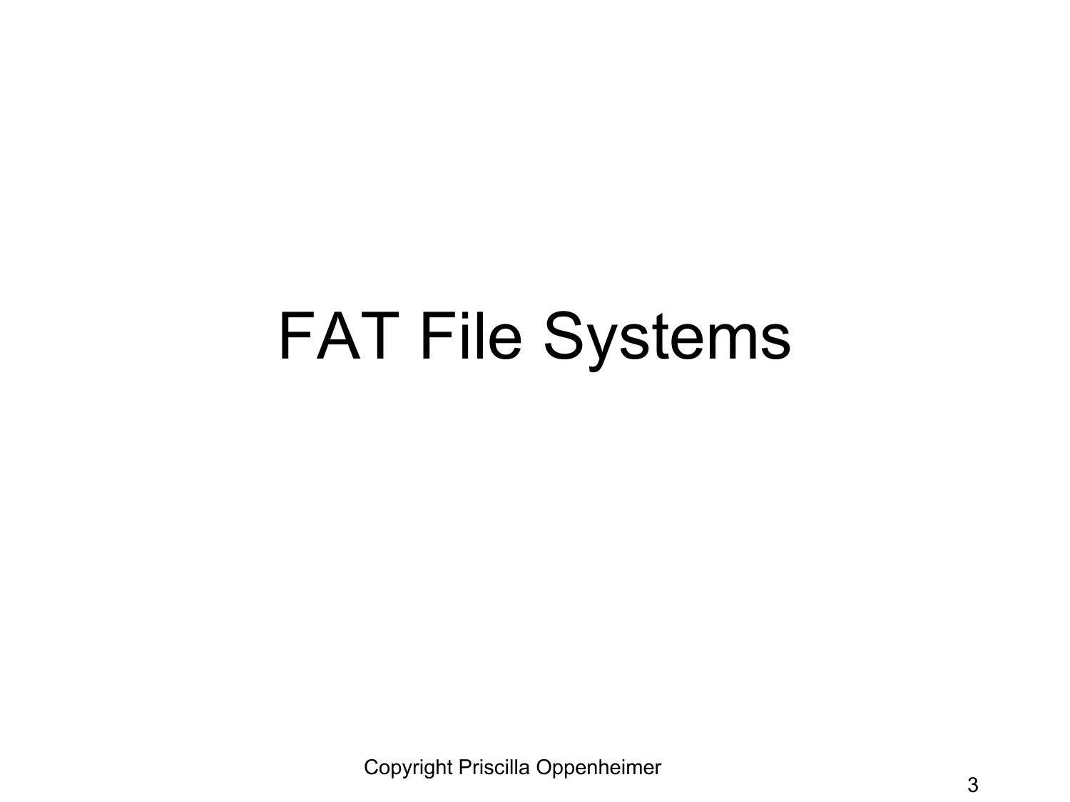# FAT File Systems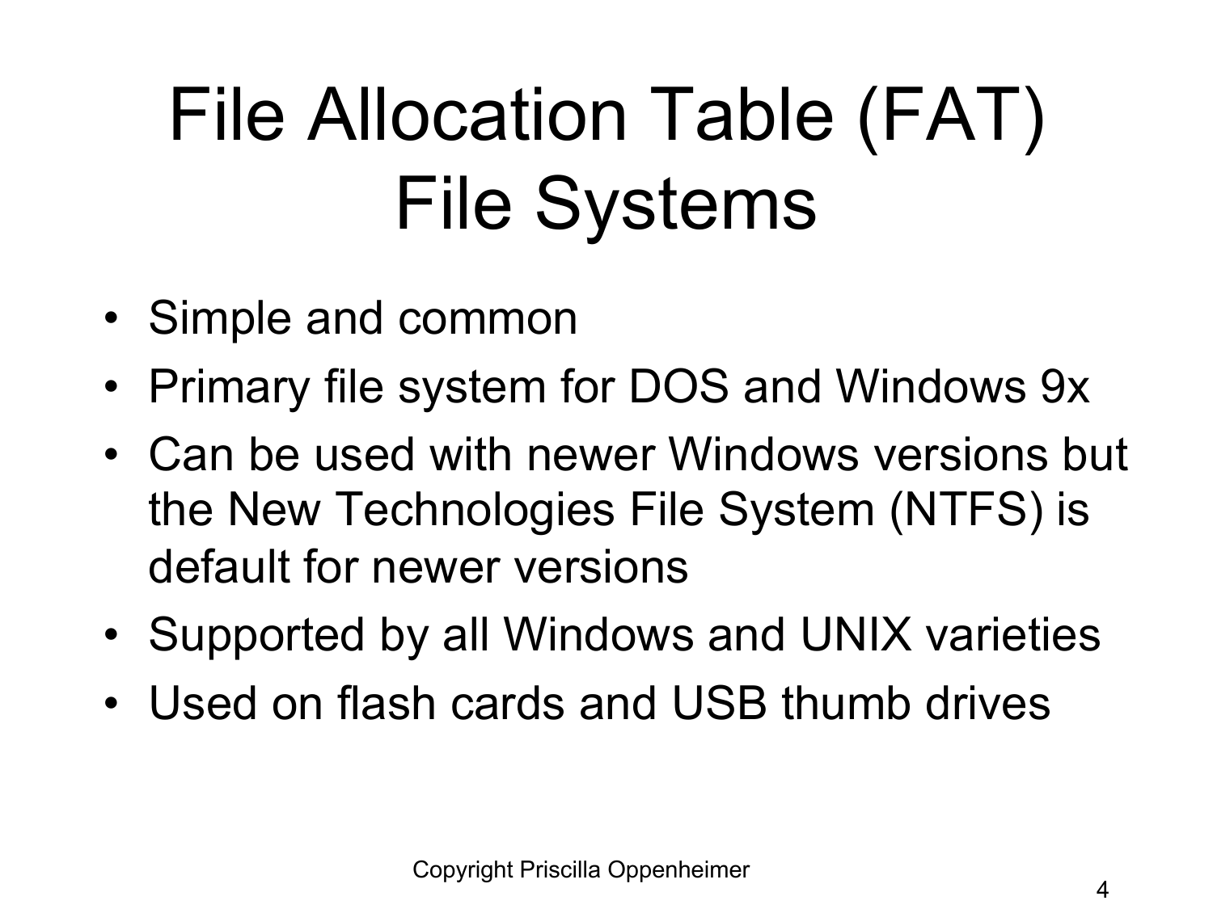# File Allocation Table (FAT) File Systems

- Simple and common
- Primary file system for DOS and Windows 9x
- Can be used with newer Windows versions but the New Technologies File System (NTFS) is default for newer versions
- Supported by all Windows and UNIX varieties
- Used on flash cards and USB thumb drives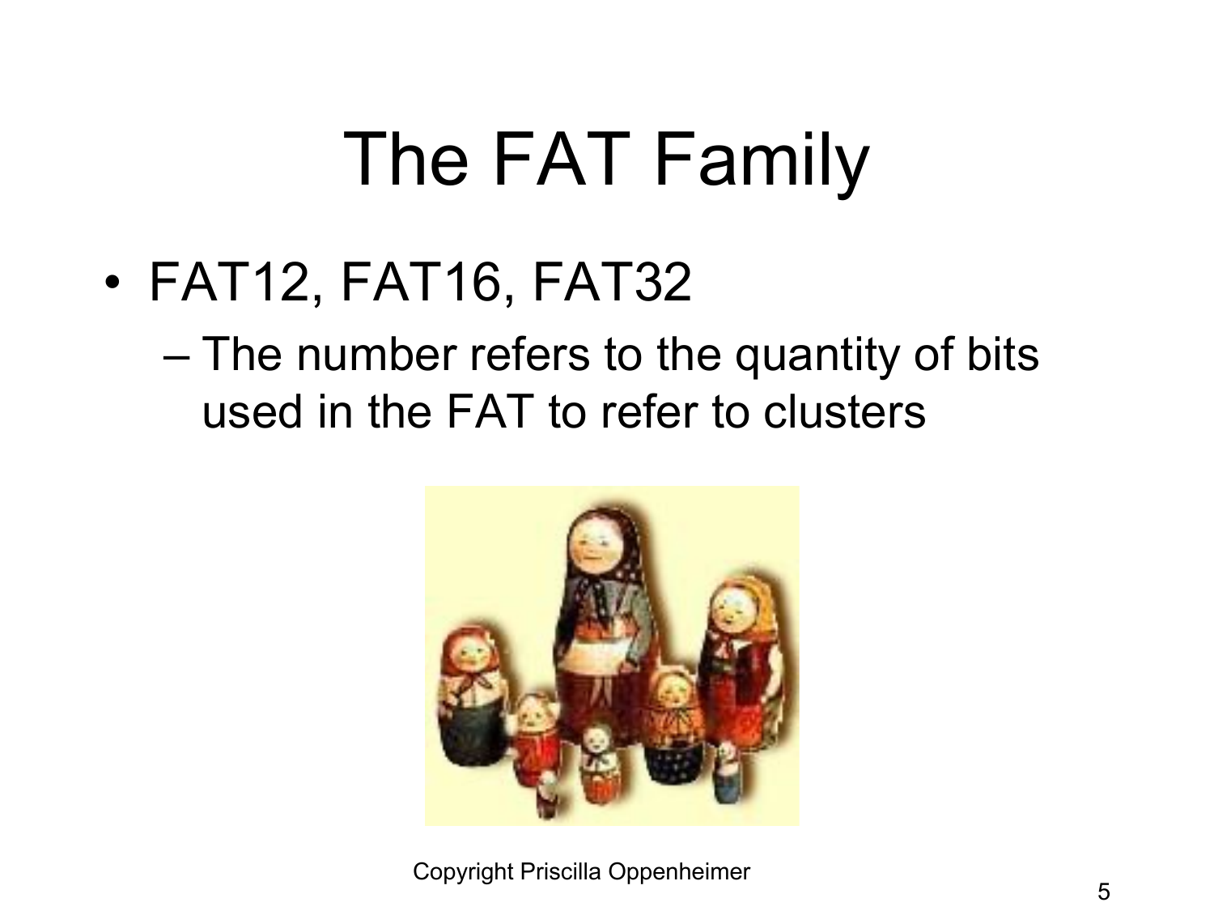# The FAT Family

- FAT12, FAT16, FAT32
  - The number refers to the quantity of bits used in the FAT to refer to clusters

Copyright Priscilla Oppenheimer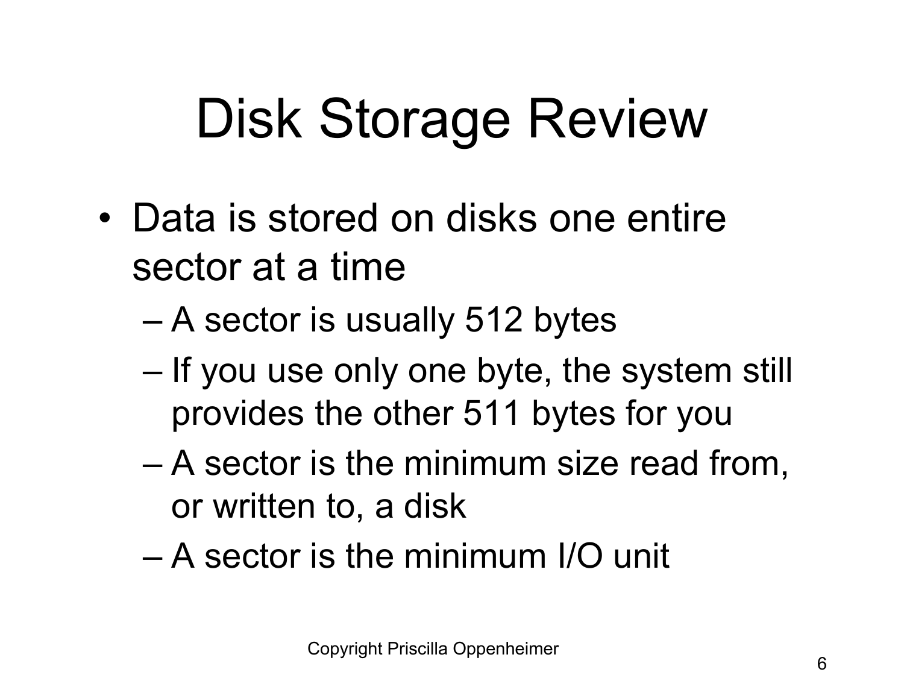# Disk Storage Review

- Data is stored on disks one entire sector at a time
  - A sector is usually 512 bytes
  - If you use only one byte, the system still provides the other 511 bytes for you
  - A sector is the minimum size read from, or written to, a disk
  - A sector is the minimum I/O unit

Copyright Priscilla Oppenheimer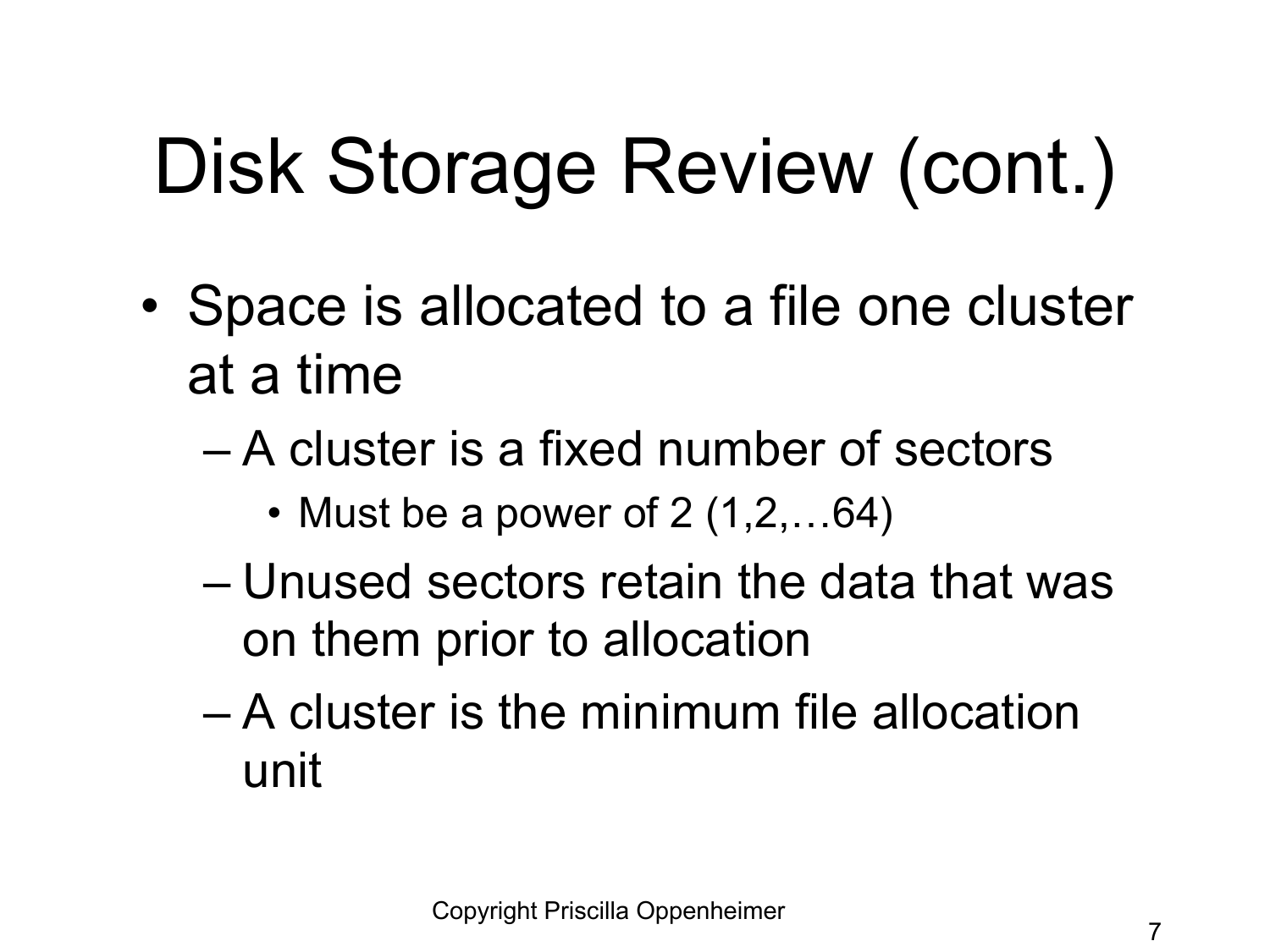# Disk Storage Review (cont.)

- Space is allocated to a file one cluster at a time
  - A cluster is a fixed number of sectors
    - Must be a power of 2 (1,2,…64)
  - Unused sectors retain the data that was on them prior to allocation
  - A cluster is the minimum file allocation unit

Copyright Priscilla Oppenheimer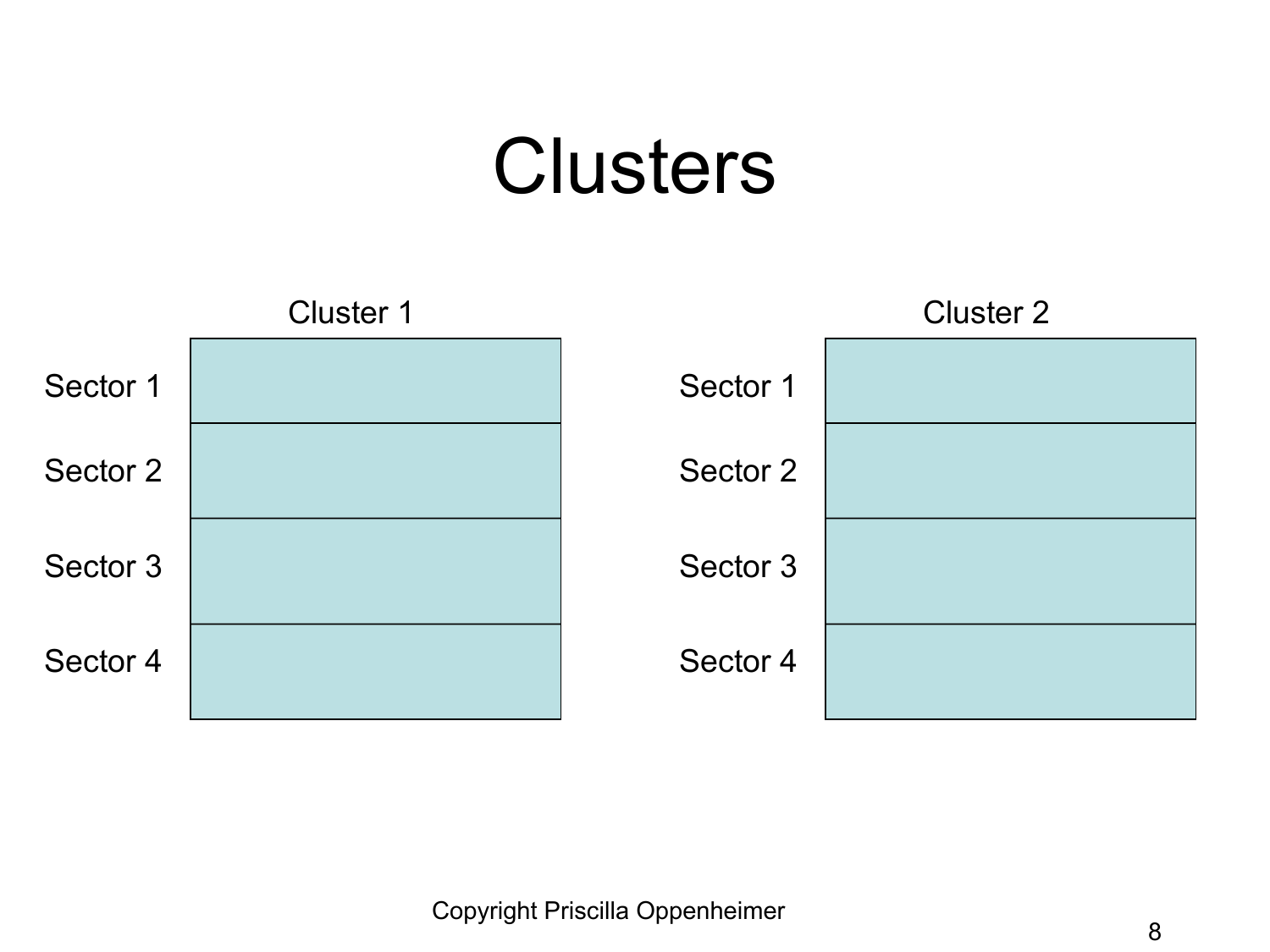# Clusters

| Cluster 1 | |
|---|---|
| Sector 1 | |
| Sector 2 | |
| Sector 3 | |
| Sector 4 | |

| Cluster 2 | |
|---|---|
| Sector 1 | |
| Sector 2 | |
| Sector 3 | |
| Sector 4 | |

Copyright Priscilla Oppenheimer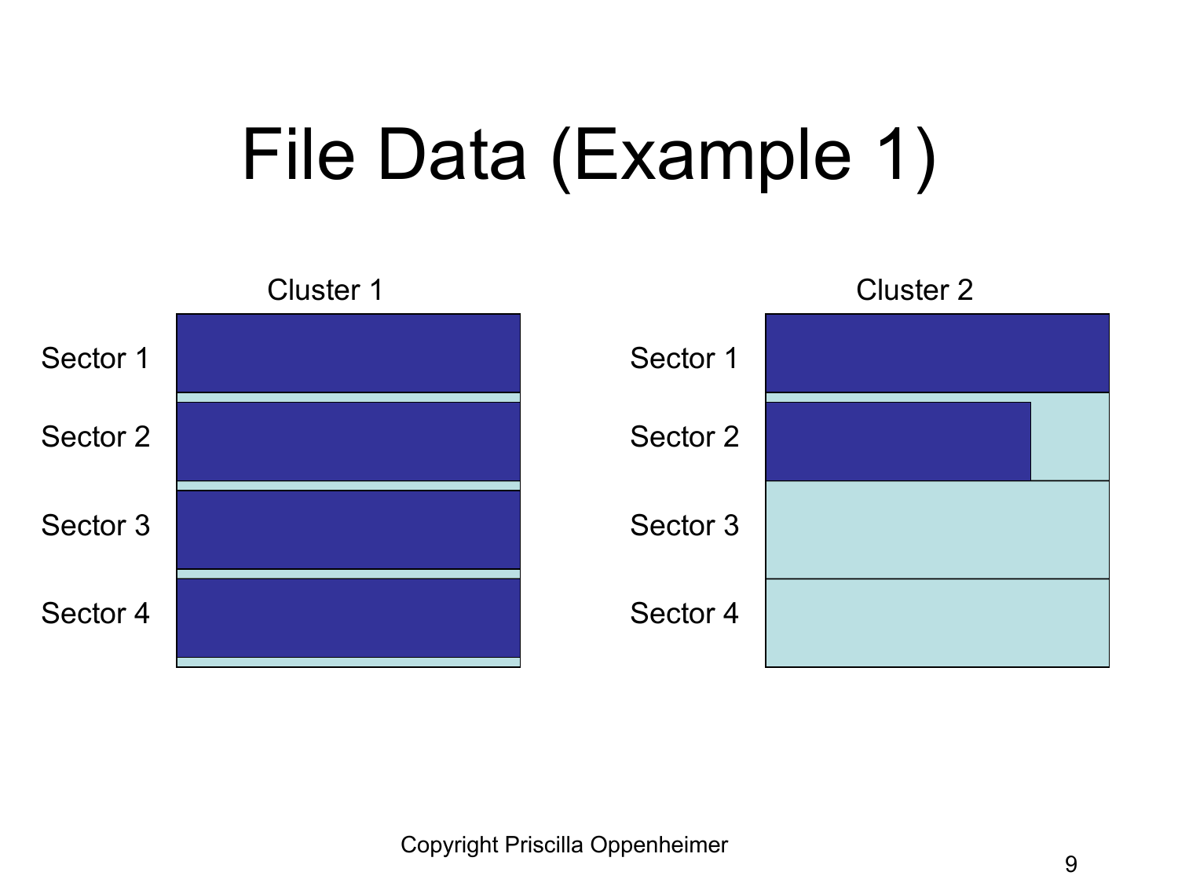# File Data (Example 1)

Cluster 1

Sector 1

Sector 2

Sector 3

Sector 4

Cluster 2

Sector 1

Sector 2

Sector 3

Sector 4

Copyright Priscilla Oppenheimer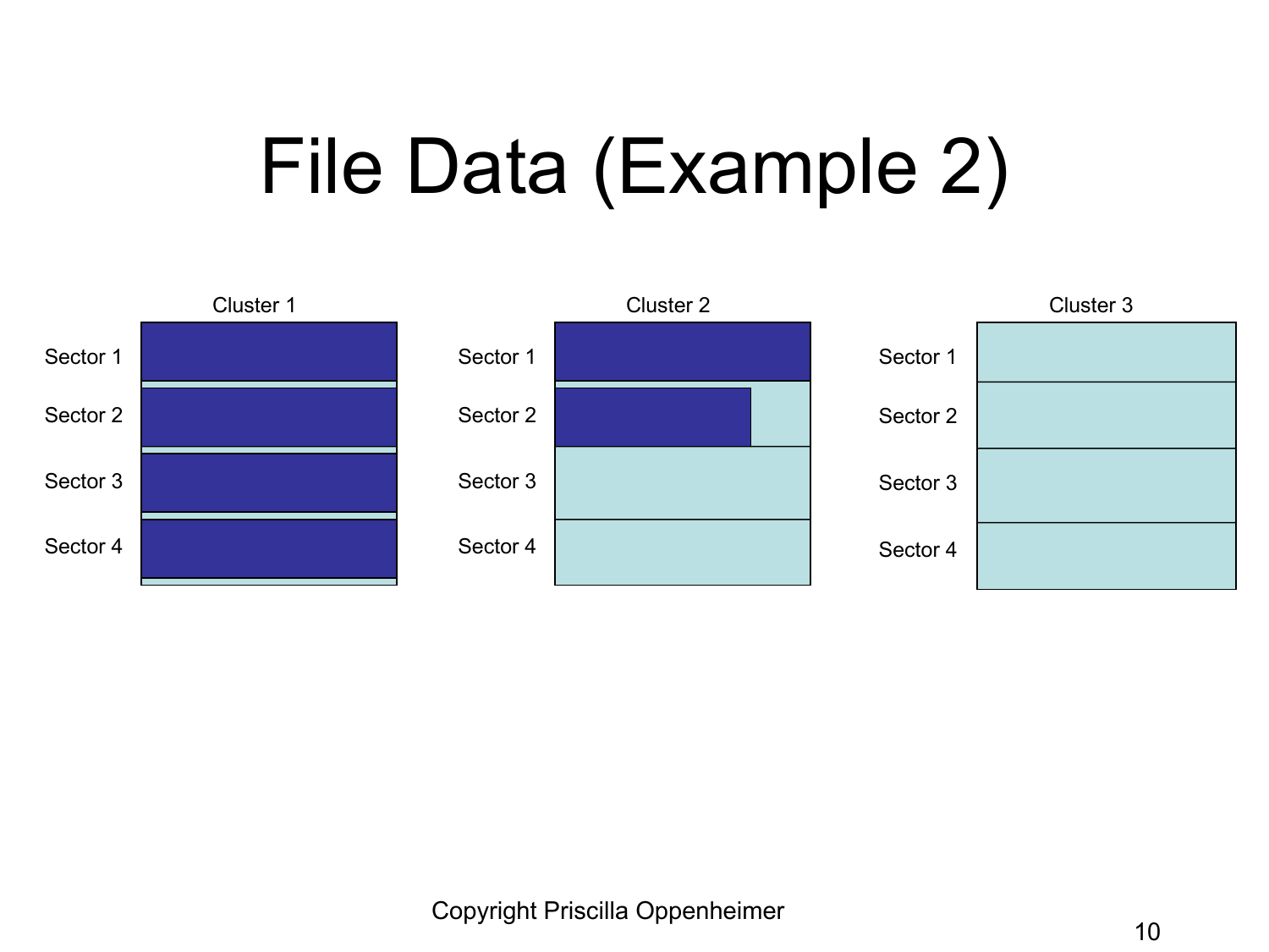# File Data (Example 2)

Cluster 1

Sector 1

Sector 2

Sector 3

Sector 4

Cluster 2

Sector 1

Sector 2

Sector 3

Sector 4

Cluster 3

Sector 1

Sector 2

Sector 3

Sector 4

Copyright Priscilla Oppenheimer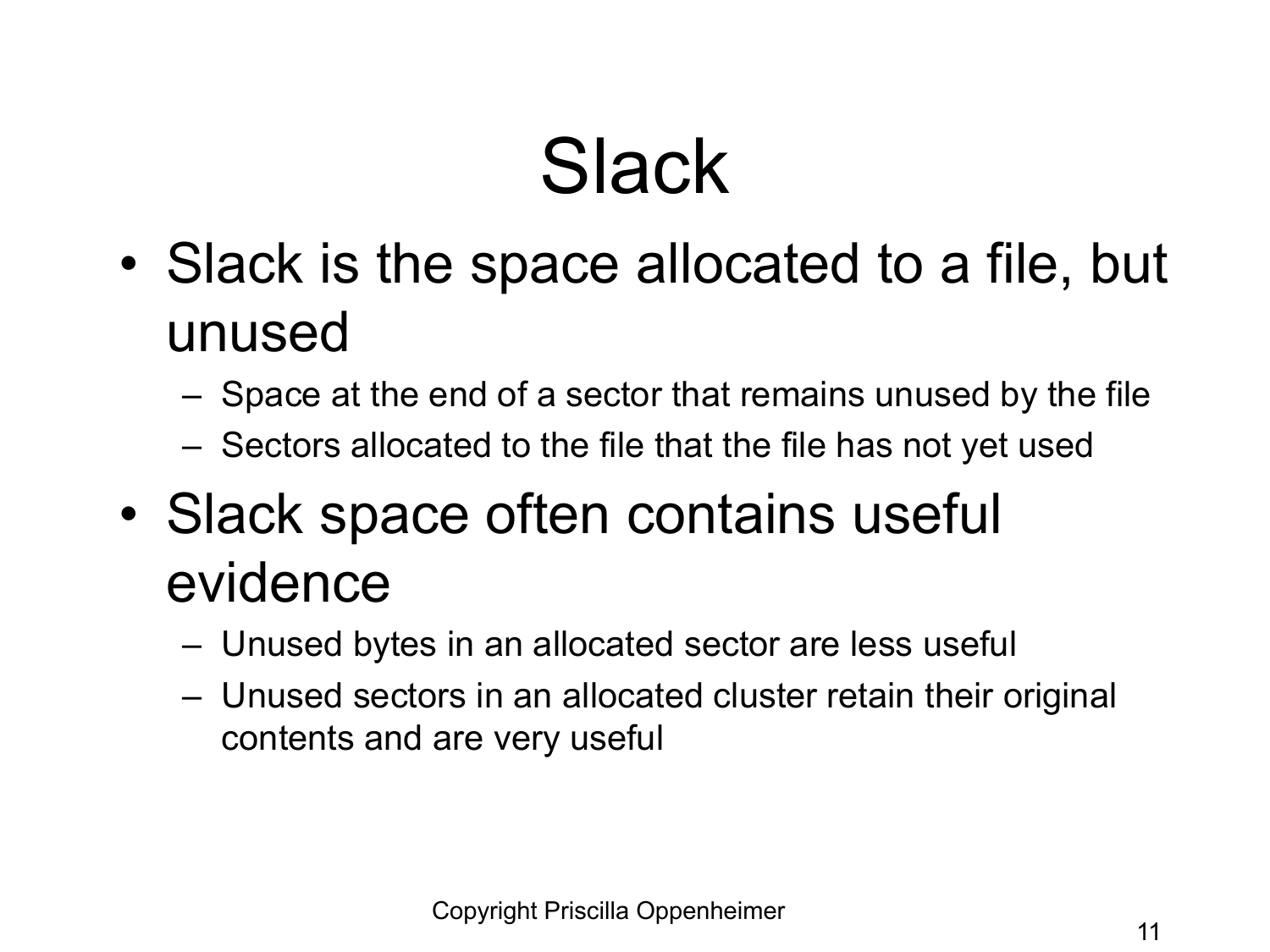# Slack

- Slack is the space allocated to a file, but unused
  - Space at the end of a sector that remains unused by the file
  - Sectors allocated to the file that the file has not yet used
- Slack space often contains useful evidence
  - Unused bytes in an allocated sector are less useful
  - Unused sectors in an allocated cluster retain their original contents and are very useful

Copyright Priscilla Oppenheimer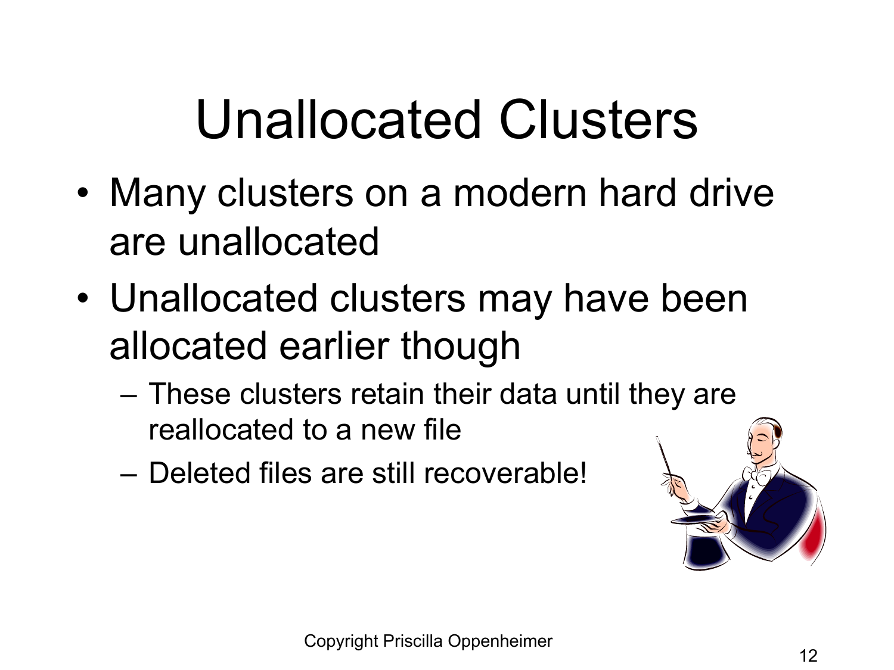# Unallocated Clusters

- Many clusters on a modern hard drive are unallocated
- Unallocated clusters may have been allocated earlier though
  - These clusters retain their data until they are reallocated to a new file
  - Deleted files are still recoverable!

Copyright Priscilla Oppenheimer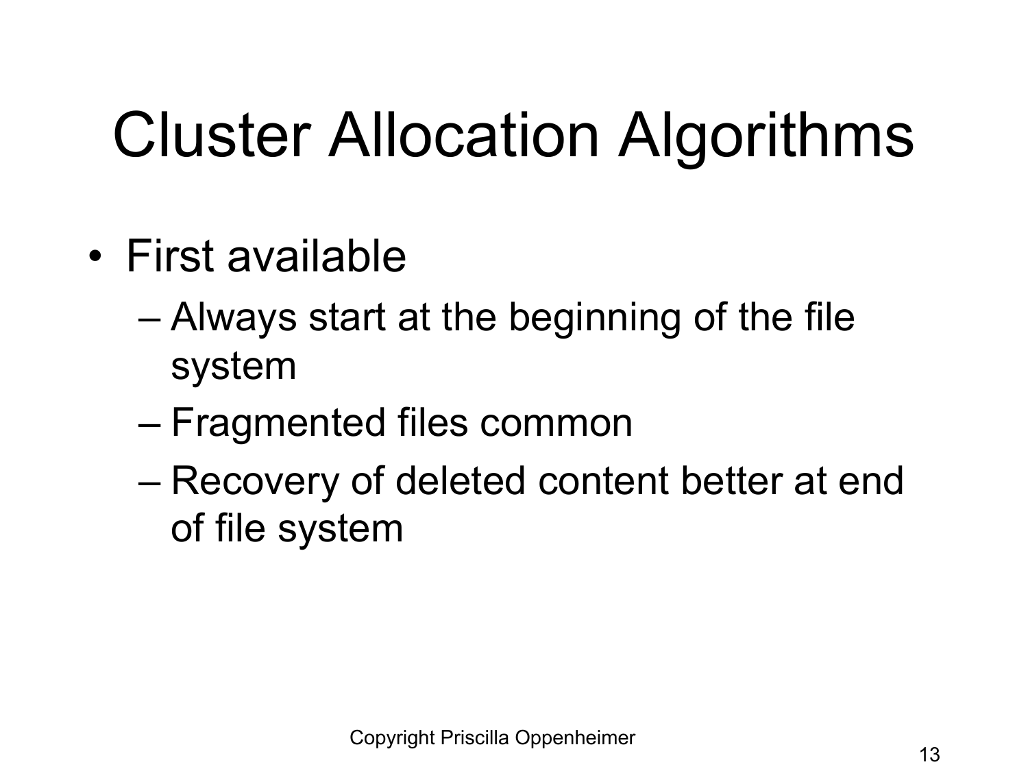# Cluster Allocation Algorithms

- First available
  - Always start at the beginning of the file system
  - Fragmented files common
  - Recovery of deleted content better at end of file system

Copyright Priscilla Oppenheimer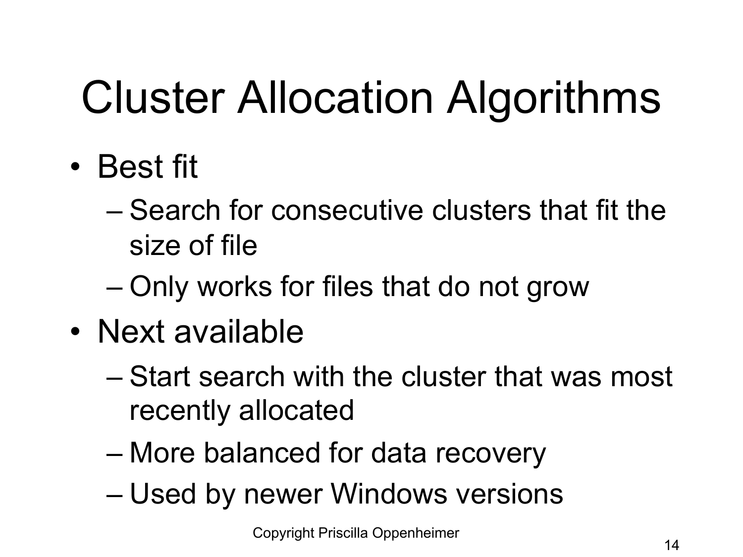# Cluster Allocation Algorithms

- Best fit
  - Search for consecutive clusters that fit the size of file
  - Only works for files that do not grow
- Next available
  - Start search with the cluster that was most recently allocated
  - More balanced for data recovery
  - Used by newer Windows versions

Copyright Priscilla Oppenheimer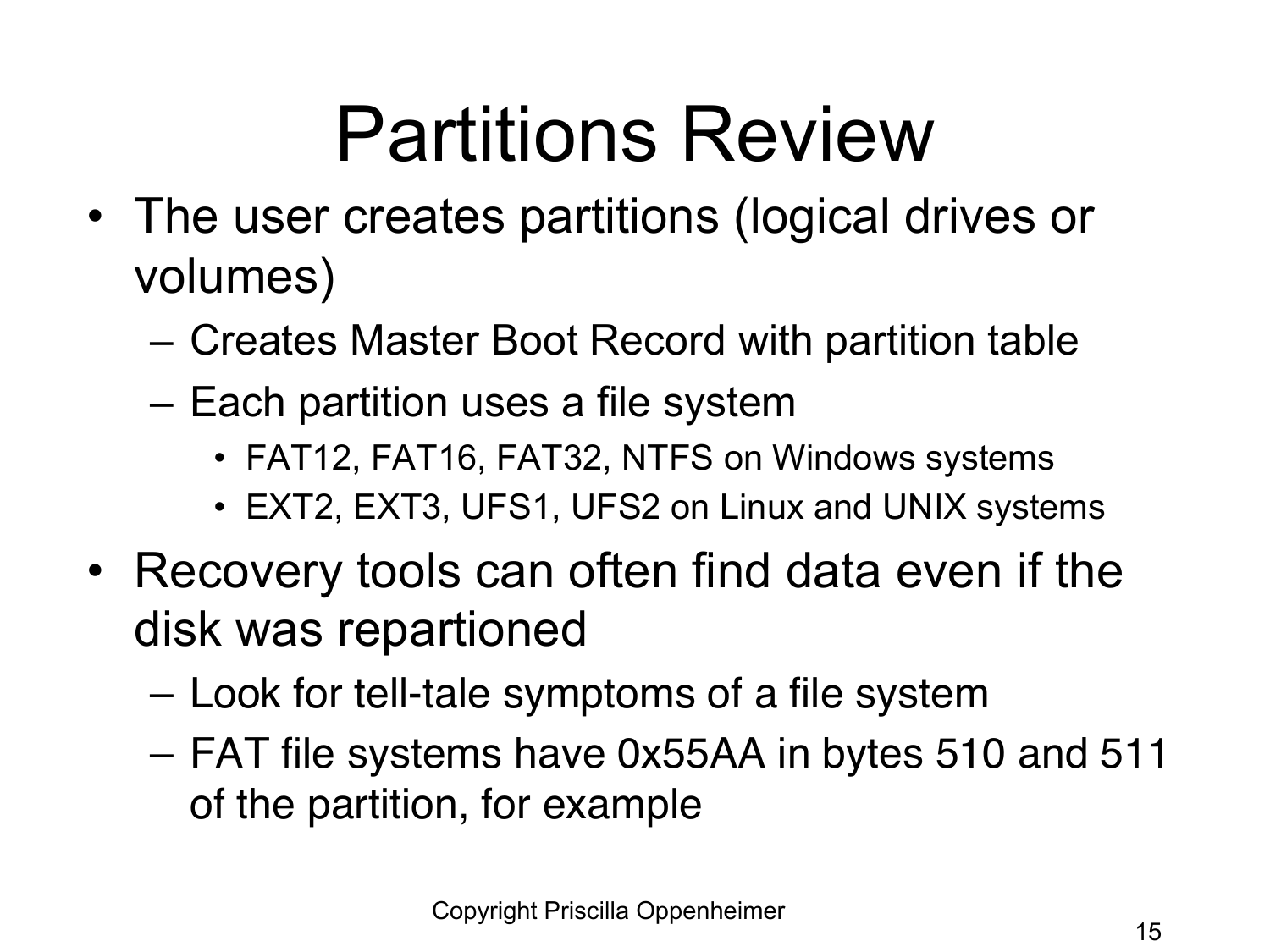# Partitions Review

- The user creates partitions (logical drives or volumes)
  - Creates Master Boot Record with partition table
  - Each partition uses a file system
    - FAT12, FAT16, FAT32, NTFS on Windows systems
    - EXT2, EXT3, UFS1, UFS2 on Linux and UNIX systems
- Recovery tools can often find data even if the disk was repartioned
  - Look for tell-tale symptoms of a file system
  - FAT file systems have 0x55AA in bytes 510 and 511 of the partition, for example

Copyright Priscilla Oppenheimer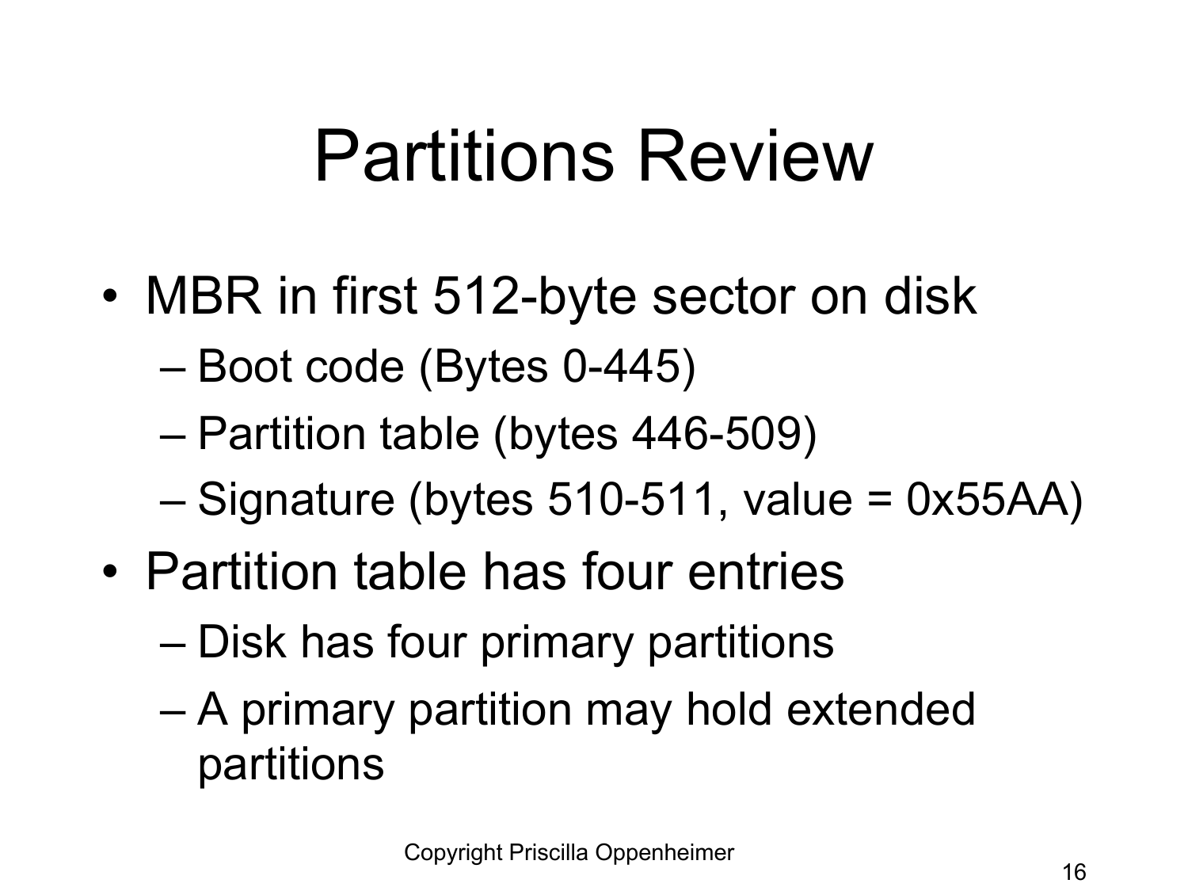# Partitions Review

- MBR in first 512-byte sector on disk
  - Boot code (Bytes 0-445)
  - Partition table (bytes 446-509)
  - Signature (bytes 510-511, value = 0x55AA)
- Partition table has four entries
  - Disk has four primary partitions
  - A primary partition may hold extended partitions

Copyright Priscilla Oppenheimer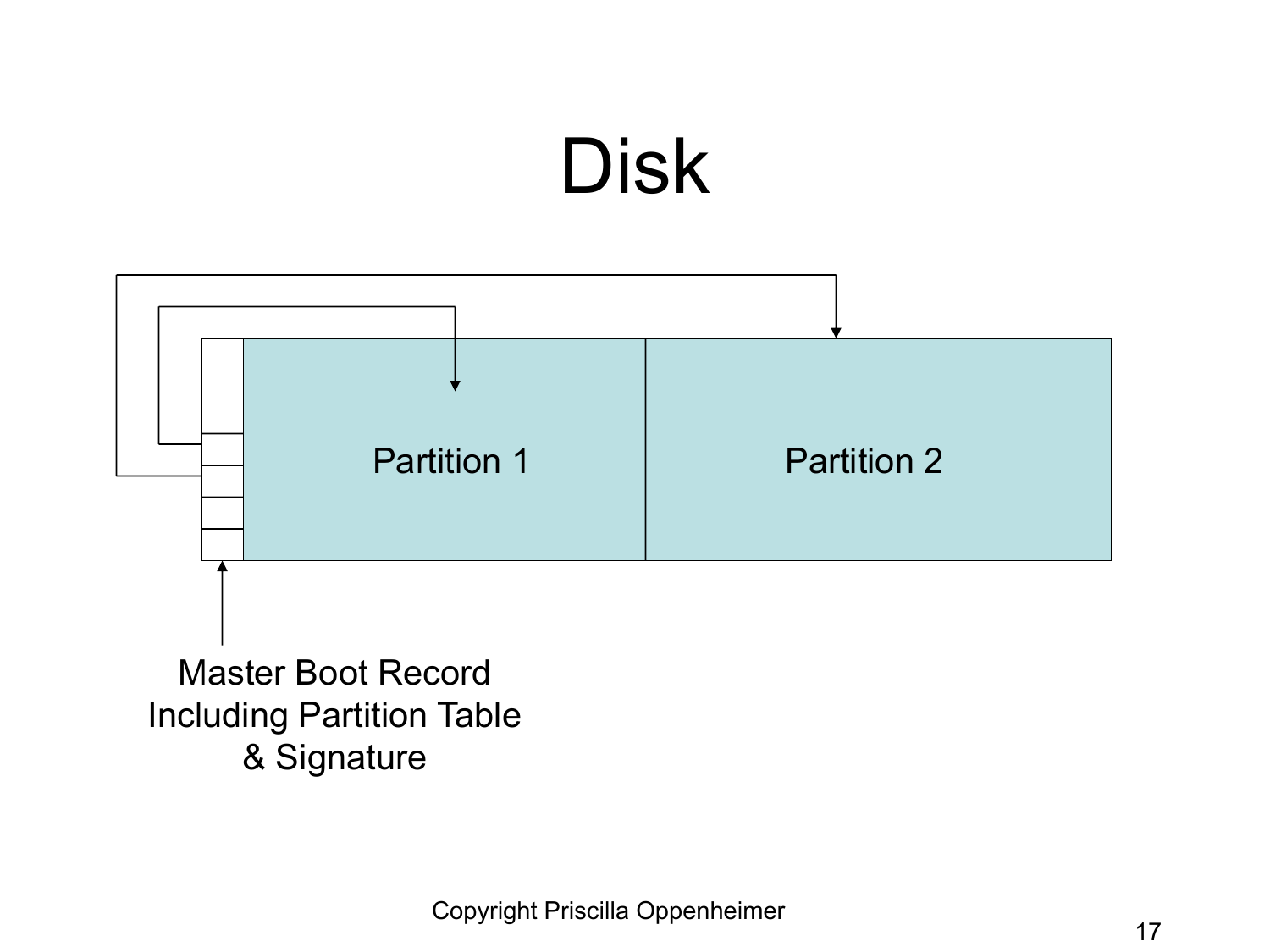# Disk

Partition 1

Partition 2

Master Boot Record
Including Partition Table
& Signature

Copyright Priscilla Oppenheimer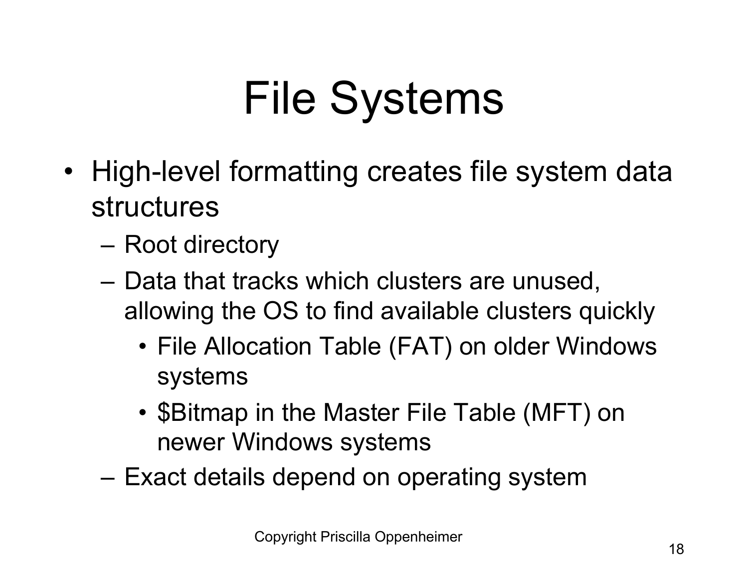# File Systems

- High-level formatting creates file system data structures
  - Root directory
  - Data that tracks which clusters are unused, allowing the OS to find available clusters quickly
    - File Allocation Table (FAT) on older Windows systems
    - $Bitmap in the Master File Table (MFT) on newer Windows systems
  - Exact details depend on operating system

Copyright Priscilla Oppenheimer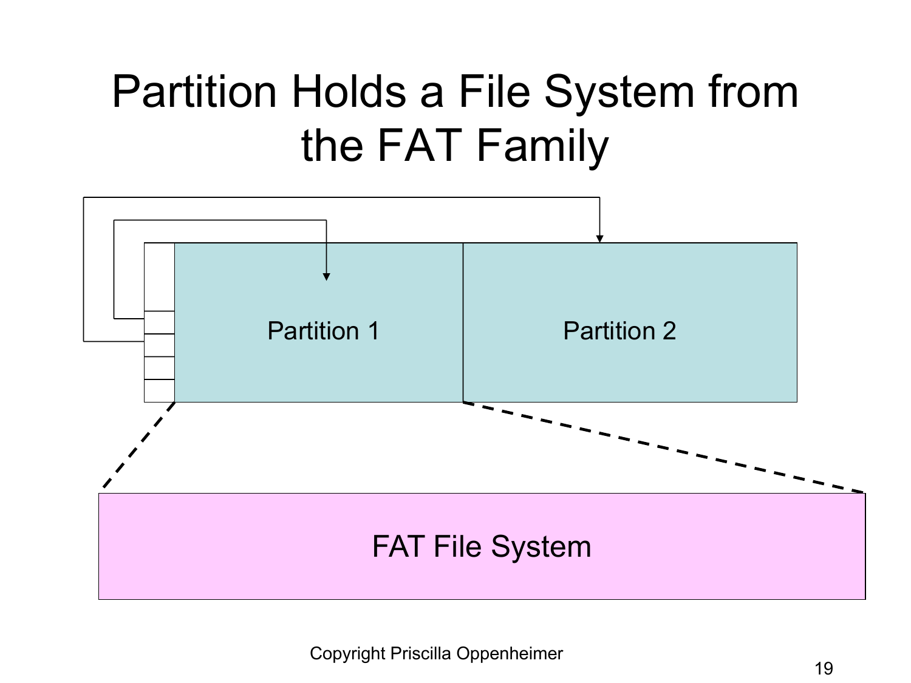# Partition Holds a File System from the FAT Family

Partition 1

Partition 2

FAT File System

Copyright Priscilla Oppenheimer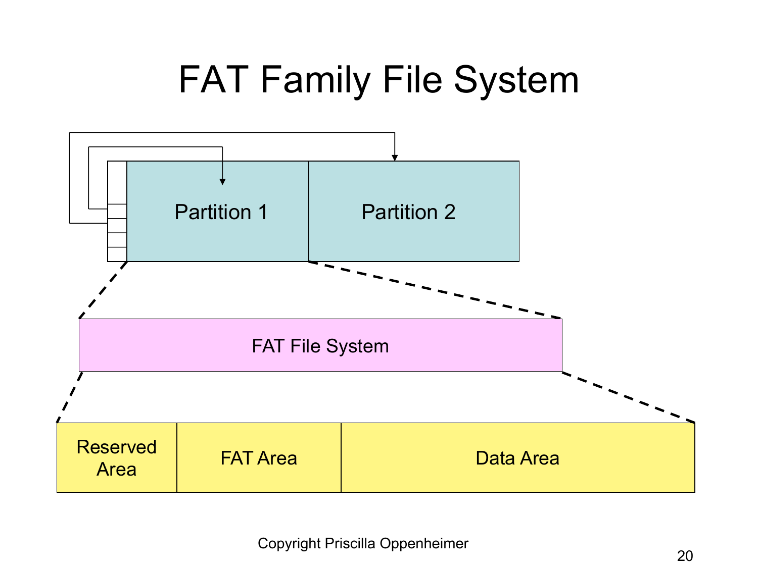# FAT Family File System

Partition 1

Partition 2

FAT File System

Reserved Area

FAT Area

Data Area

Copyright Priscilla Oppenheimer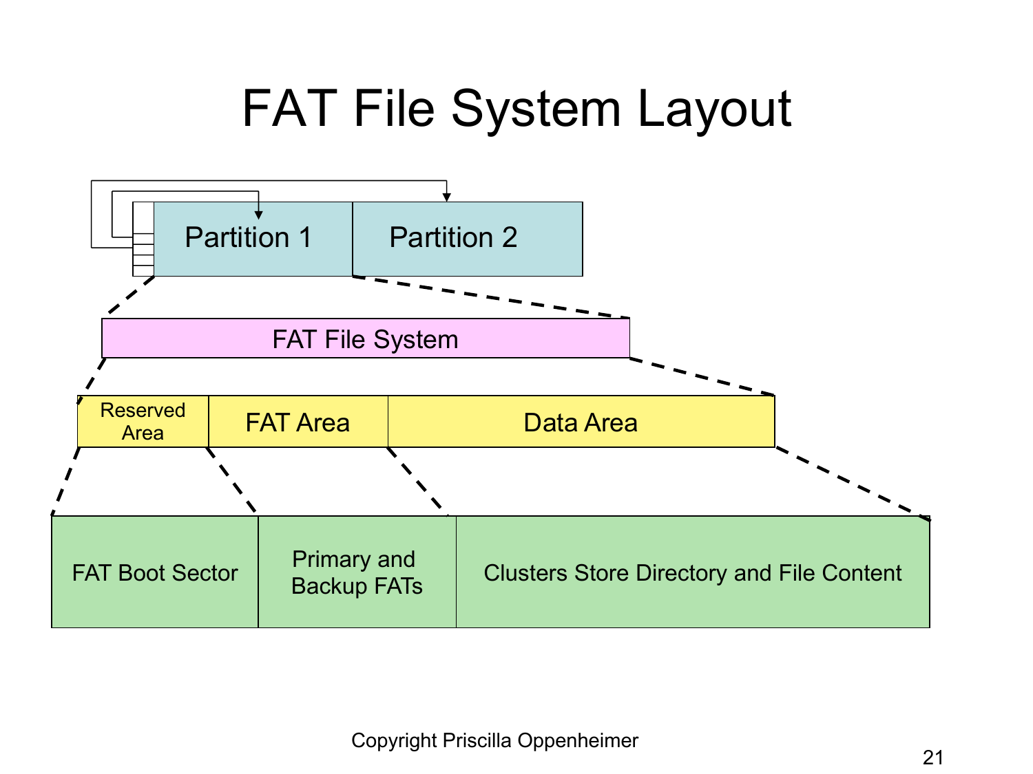# FAT File System Layout

Partition 1

Partition 2

FAT File System

Reserved Area

FAT Area

Data Area

FAT Boot Sector

Primary and Backup FATs

Clusters Store Directory and File Content

Copyright Priscilla Oppenheimer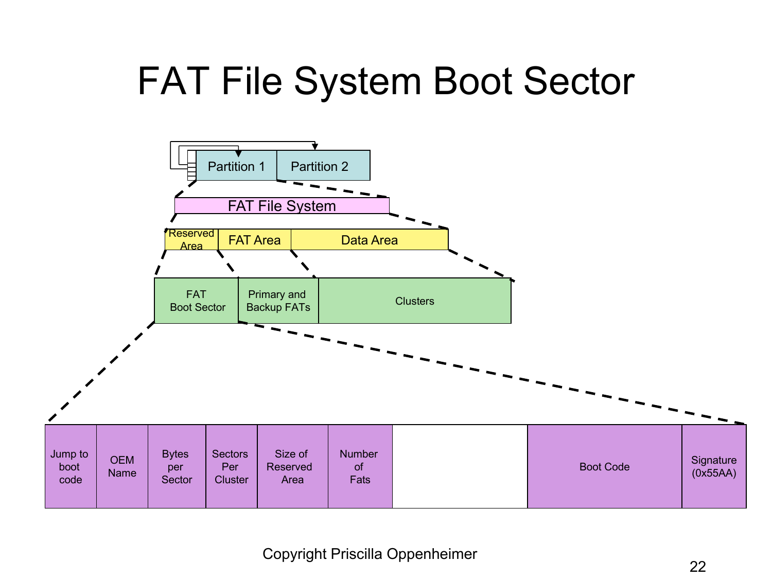# FAT File System Boot Sector

Partition 1 | Partition 2

FAT File System

Reserved Area | FAT Area | Data Area

FAT Boot Sector | Primary and Backup FATs | Clusters

| Jump to boot code | OEM Name | Bytes per Sector | Sectors Per Cluster | Size of Reserved Area | Number of Fats | | Boot Code | Signature (0x55AA) |
|---|---|---|---|---|---|---|---|---|

Copyright Priscilla Oppenheimer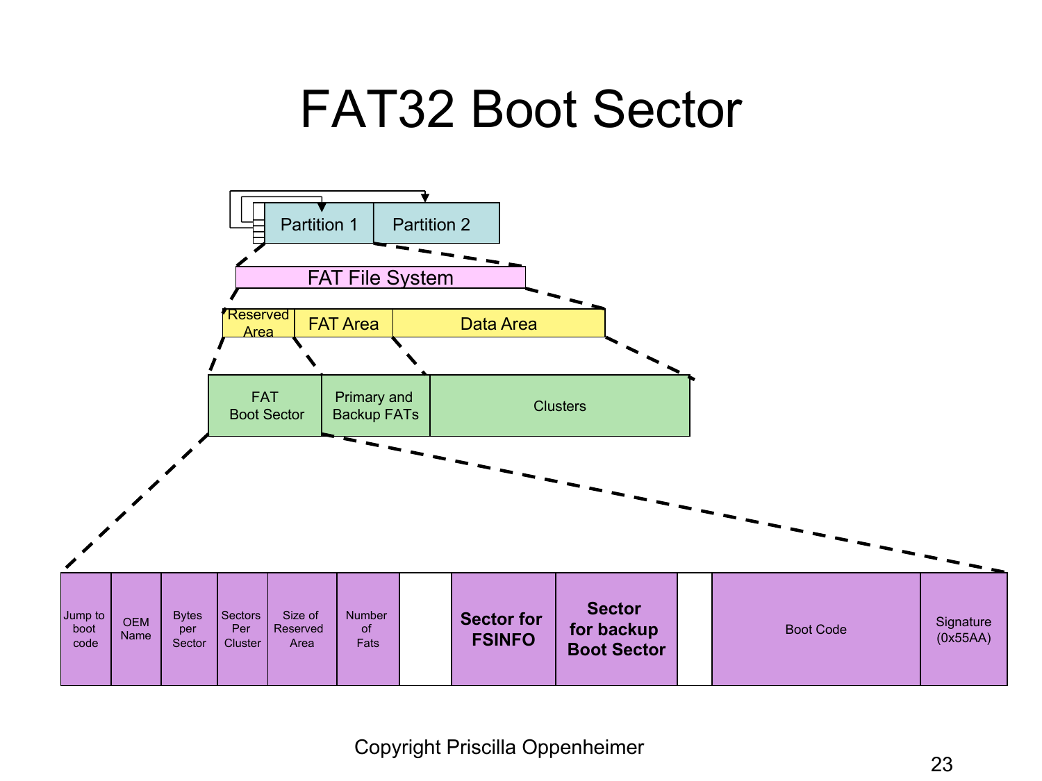# FAT32 Boot Sector

Partition 1 | Partition 2

FAT File System

Reserved Area | FAT Area | Data Area

FAT Boot Sector | Primary and Backup FATs | Clusters

| Jump to boot code | OEM Name | Bytes per Sector | Sectors Per Cluster | Size of Reserved Area | Number of Fats | | **Sector for FSINFO** | **Sector for backup Boot Sector** | | Boot Code | Signature (0x55AA) |
|---|---|---|---|---|---|---|---|---|---|---|---|

Copyright Priscilla Oppenheimer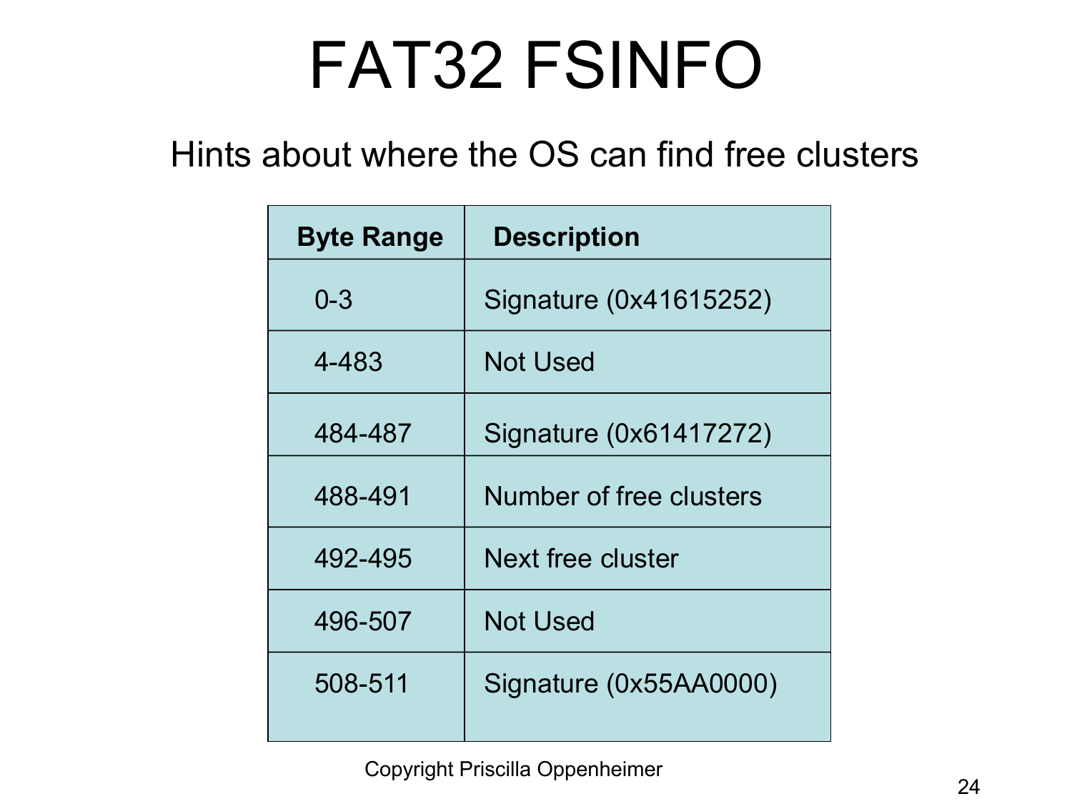# FAT32 FSINFO

Hints about where the OS can find free clusters

| Byte Range | Description |
|---|---|
| 0-3 | Signature (0x41615252) |
| 4-483 | Not Used |
| 484-487 | Signature (0x61417272) |
| 488-491 | Number of free clusters |
| 492-495 | Next free cluster |
| 496-507 | Not Used |
| 508-511 | Signature (0x55AA0000) |

Copyright Priscilla Oppenheimer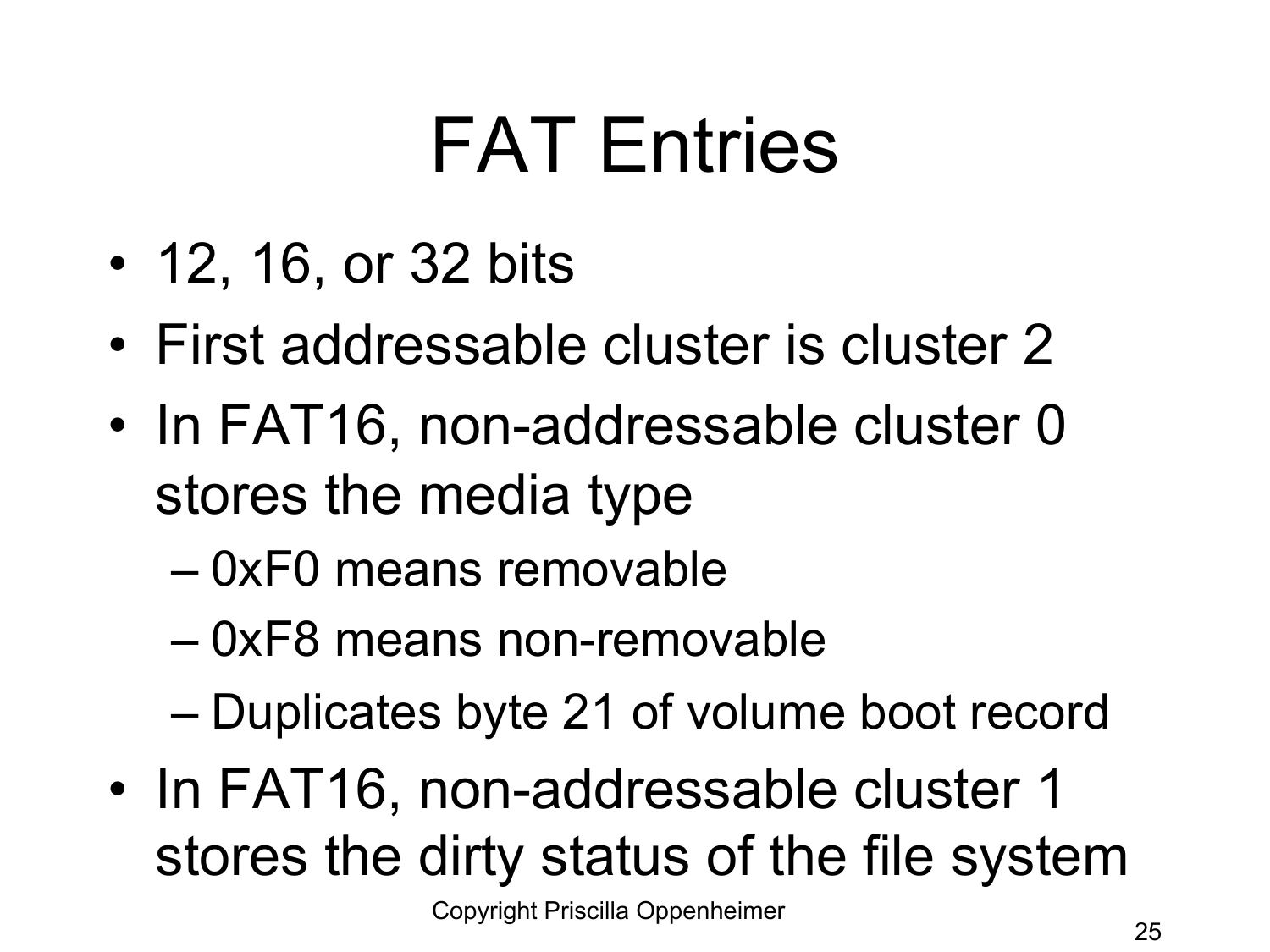# FAT Entries

- 12, 16, or 32 bits
- First addressable cluster is cluster 2
- In FAT16, non-addressable cluster 0 stores the media type
  - 0xF0 means removable
  - 0xF8 means non-removable
  - Duplicates byte 21 of volume boot record
- In FAT16, non-addressable cluster 1 stores the dirty status of the file system

Copyright Priscilla Oppenheimer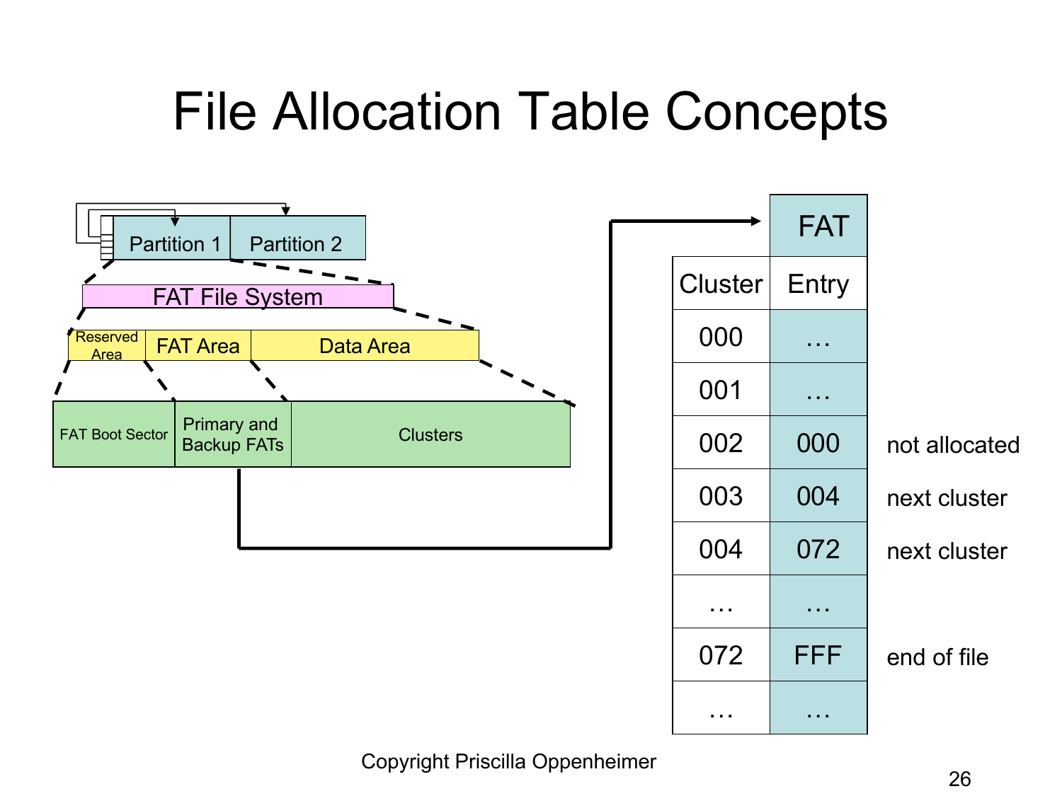# File Allocation Table Concepts

Partition 1 | Partition 2

FAT File System

Reserved Area | FAT Area | Data Area

FAT Boot Sector | Primary and Backup FATs | Clusters

| Cluster | FAT Entry | |
|---|---|---|
| 000 | … | |
| 001 | … | |
| 002 | 000 | not allocated |
| 003 | 004 | next cluster |
| 004 | 072 | next cluster |
| … | … | |
| 072 | FFF | end of file |
| … | … | |

Copyright Priscilla Oppenheimer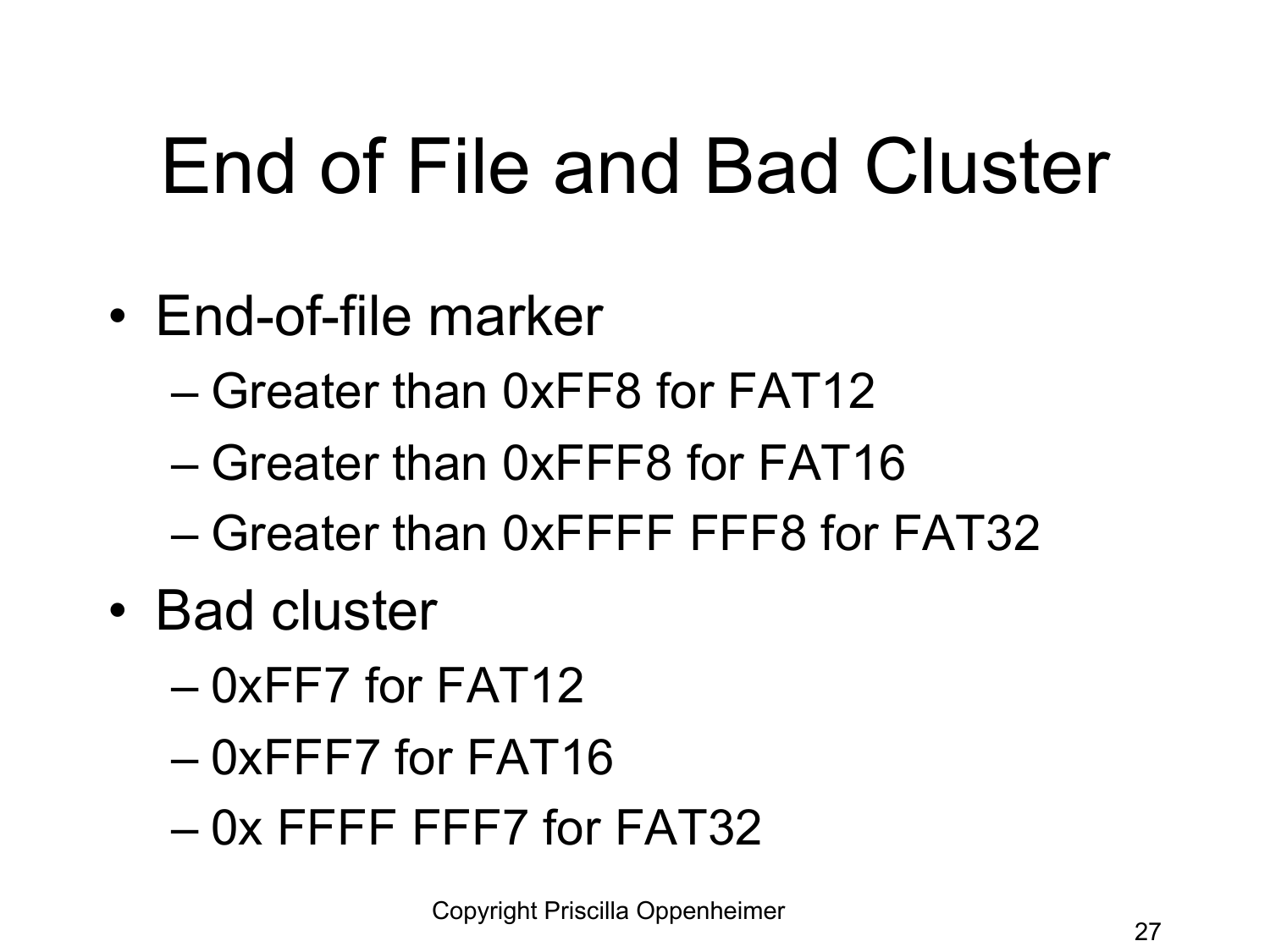# End of File and Bad Cluster

- End-of-file marker
  - Greater than 0xFF8 for FAT12
  - Greater than 0xFFF8 for FAT16
  - Greater than 0xFFFF FFF8 for FAT32
- Bad cluster
  - 0xFF7 for FAT12
  - 0xFFF7 for FAT16
  - 0x FFFF FFF7 for FAT32

Copyright Priscilla Oppenheimer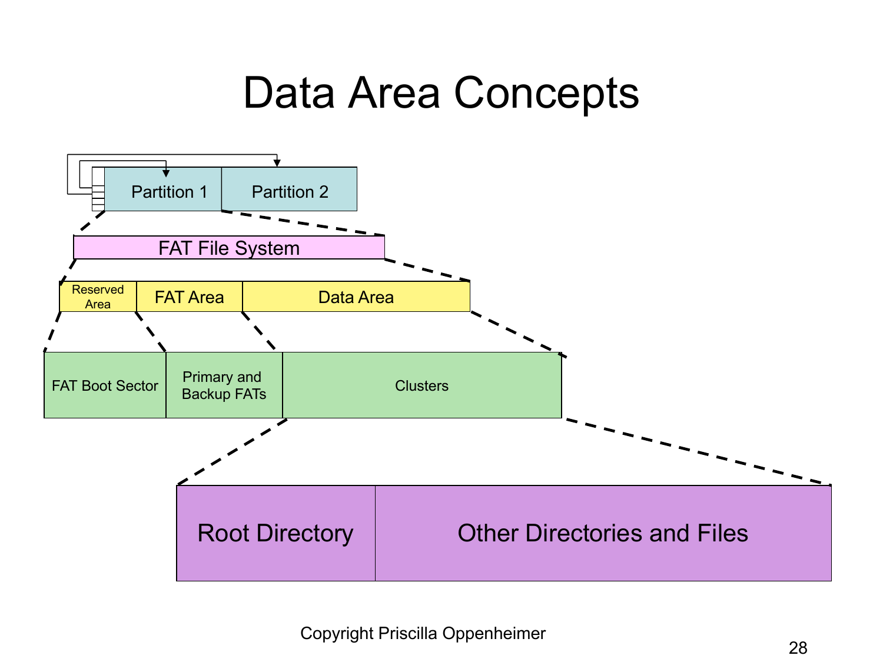# Data Area Concepts

Partition 1 | Partition 2

FAT File System

Reserved Area | FAT Area | Data Area

FAT Boot Sector | Primary and Backup FATs | Clusters

Root Directory | Other Directories and Files

Copyright Priscilla Oppenheimer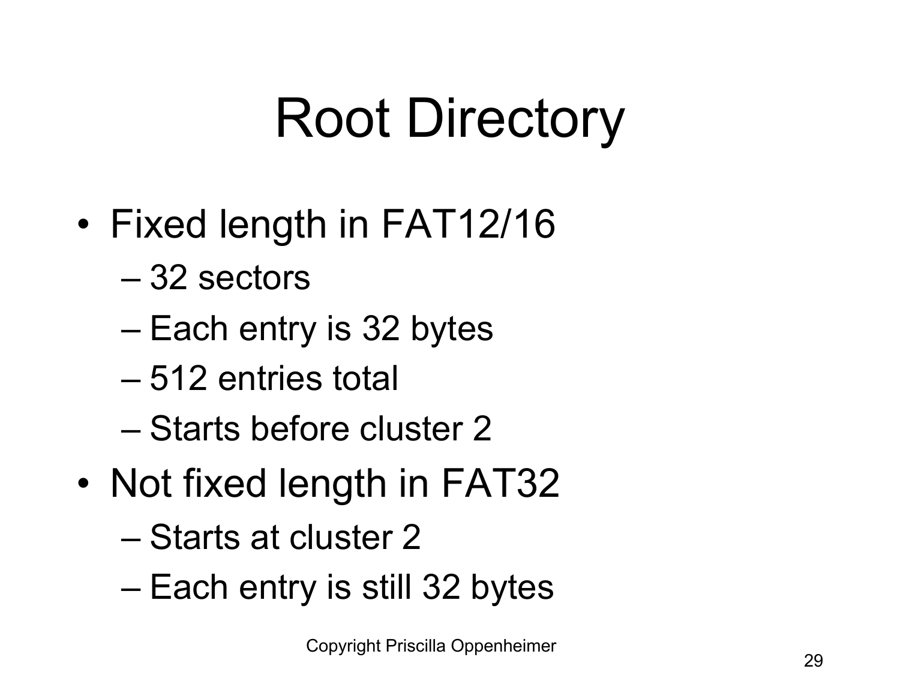# Root Directory

- Fixed length in FAT12/16
  - 32 sectors
  - Each entry is 32 bytes
  - 512 entries total
  - Starts before cluster 2
- Not fixed length in FAT32
  - Starts at cluster 2
  - Each entry is still 32 bytes

Copyright Priscilla Oppenheimer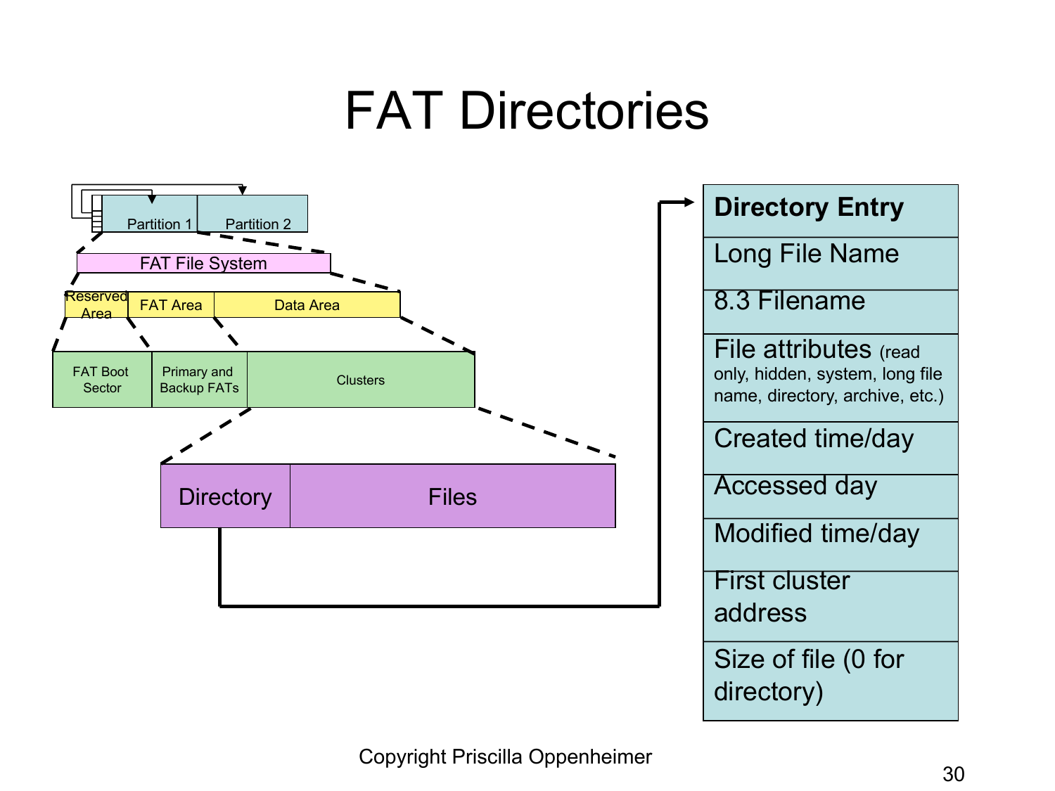# FAT Directories

Partition 1 | Partition 2

FAT File System

Reserved Area | FAT Area | Data Area

FAT Boot Sector | Primary and Backup FATs | Clusters

Directory | Files

| Directory Entry |
| --- |
| Long File Name |
| 8.3 Filename |
| File attributes (read only, hidden, system, long file name, directory, archive, etc.) |
| Created time/day |
| Accessed day |
| Modified time/day |
| First cluster address |
| Size of file (0 for directory) |

Copyright Priscilla Oppenheimer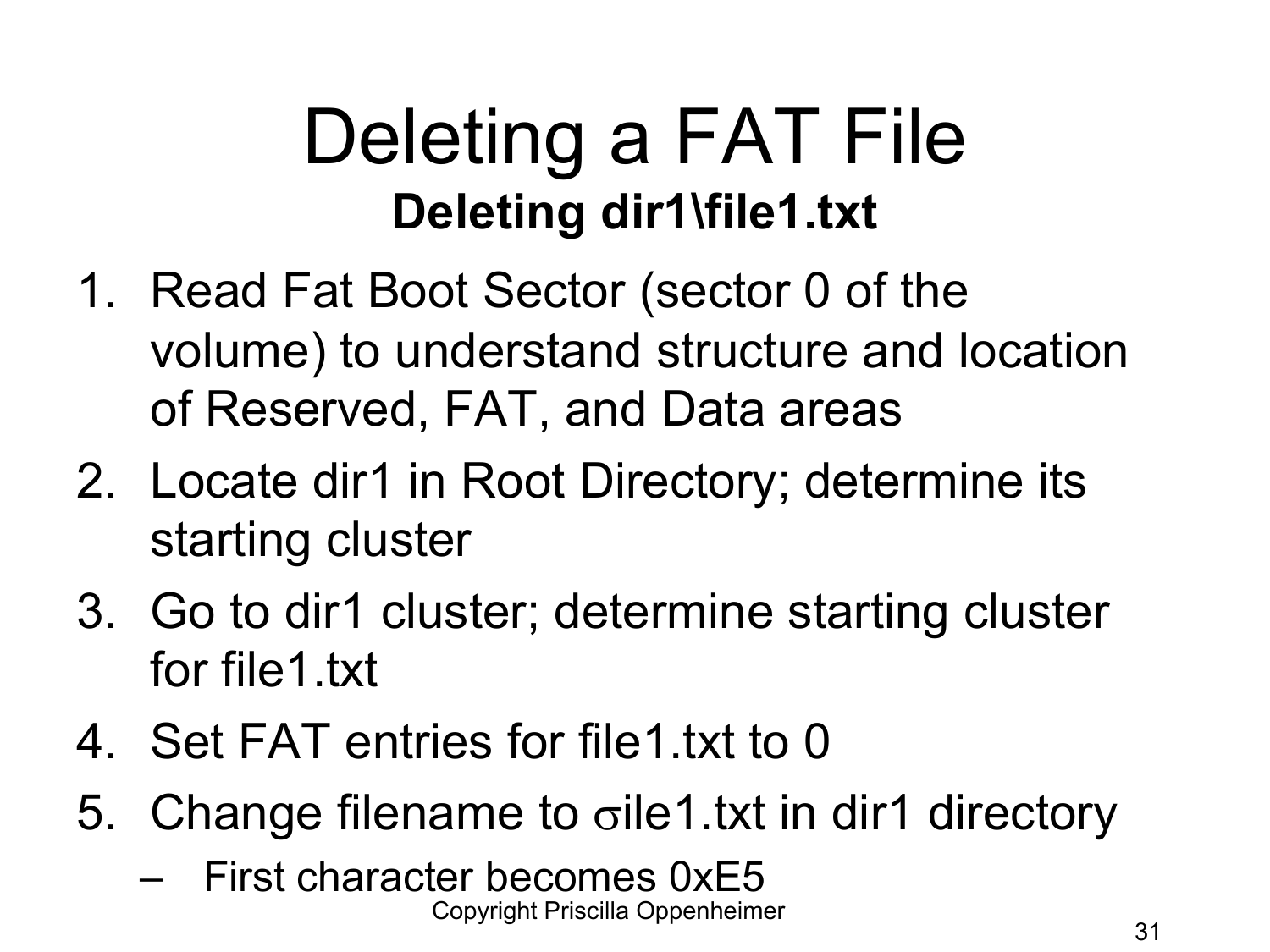# Deleting a FAT File

**Deleting dir1\file1.txt**

1. Read Fat Boot Sector (sector 0 of the volume) to understand structure and location of Reserved, FAT, and Data areas
2. Locate dir1 in Root Directory; determine its starting cluster
3. Go to dir1 cluster; determine starting cluster for file1.txt
4. Set FAT entries for file1.txt to 0
5. Change filename to σile1.txt in dir1 directory
   - First character becomes 0xE5

Copyright Priscilla Oppenheimer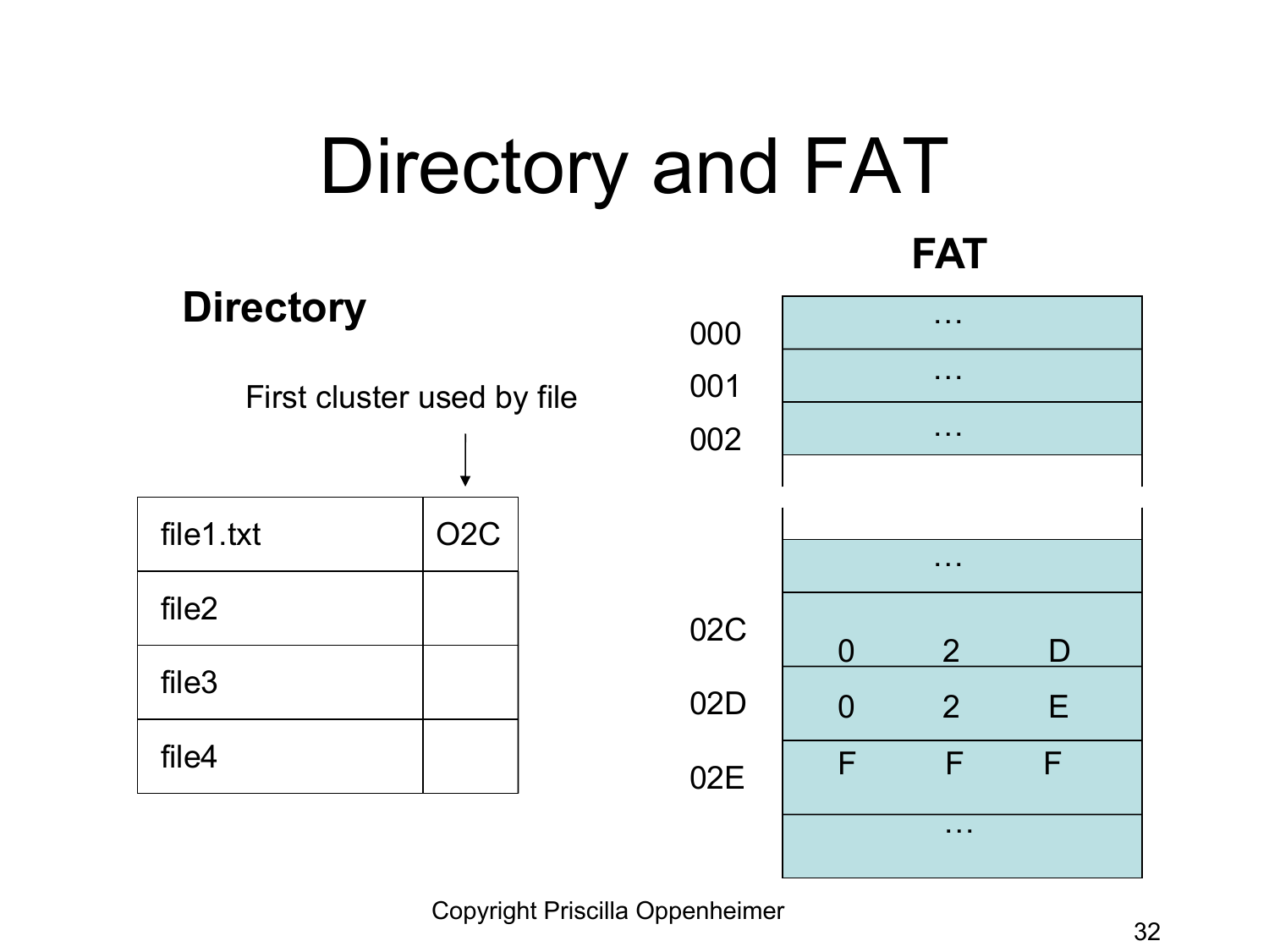# Directory and FAT

## Directory

First cluster used by file

| | |
|---|---|
| file1.txt | O2C |
| file2 | |
| file3 | |
| file4 | |

## FAT

| | | | |
|---|---|---|---|
| 000 | | … | |
| 001 | | … | |
| 002 | | … | |
| | | | |
| | | … | |
| 02C | 0 | 2 | D |
| 02D | 0 | 2 | E |
| 02E | F | F | F |
| | | … | |

Copyright Priscilla Oppenheimer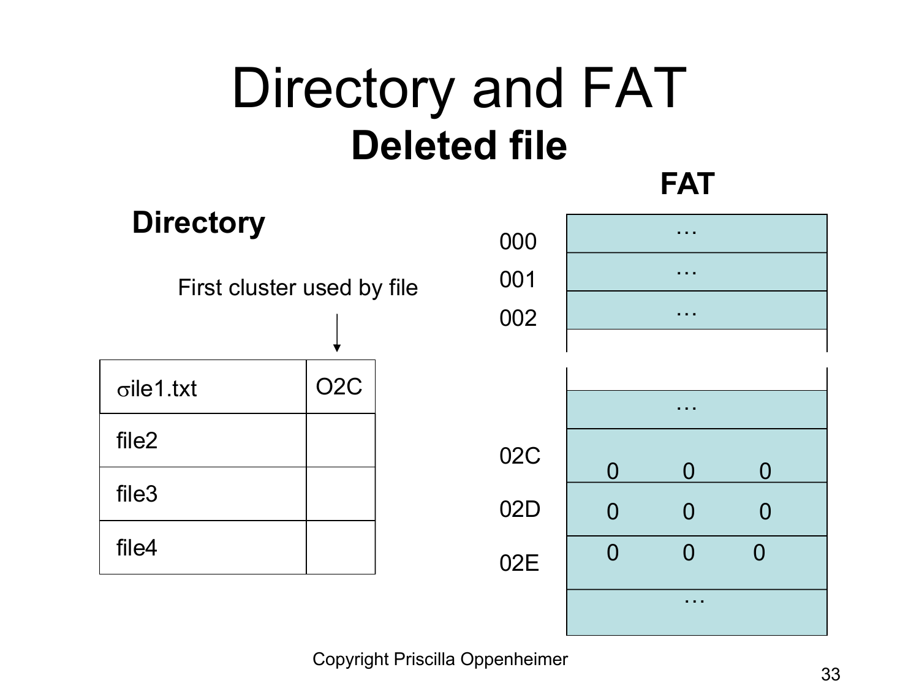# Directory and FAT

## Deleted file

### Directory

First cluster used by file

| | |
|---|---|
| σile1.txt | O2C |
| file2 | |
| file3 | |
| file4 | |

### FAT

| | | | |
|---|---|---|---|
| 000 | … | | |
| 001 | … | | |
| 002 | … | | |
| | | | |
| | … | | |
| 02C | 0 | 0 | 0 |
| 02D | 0 | 0 | 0 |
| 02E | 0 | 0 | 0 |
| | … | | |

Copyright Priscilla Oppenheimer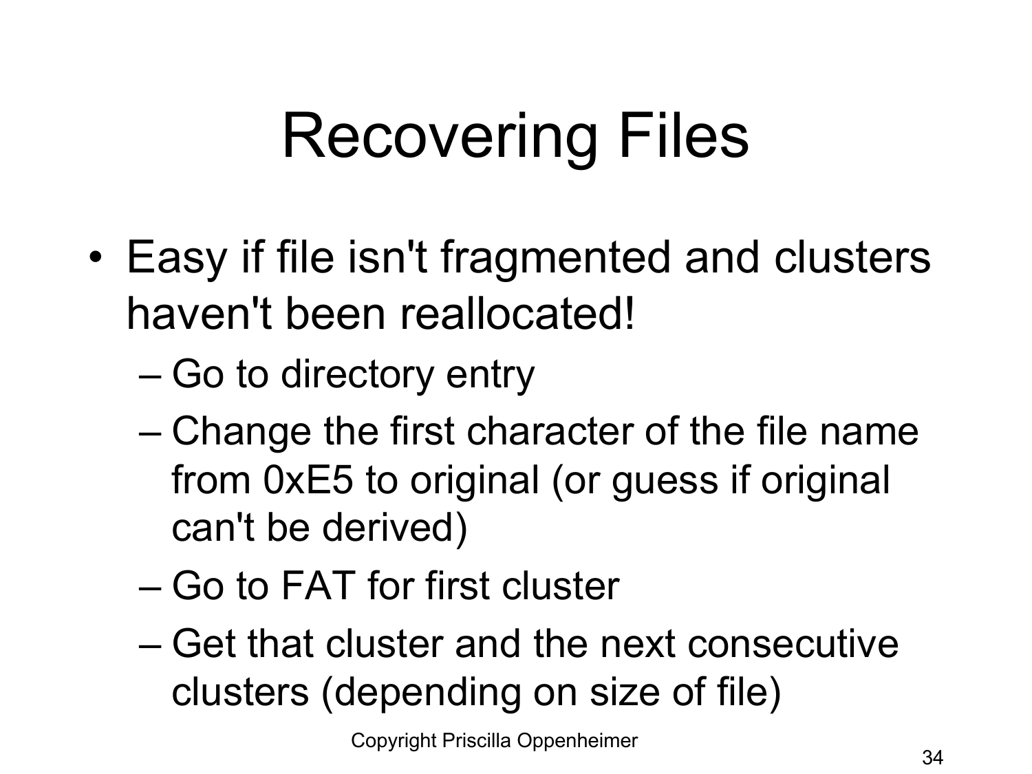# Recovering Files

- Easy if file isn't fragmented and clusters haven't been reallocated!
  - Go to directory entry
  - Change the first character of the file name from 0xE5 to original (or guess if original can't be derived)
  - Go to FAT for first cluster
  - Get that cluster and the next consecutive clusters (depending on size of file)

Copyright Priscilla Oppenheimer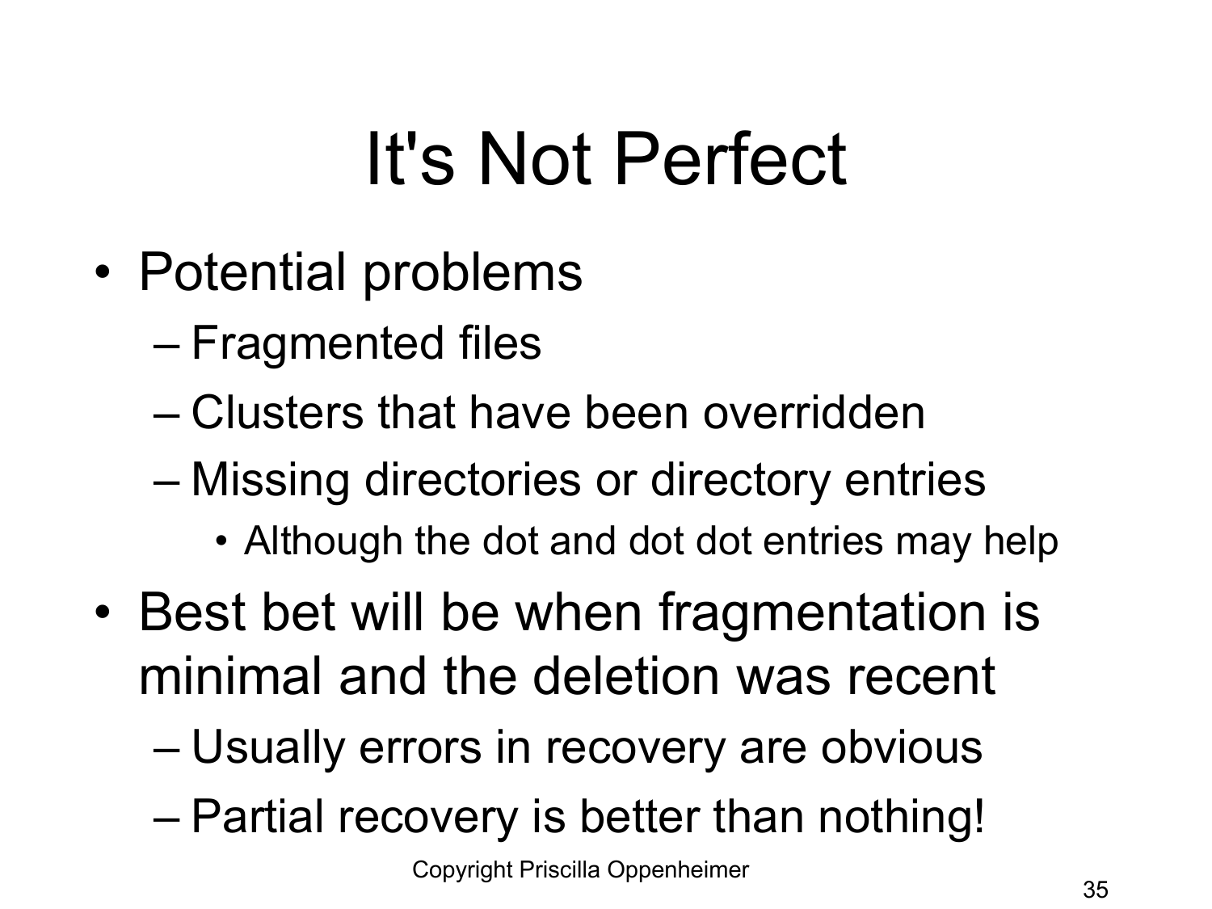# It's Not Perfect

- Potential problems
  - Fragmented files
  - Clusters that have been overridden
  - Missing directories or directory entries
    - Although the dot and dot dot entries may help
- Best bet will be when fragmentation is minimal and the deletion was recent
  - Usually errors in recovery are obvious
  - Partial recovery is better than nothing!

Copyright Priscilla Oppenheimer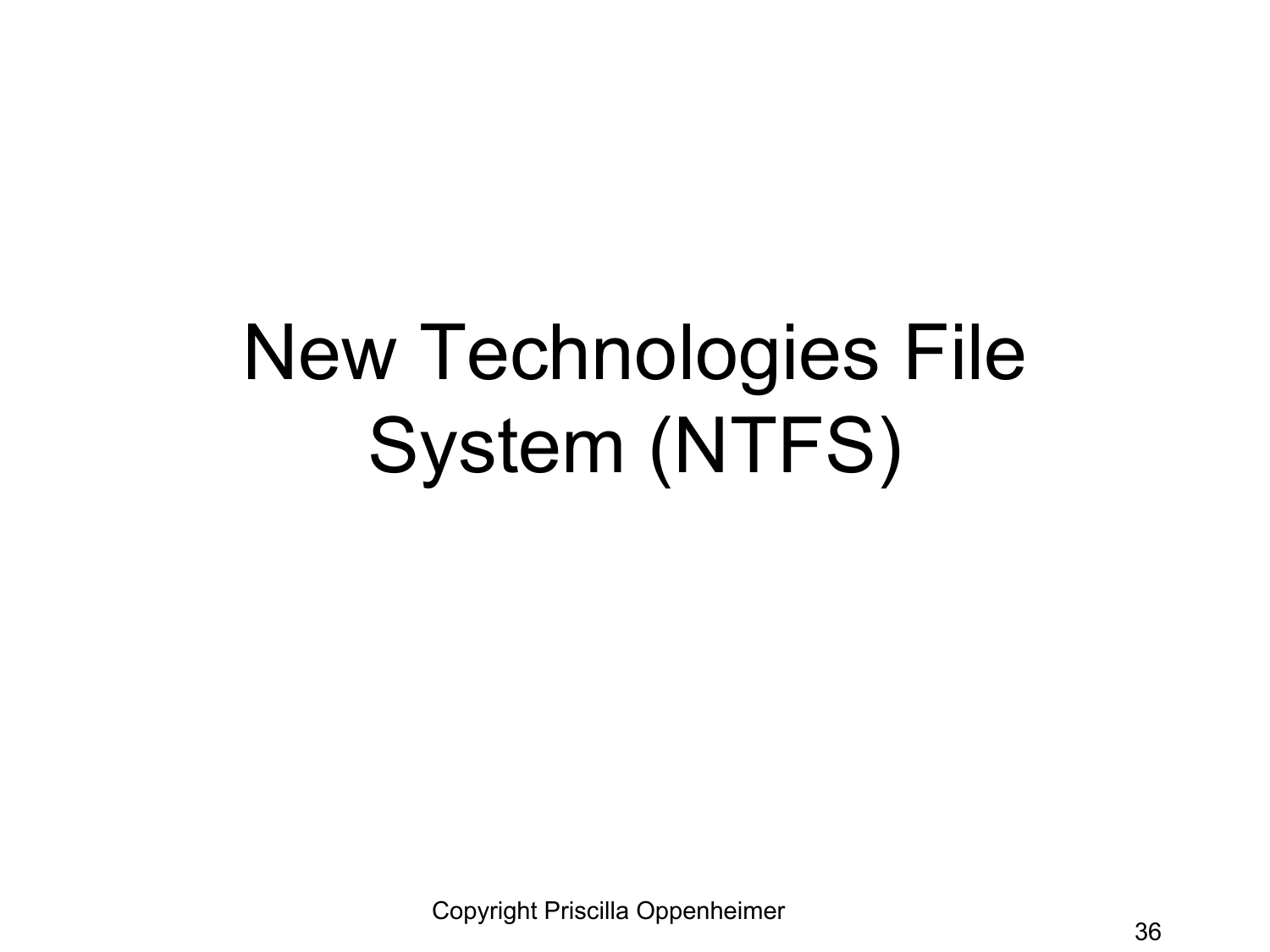# New Technologies File System (NTFS)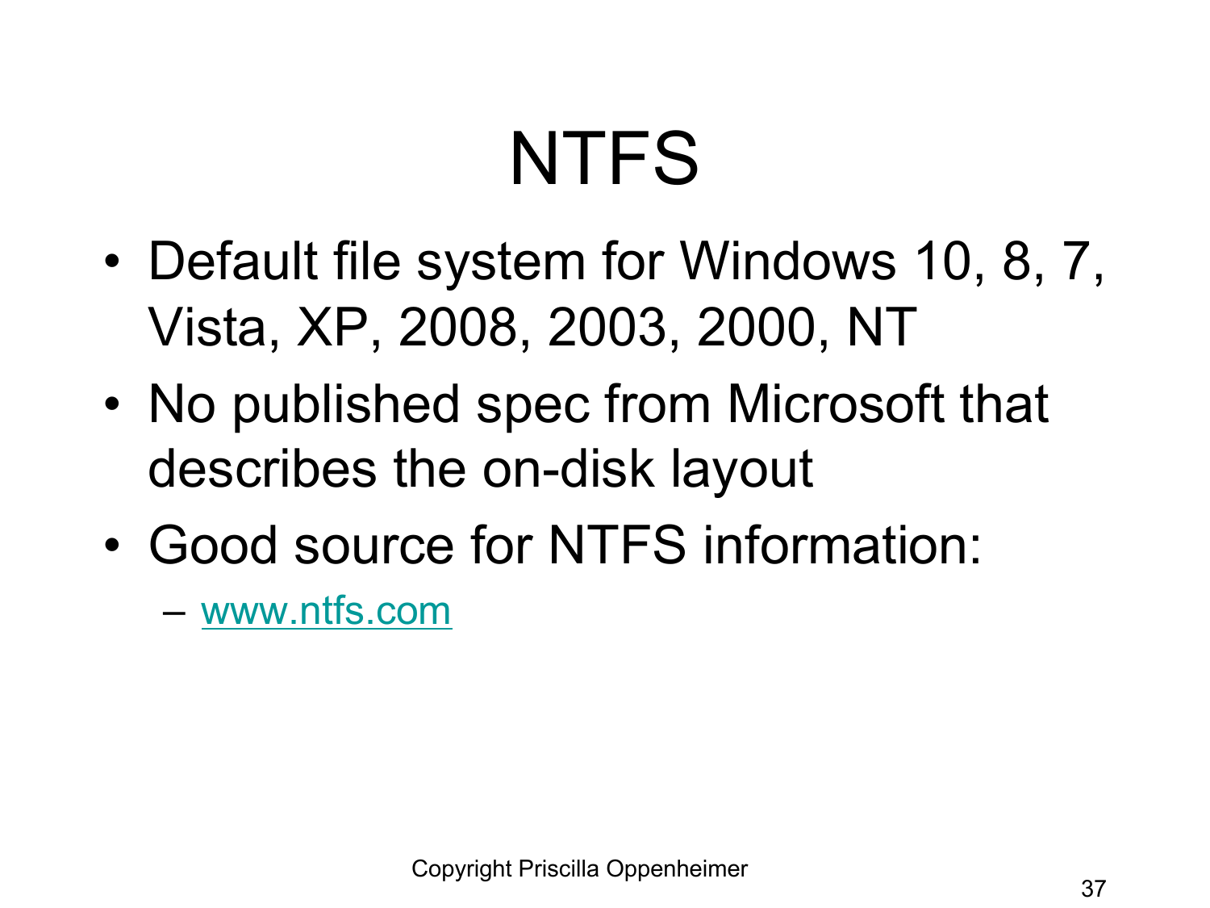# NTFS

- Default file system for Windows 10, 8, 7, Vista, XP, 2008, 2003, 2000, NT
- No published spec from Microsoft that describes the on-disk layout
- Good source for NTFS information:
  - www.ntfs.com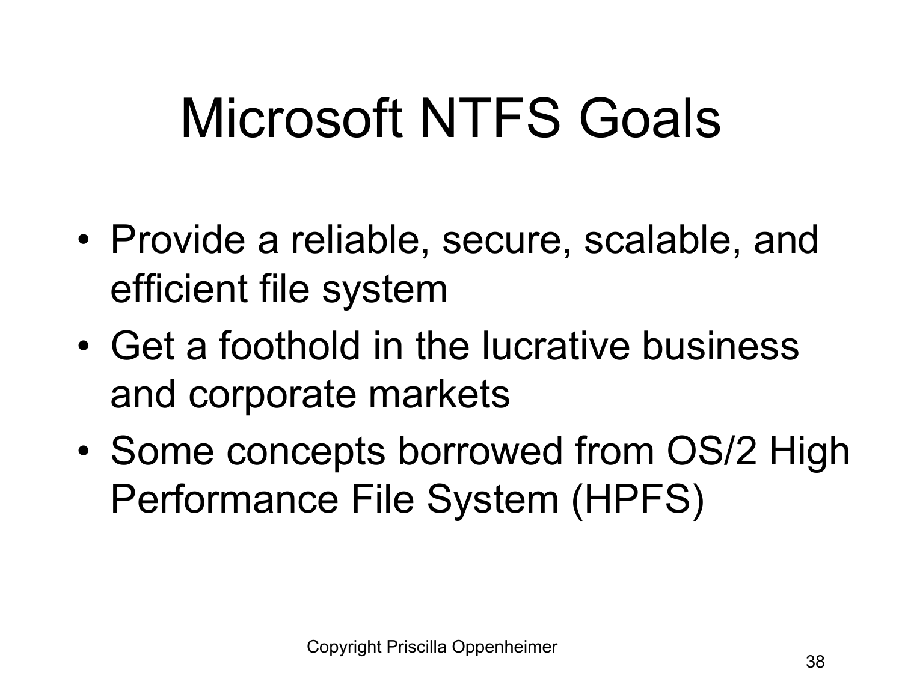# Microsoft NTFS Goals

- Provide a reliable, secure, scalable, and efficient file system
- Get a foothold in the lucrative business and corporate markets
- Some concepts borrowed from OS/2 High Performance File System (HPFS)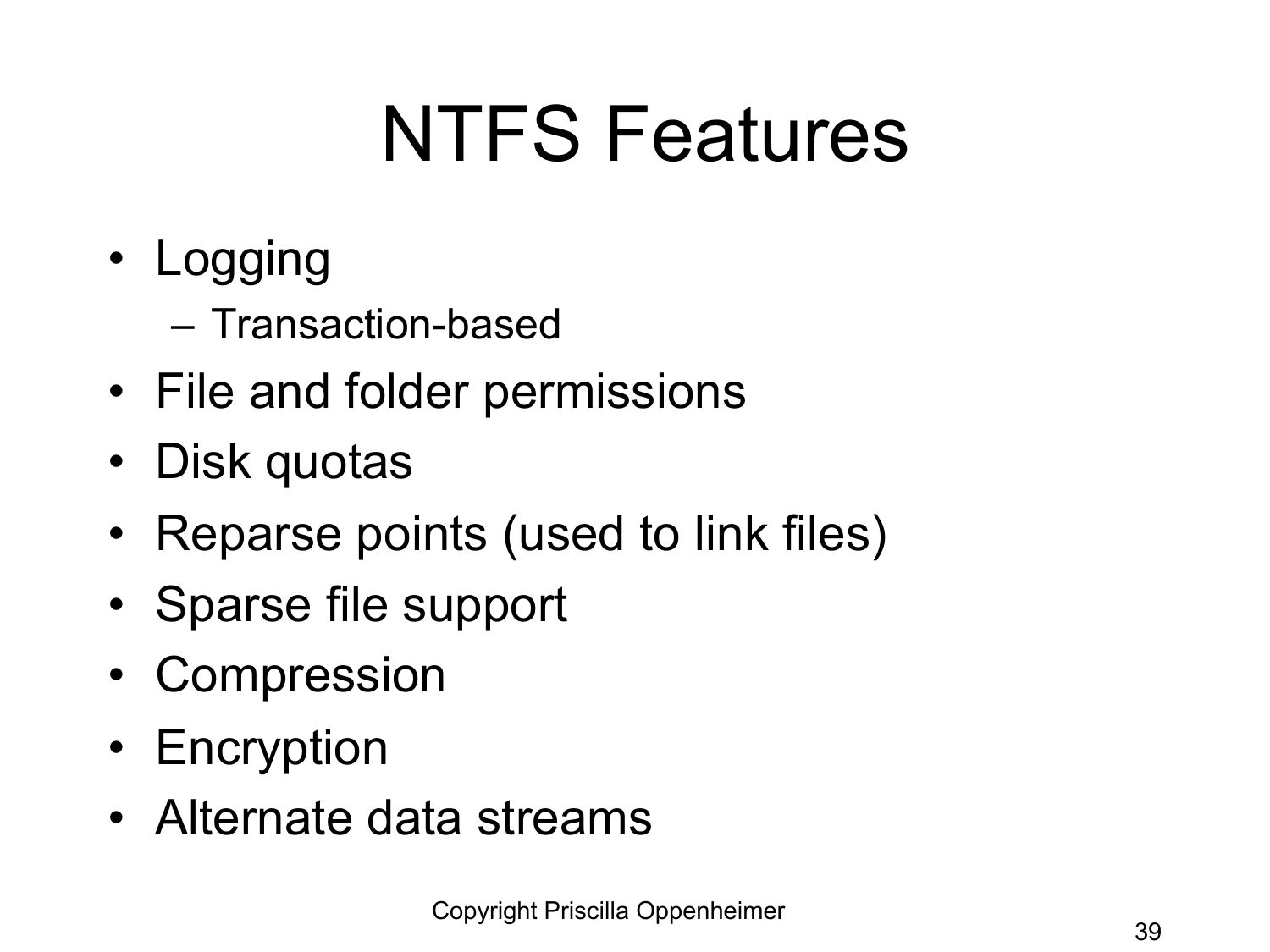# NTFS Features

- Logging
  - Transaction-based
- File and folder permissions
- Disk quotas
- Reparse points (used to link files)
- Sparse file support
- Compression
- Encryption
- Alternate data streams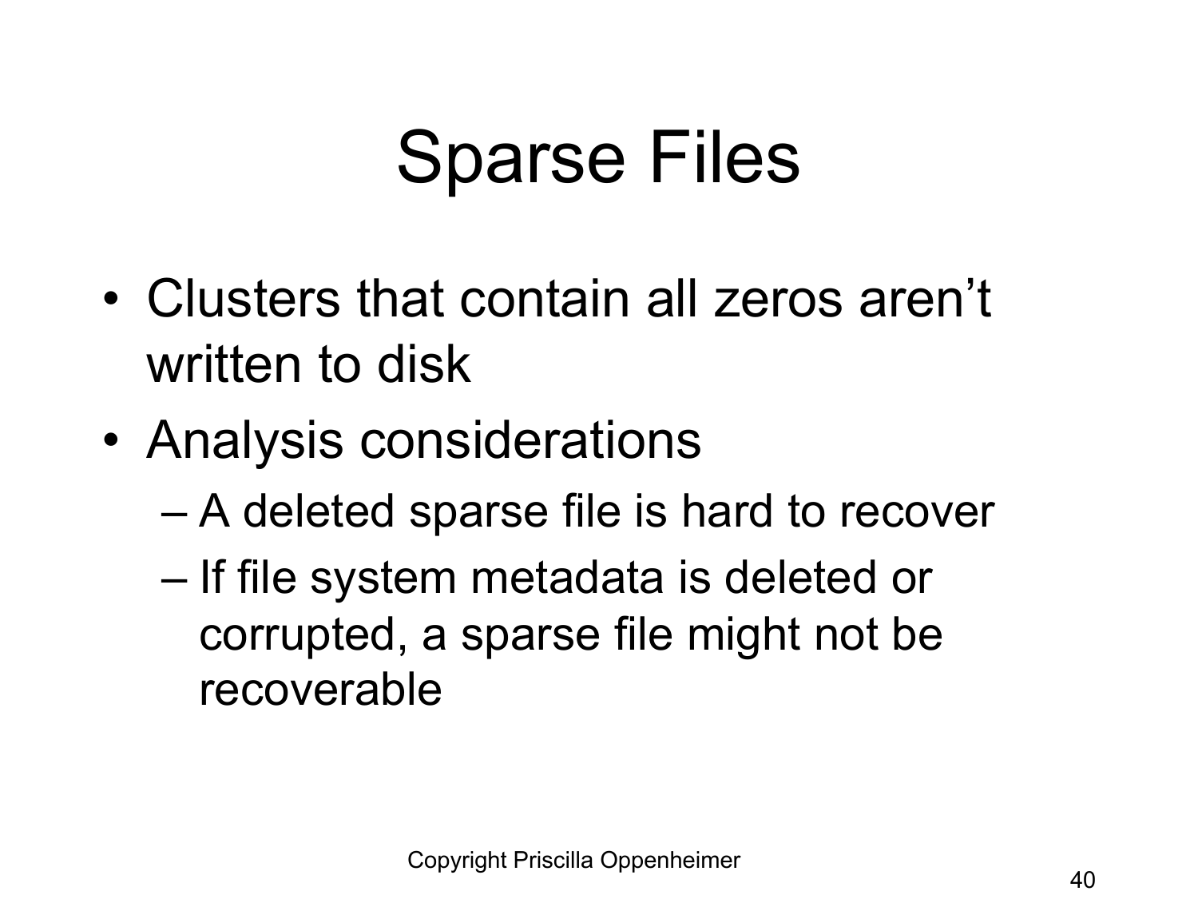# Sparse Files

- Clusters that contain all zeros aren't written to disk
- Analysis considerations
  - A deleted sparse file is hard to recover
  - If file system metadata is deleted or corrupted, a sparse file might not be recoverable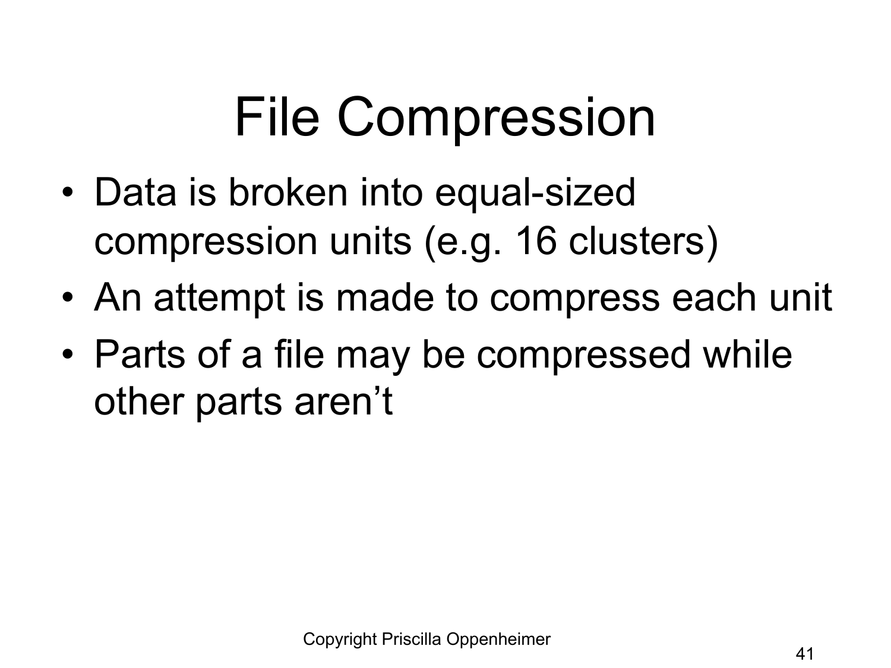# File Compression

- Data is broken into equal-sized compression units (e.g. 16 clusters)
- An attempt is made to compress each unit
- Parts of a file may be compressed while other parts aren’t

Copyright Priscilla Oppenheimer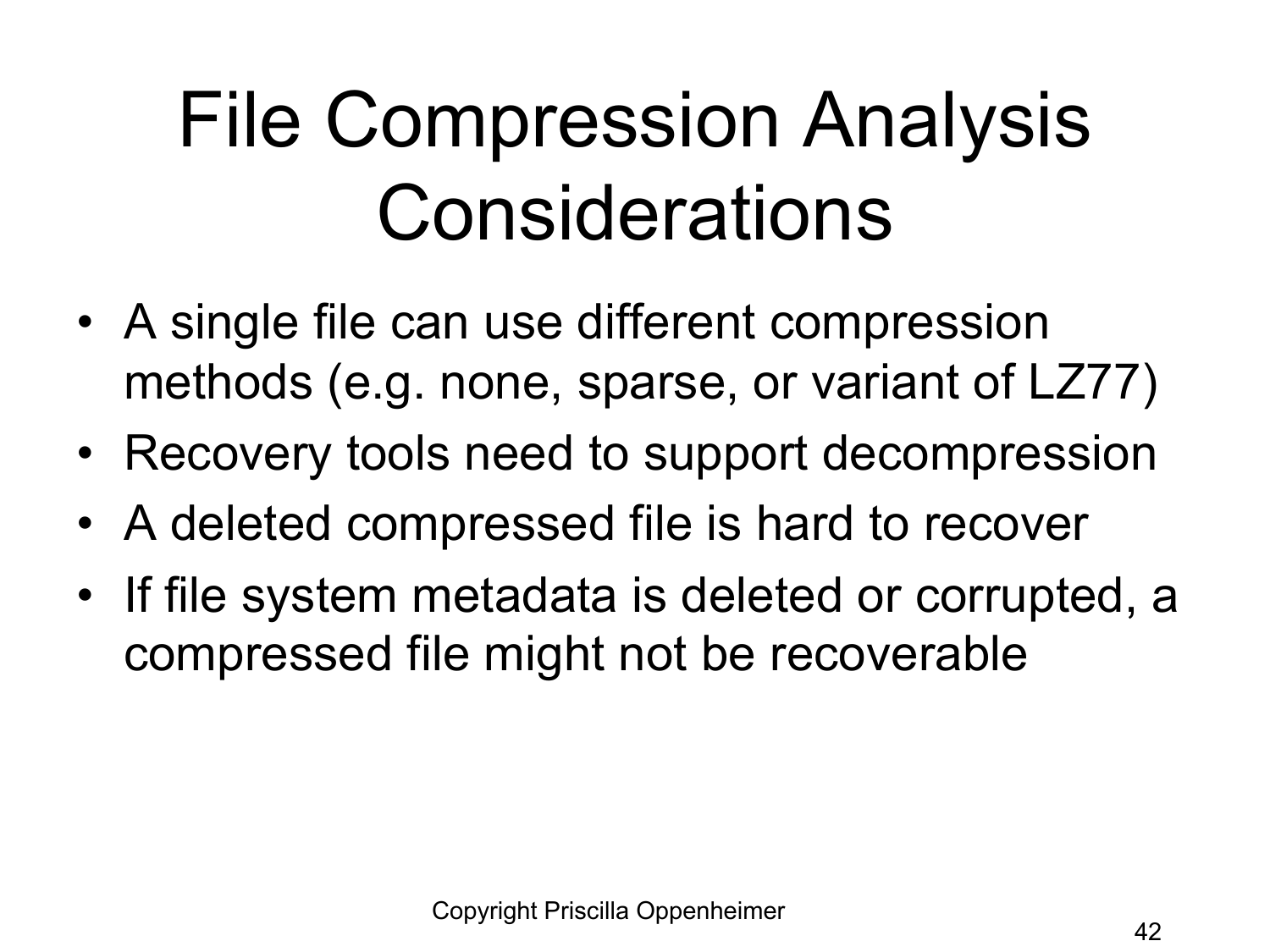# File Compression Analysis Considerations

- A single file can use different compression methods (e.g. none, sparse, or variant of LZ77)
- Recovery tools need to support decompression
- A deleted compressed file is hard to recover
- If file system metadata is deleted or corrupted, a compressed file might not be recoverable

Copyright Priscilla Oppenheimer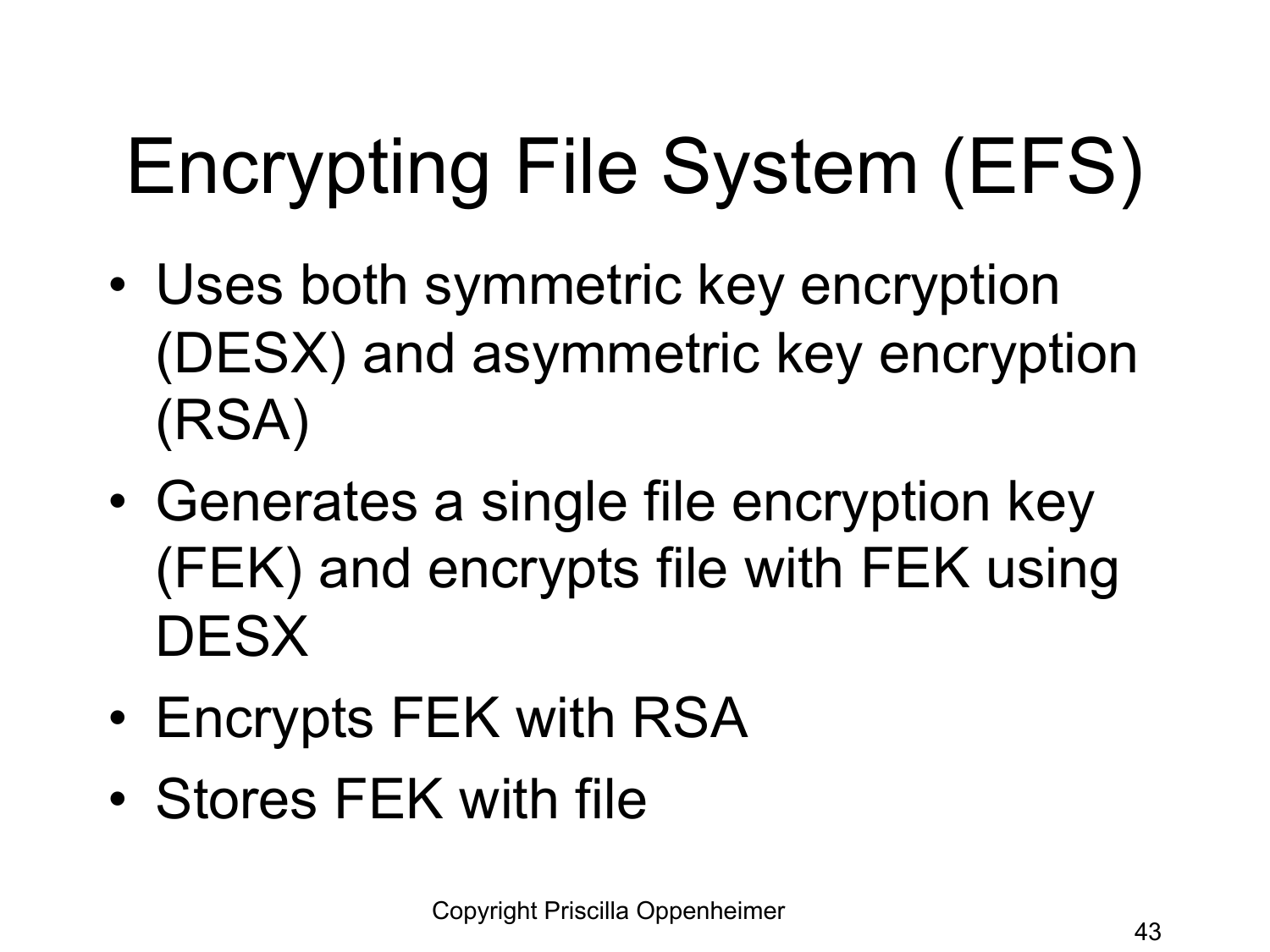# Encrypting File System (EFS)

- Uses both symmetric key encryption (DESX) and asymmetric key encryption (RSA)
- Generates a single file encryption key (FEK) and encrypts file with FEK using DESX
- Encrypts FEK with RSA
- Stores FEK with file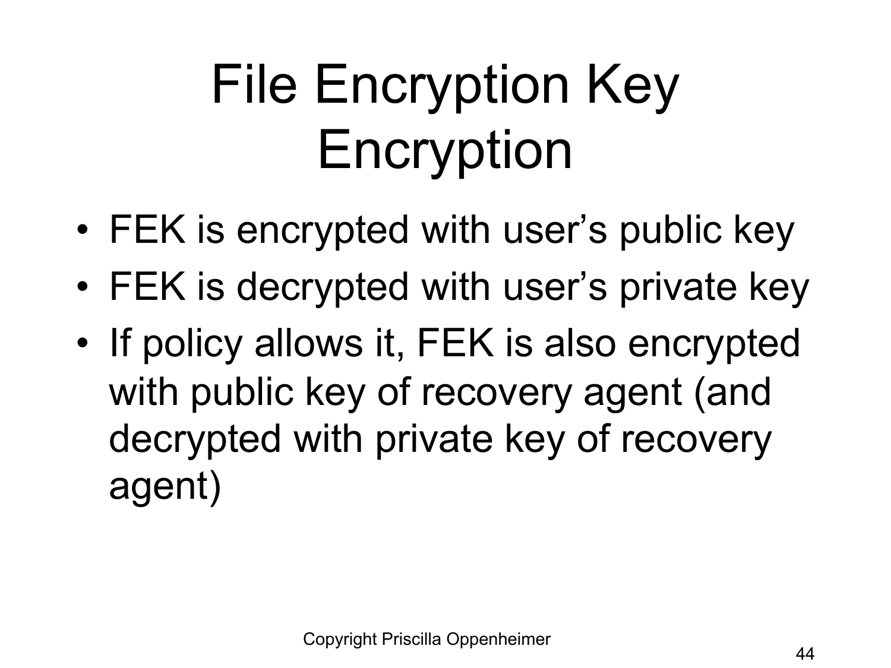# File Encryption Key Encryption

- FEK is encrypted with user's public key
- FEK is decrypted with user's private key
- If policy allows it, FEK is also encrypted with public key of recovery agent (and decrypted with private key of recovery agent)

Copyright Priscilla Oppenheimer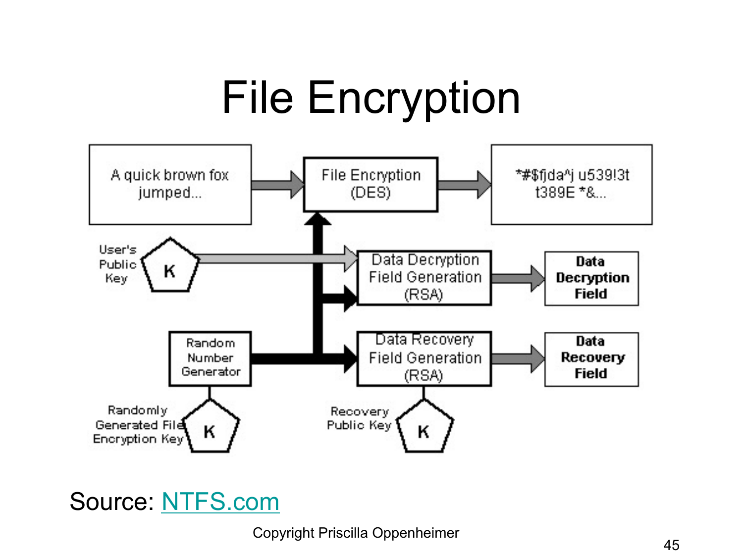# File Encryption

A quick brown fox jumped...

File Encryption (DES)

*#$fjda^j u539!3t t389E *&...

User's Public Key

K

Data Decryption Field Generation (RSA)

Data Decryption Field

Random Number Generator

Data Recovery Field Generation (RSA)

Data Recovery Field

Randomly Generated File Encryption Key

K

Recovery Public Key

K

Source: NTFS.com

Copyright Priscilla Oppenheimer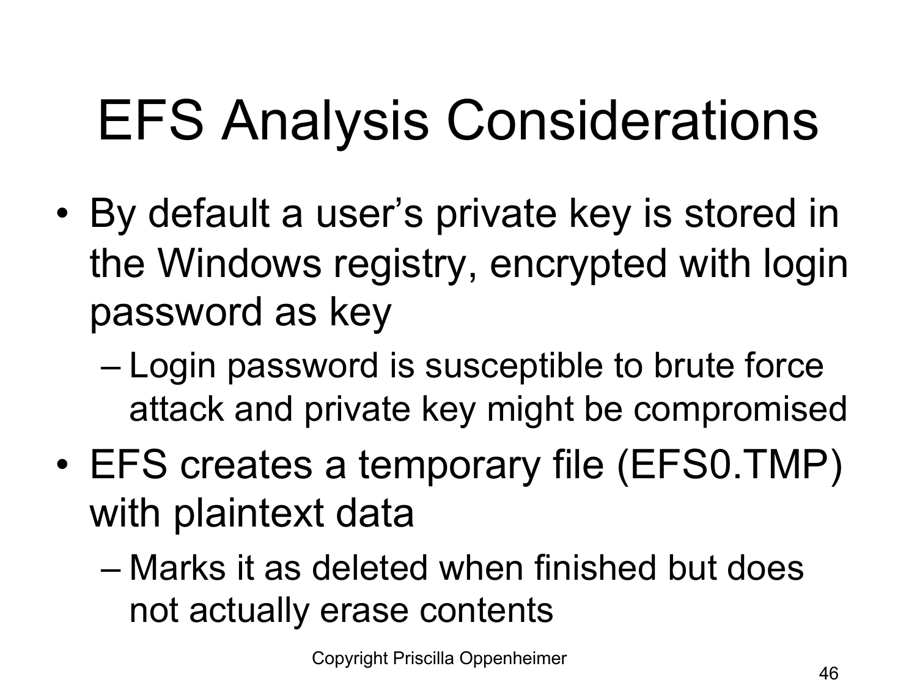# EFS Analysis Considerations

- By default a user's private key is stored in the Windows registry, encrypted with login password as key
  - Login password is susceptible to brute force attack and private key might be compromised
- EFS creates a temporary file (EFS0.TMP) with plaintext data
  - Marks it as deleted when finished but does not actually erase contents

Copyright Priscilla Oppenheimer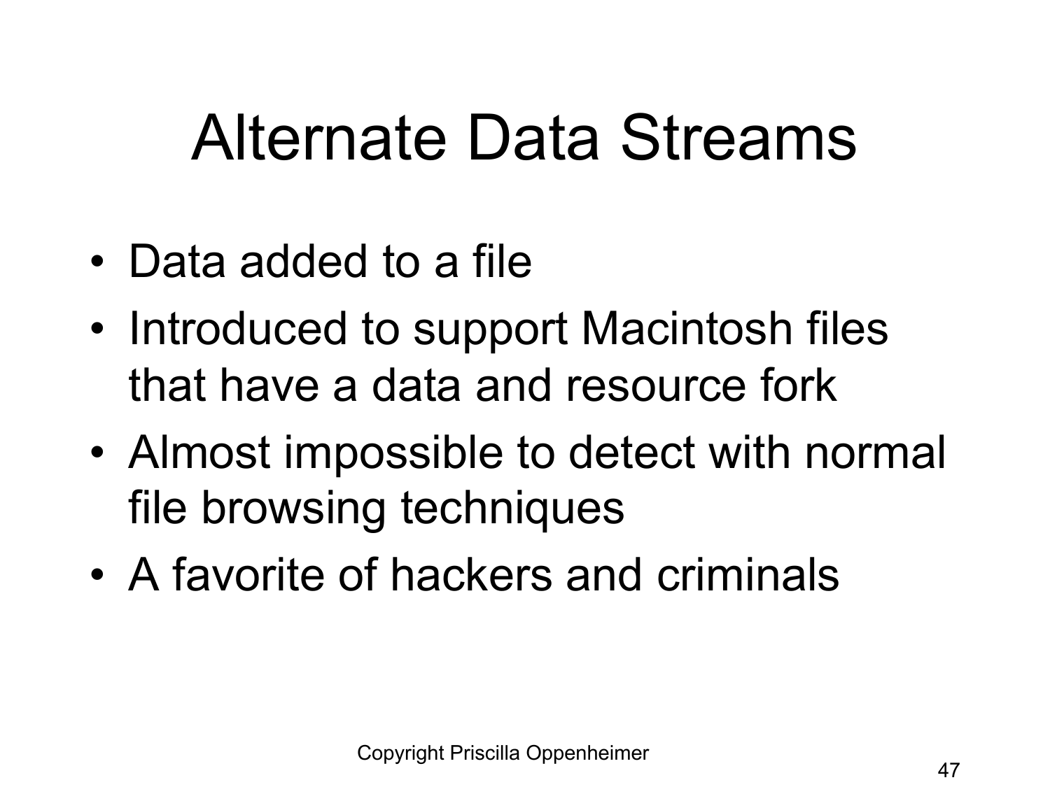# Alternate Data Streams

- Data added to a file
- Introduced to support Macintosh files that have a data and resource fork
- Almost impossible to detect with normal file browsing techniques
- A favorite of hackers and criminals

Copyright Priscilla Oppenheimer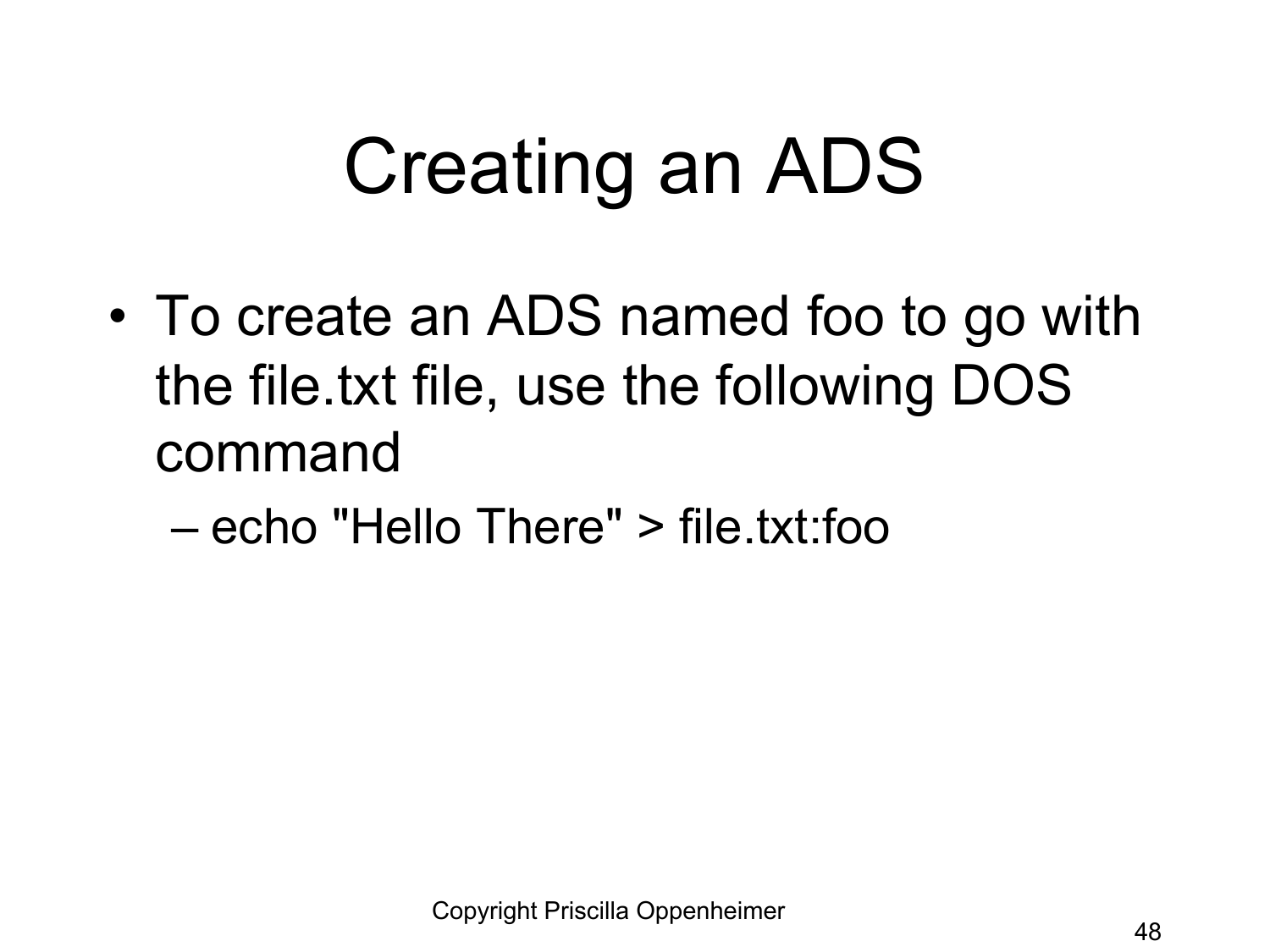# Creating an ADS

- To create an ADS named foo to go with the file.txt file, use the following DOS command
  - echo "Hello There" > file.txt:foo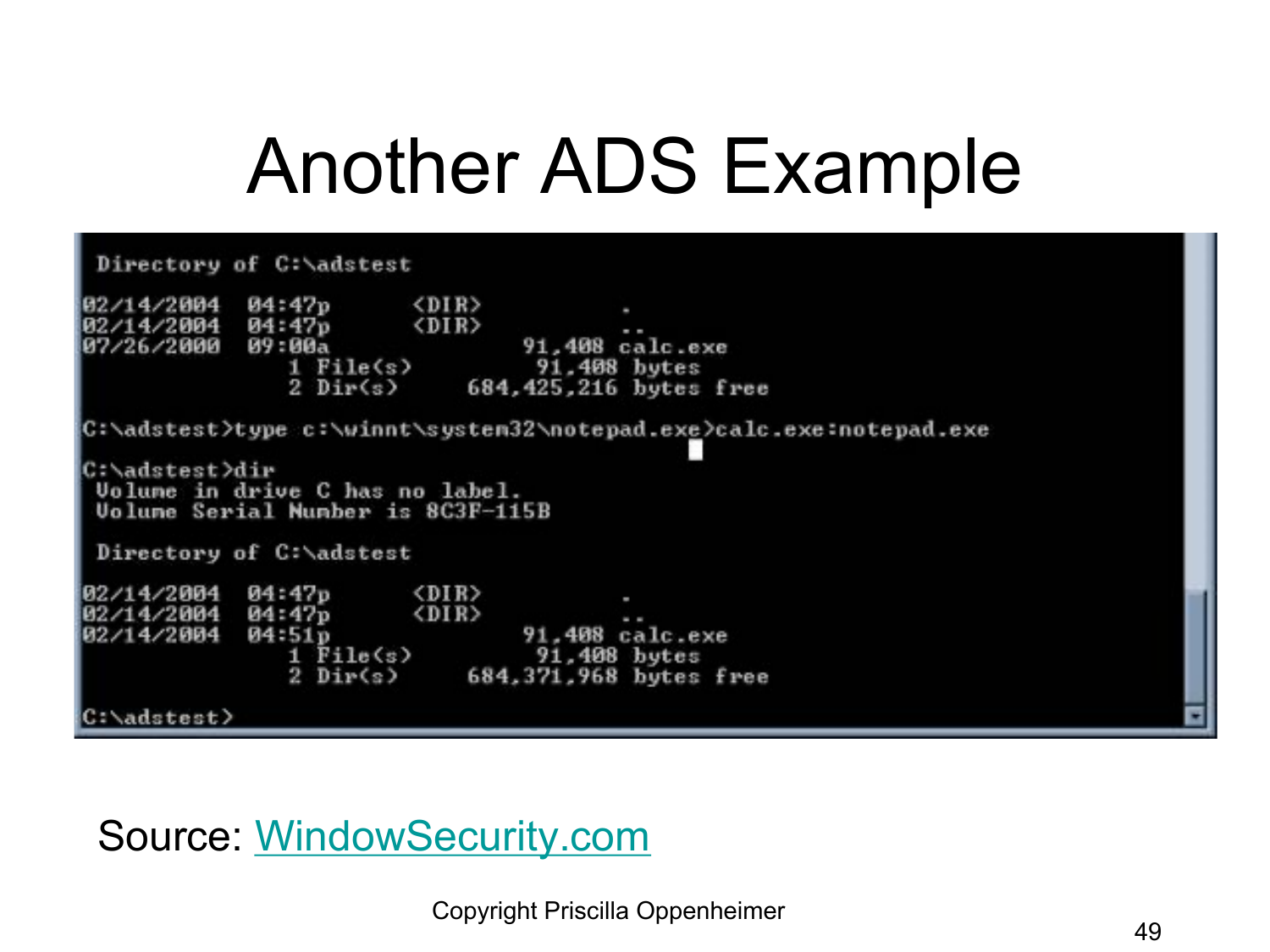# Another ADS Example

```
 Directory of C:\adstest

02/14/2004  04:47p      <DIR>          .
02/14/2004  04:47p      <DIR>          ..
07/26/2000  09:00a              91,408 calc.exe
               1 File(s)         91,408 bytes
               2 Dir(s)     684,425,216 bytes free

C:\adstest>type c:\winnt\system32\notepad.exe>calc.exe:notepad.exe

C:\adstest>dir
 Volume in drive C has no label.
 Volume Serial Number is 8C3F-115B

 Directory of C:\adstest

02/14/2004  04:47p      <DIR>          .
02/14/2004  04:47p      <DIR>          ..
02/14/2004  04:51p              91,408 calc.exe
               1 File(s)         91,408 bytes
               2 Dir(s)     684,371,968 bytes free

C:\adstest>
```

Source: WindowSecurity.com

Copyright Priscilla Oppenheimer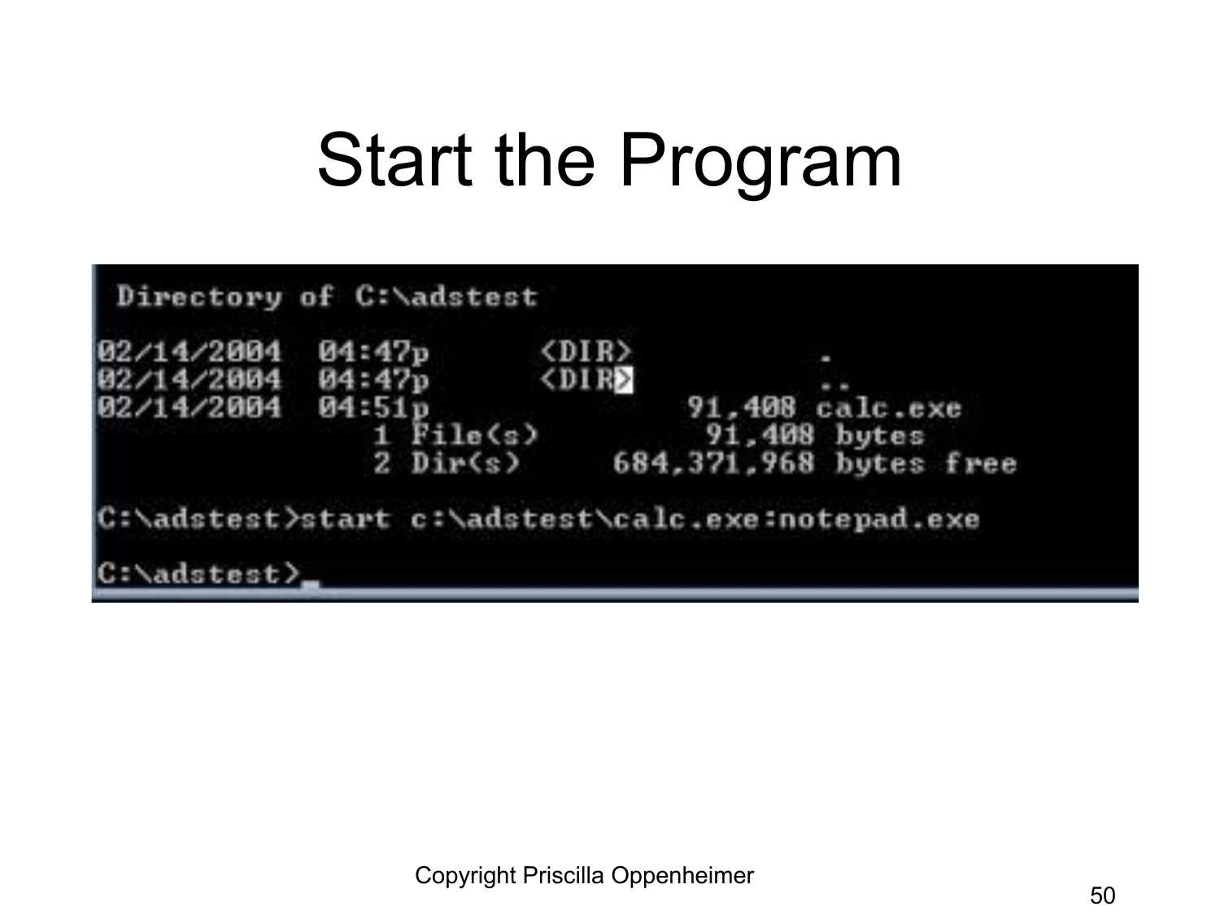# Start the Program

```
 Directory of C:\adstest

02/14/2004  04:47p    <DIR>          .
02/14/2004  04:47p    <DIR>          ..
02/14/2004  04:51p            91,408 calc.exe
               1 File(s)         91,408 bytes
               2 Dir(s)    684,371,968 bytes free

C:\adstest>start c:\adstest\calc.exe:notepad.exe

C:\adstest>_
```

Copyright Priscilla Oppenheimer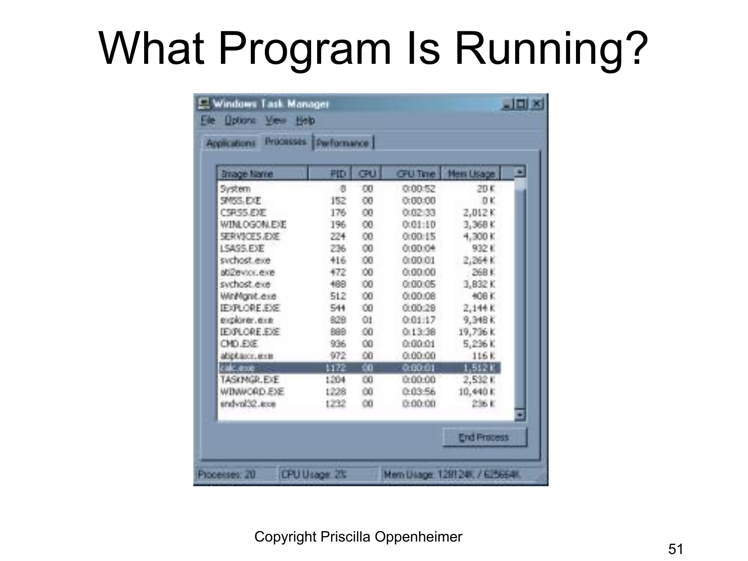# What Program Is Running?

Windows Task Manager

File Options View Help

Applications | Processes | Performance

| Image Name | PID | CPU | CPU Time | Mem Usage |
|---|---|---|---|---|
| System | 8 | 00 | 0:00:52 | 20 K |
| SMSS.EXE | 152 | 00 | 0:00:00 | 0 K |
| CSRSS.EXE | 176 | 00 | 0:02:33 | 2,012 K |
| WINLOGON.EXE | 196 | 00 | 0:01:10 | 3,368 K |
| SERVICES.EXE | 224 | 00 | 0:00:15 | 4,300 K |
| LSASS.EXE | 236 | 00 | 0:00:04 | 932 K |
| svchost.exe | 416 | 00 | 0:00:01 | 2,264 K |
| ati2evxx.exe | 472 | 00 | 0:00:00 | 268 K |
| svchost.exe | 488 | 00 | 0:00:05 | 3,832 K |
| WinMgmt.exe | 512 | 00 | 0:00:08 | 408 K |
| IEXPLORE.EXE | 544 | 00 | 0:00:28 | 2,144 K |
| explorer.exe | 828 | 01 | 0:01:17 | 9,348 K |
| IEXPLORE.EXE | 888 | 00 | 0:13:38 | 19,736 K |
| CMD.EXE | 936 | 00 | 0:00:01 | 5,236 K |
| atiptaxx.exe | 972 | 00 | 0:00:00 | 116 K |
| calc.exe | 1172 | 00 | 0:00:01 | 1,512 K |
| TASKMGR.EXE | 1204 | 00 | 0:00:00 | 2,532 K |
| WINWORD.EXE | 1228 | 00 | 0:03:56 | 10,440 K |
| sndvol32.exe | 1232 | 00 | 0:00:00 | 236 K |

End Process

Processes: 20 | CPU Usage: 2% | Mem Usage: 128124K / 625664K

Copyright Priscilla Oppenheimer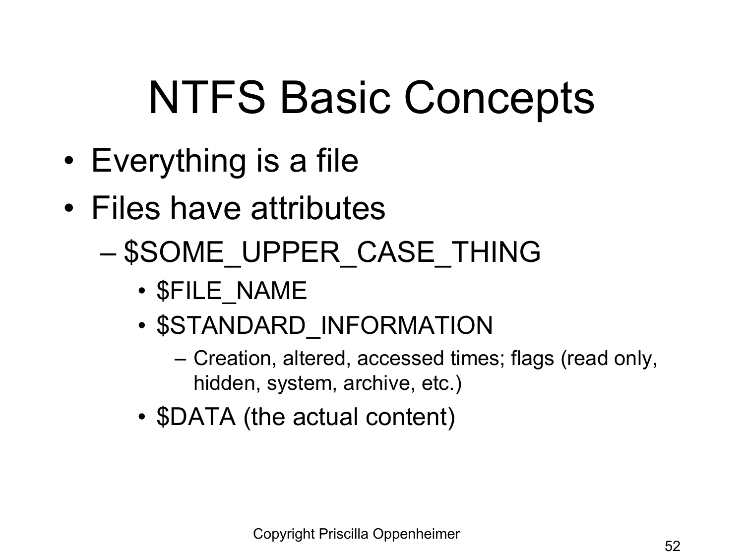# NTFS Basic Concepts

- Everything is a file
- Files have attributes
  - $SOME_UPPER_CASE_THING
    - $FILE_NAME
    - $STANDARD_INFORMATION
      - Creation, altered, accessed times; flags (read only, hidden, system, archive, etc.)
    - $DATA (the actual content)

Copyright Priscilla Oppenheimer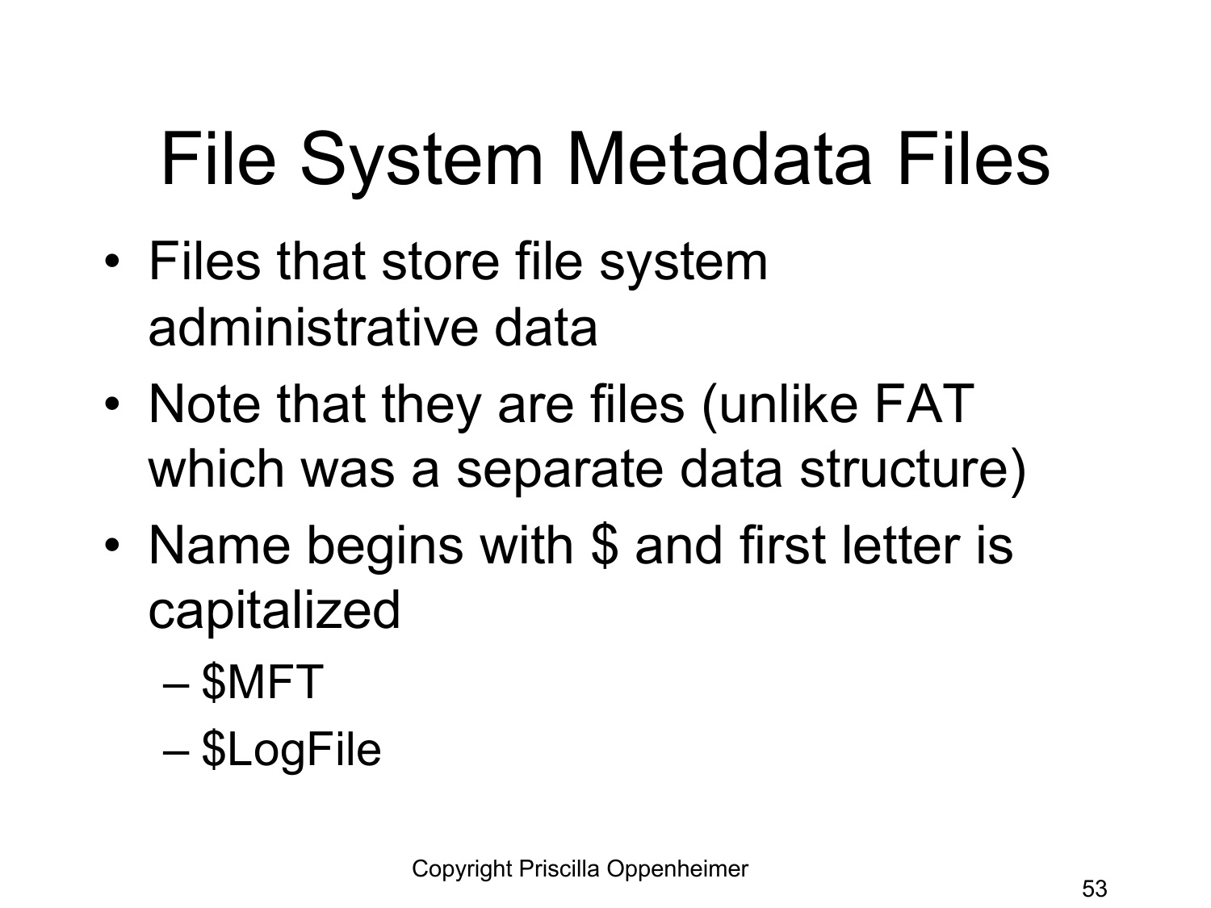# File System Metadata Files

- Files that store file system administrative data
- Note that they are files (unlike FAT which was a separate data structure)
- Name begins with $ and first letter is capitalized
  - $MFT
  - $LogFile

Copyright Priscilla Oppenheimer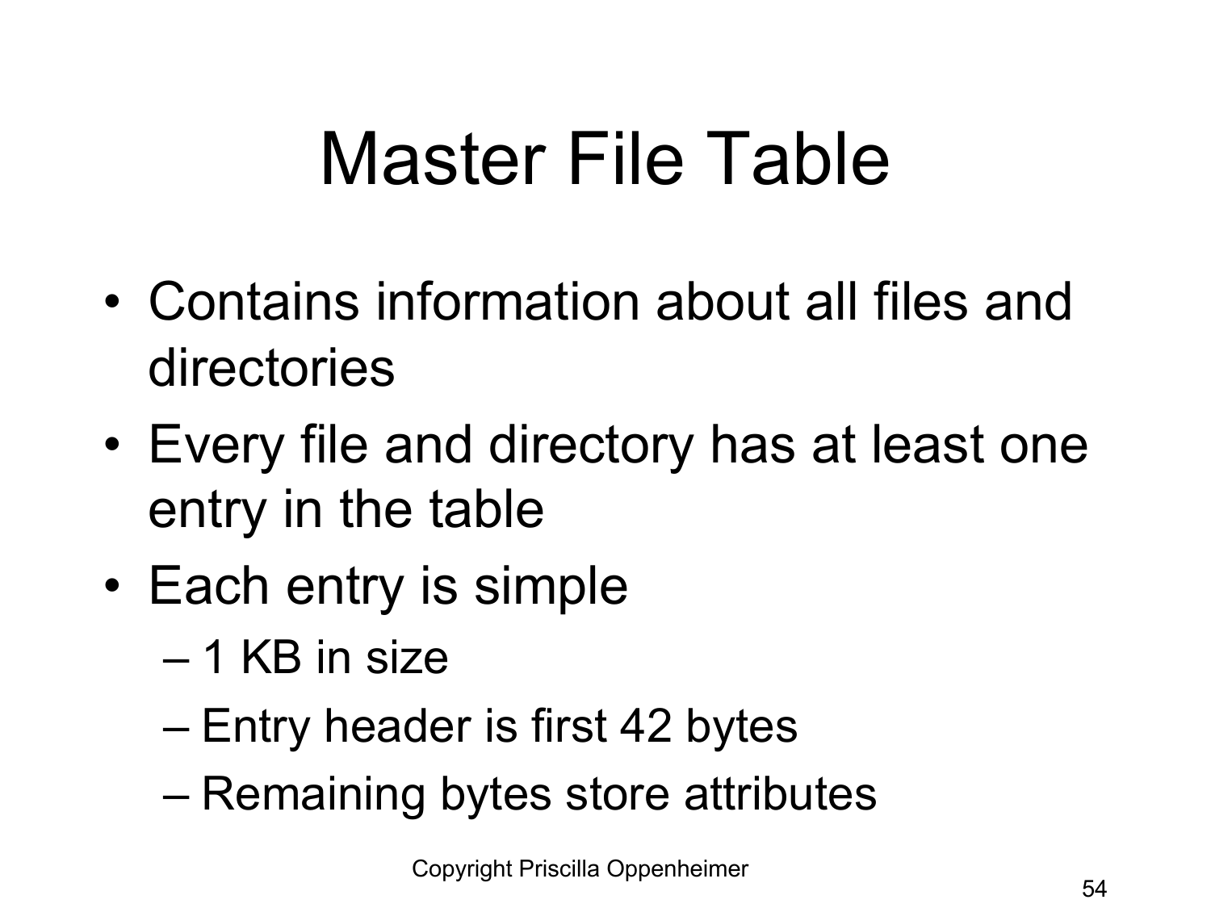# Master File Table

- Contains information about all files and directories
- Every file and directory has at least one entry in the table
- Each entry is simple
  - 1 KB in size
  - Entry header is first 42 bytes
  - Remaining bytes store attributes

Copyright Priscilla Oppenheimer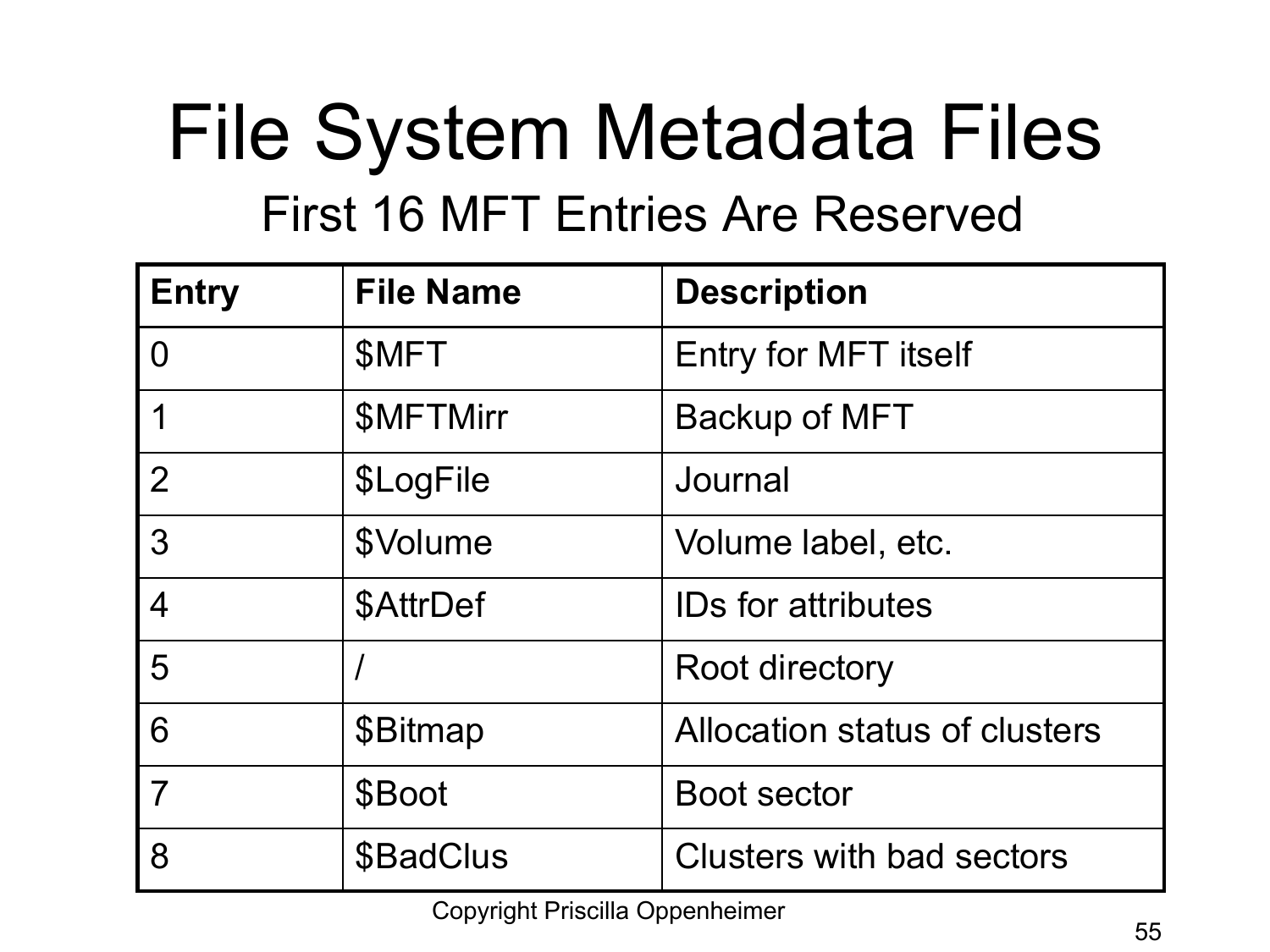# File System Metadata Files

## First 16 MFT Entries Are Reserved

| Entry | File Name | Description |
|---|---|---|
| 0 | $MFT | Entry for MFT itself |
| 1 | $MFTMirr | Backup of MFT |
| 2 | $LogFile | Journal |
| 3 | $Volume | Volume label, etc. |
| 4 | $AttrDef | IDs for attributes |
| 5 | / | Root directory |
| 6 | $Bitmap | Allocation status of clusters |
| 7 | $Boot | Boot sector |
| 8 | $BadClus | Clusters with bad sectors |

Copyright Priscilla Oppenheimer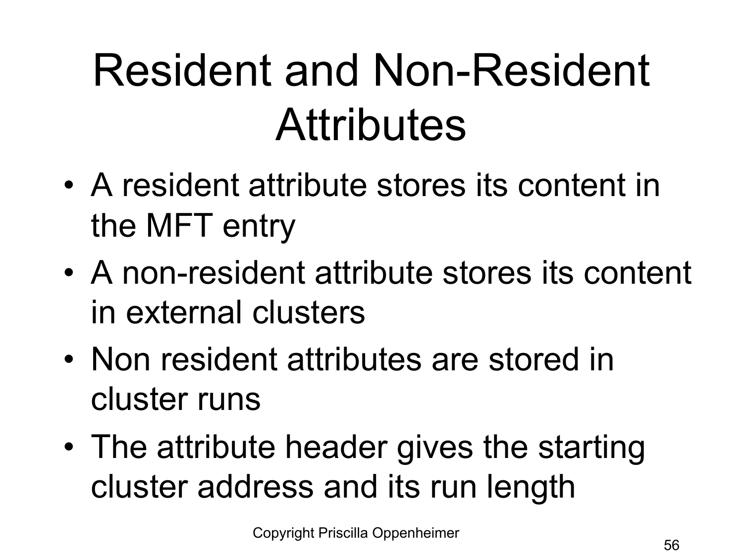# Resident and Non-Resident Attributes

- A resident attribute stores its content in the MFT entry
- A non-resident attribute stores its content in external clusters
- Non resident attributes are stored in cluster runs
- The attribute header gives the starting cluster address and its run length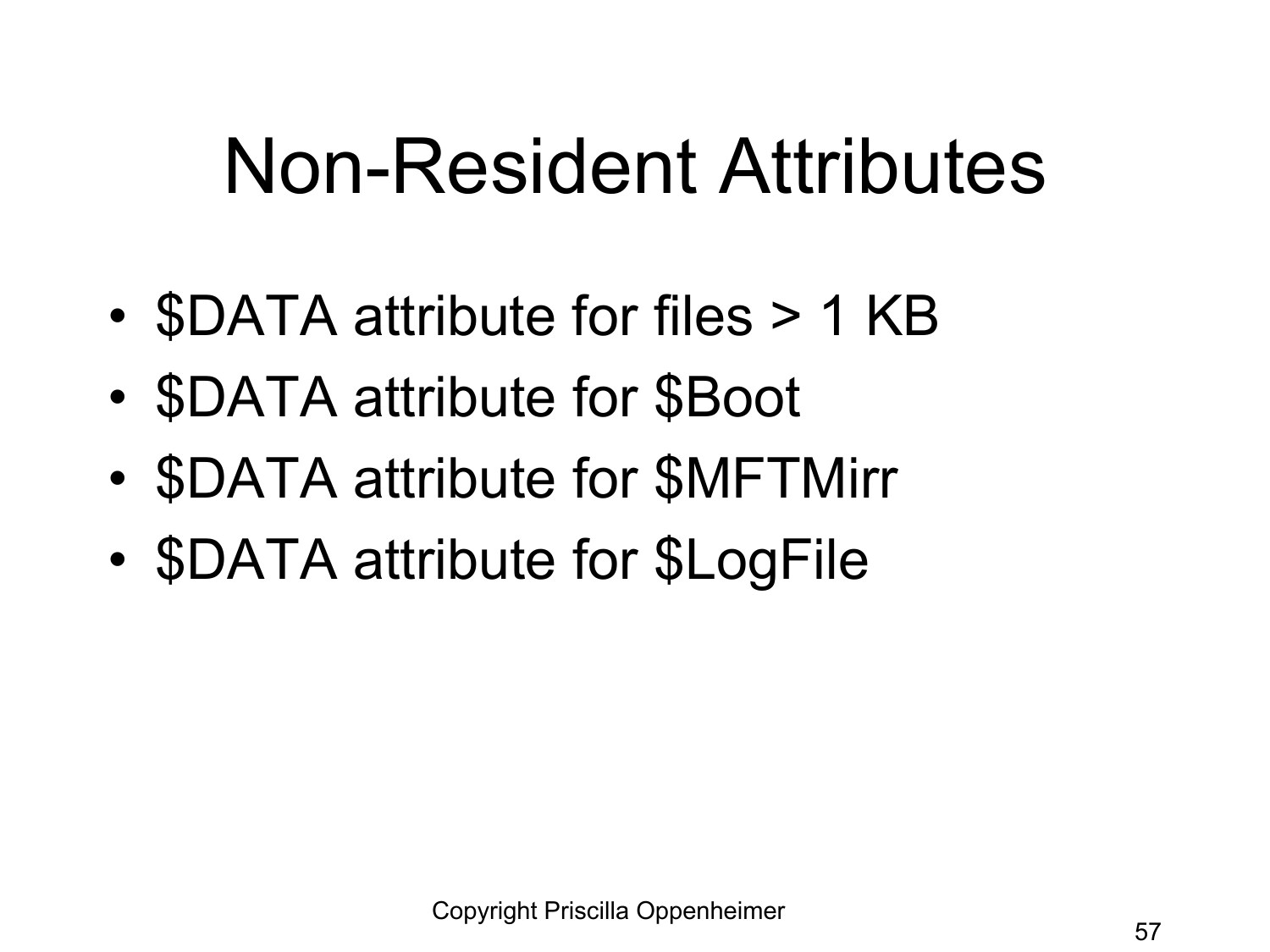# Non-Resident Attributes

- $DATA attribute for files > 1 KB
- $DATA attribute for $Boot
- $DATA attribute for $MFTMirr
- $DATA attribute for $LogFile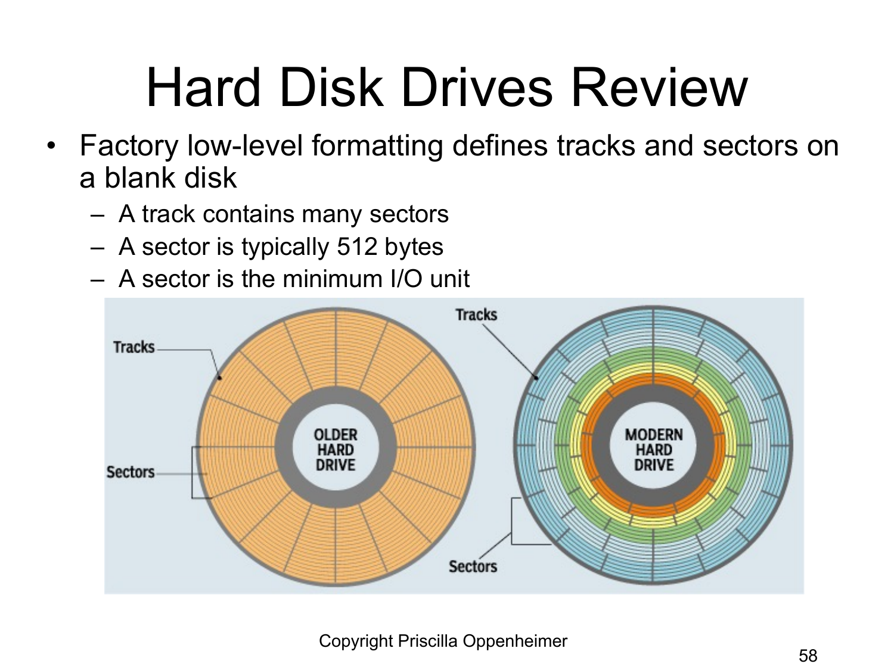# Hard Disk Drives Review

- Factory low-level formatting defines tracks and sectors on a blank disk
  - A track contains many sectors
  - A sector is typically 512 bytes
  - A sector is the minimum I/O unit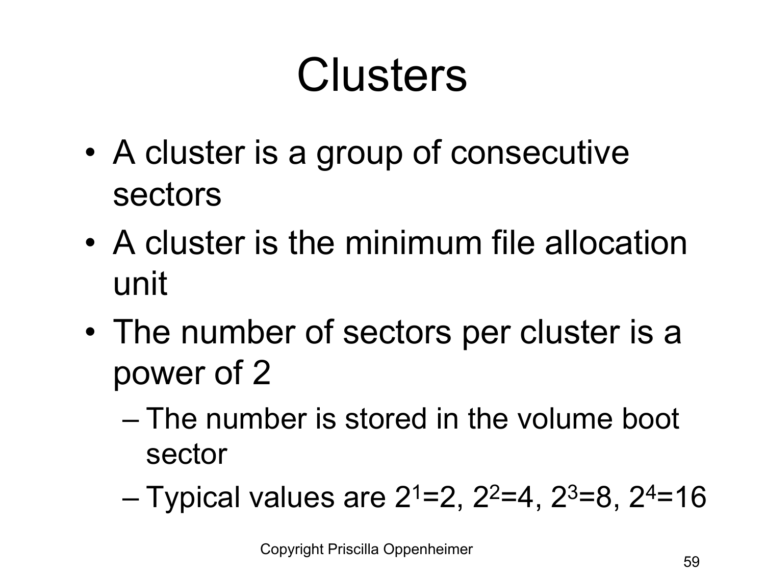# Clusters

- A cluster is a group of consecutive sectors
- A cluster is the minimum file allocation unit
- The number of sectors per cluster is a power of 2
  - The number is stored in the volume boot sector
  - Typical values are $2^1=2$, $2^2=4$, $2^3=8$, $2^4=16$

Copyright Priscilla Oppenheimer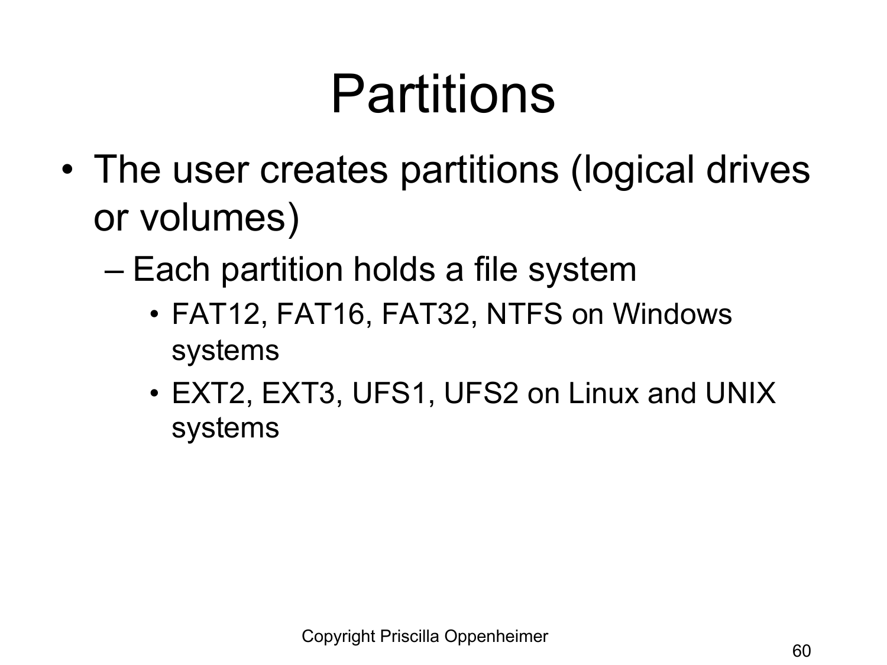# Partitions

- The user creates partitions (logical drives or volumes)
  - Each partition holds a file system
    - FAT12, FAT16, FAT32, NTFS on Windows systems
    - EXT2, EXT3, UFS1, UFS2 on Linux and UNIX systems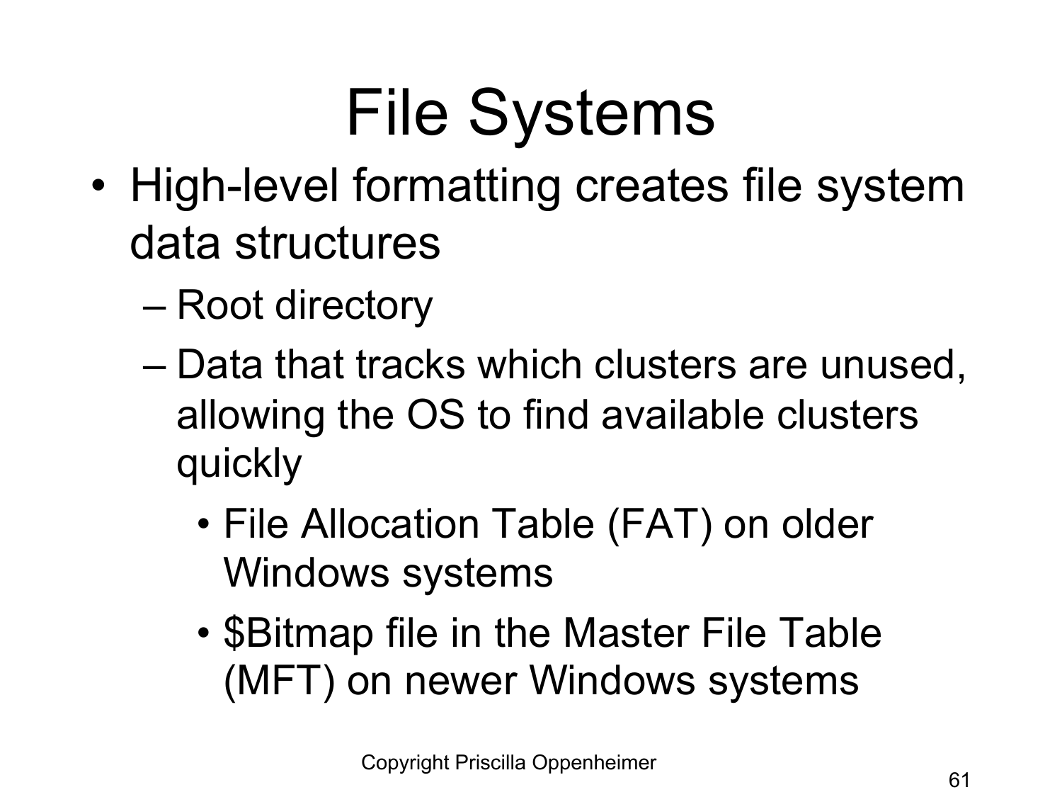# File Systems

- High-level formatting creates file system data structures
  - Root directory
  - Data that tracks which clusters are unused, allowing the OS to find available clusters quickly
    - File Allocation Table (FAT) on older Windows systems
    - $Bitmap file in the Master File Table (MFT) on newer Windows systems

Copyright Priscilla Oppenheimer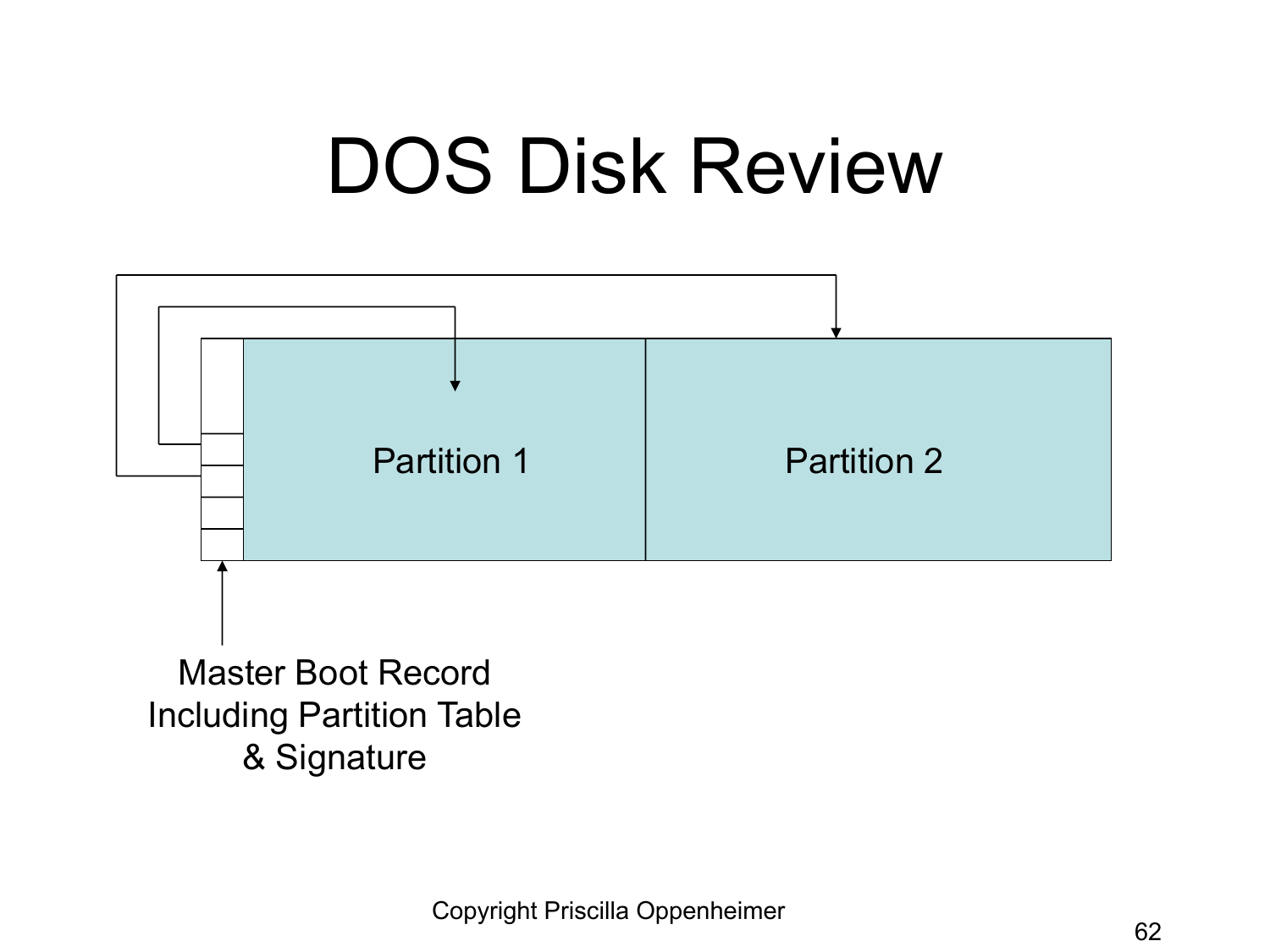# DOS Disk Review

Partition 1

Partition 2

Master Boot Record
Including Partition Table
& Signature

Copyright Priscilla Oppenheimer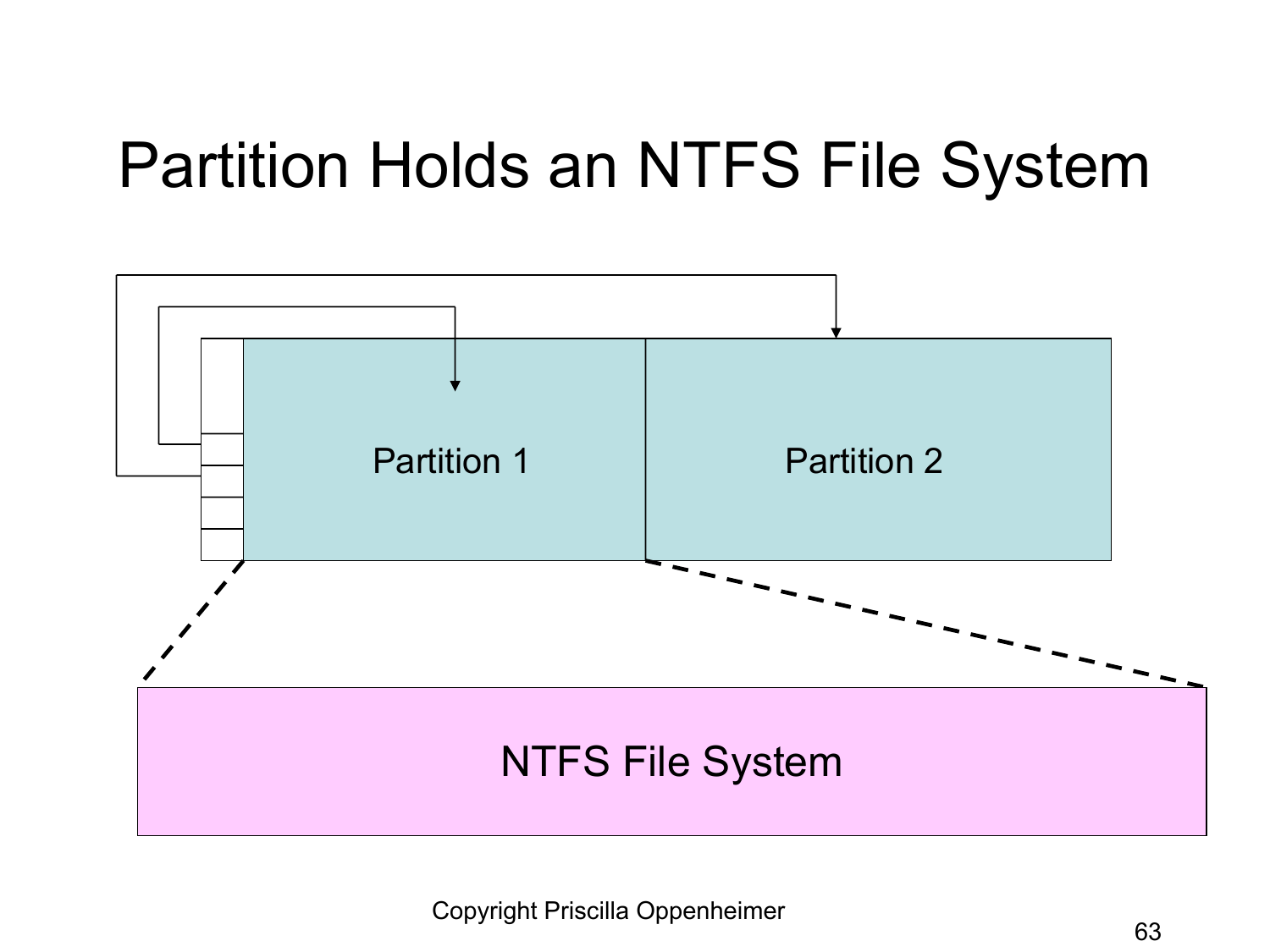# Partition Holds an NTFS File System

Partition 1

Partition 2

NTFS File System

Copyright Priscilla Oppenheimer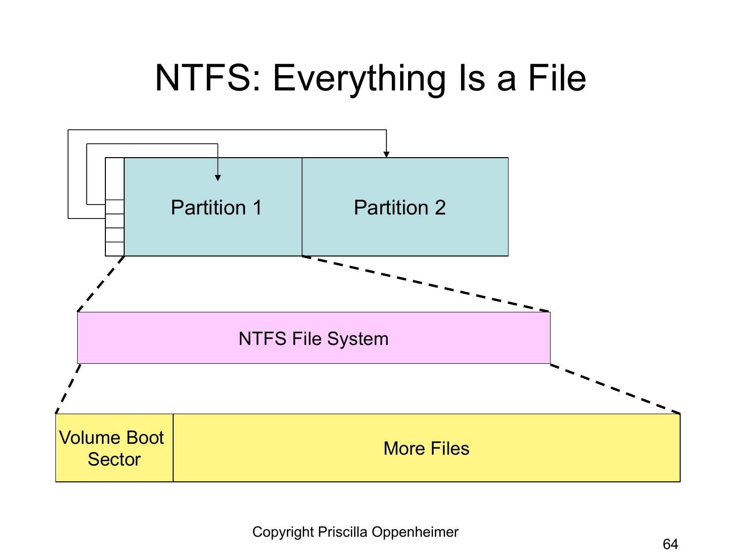# NTFS: Everything Is a File

Partition 1

Partition 2

NTFS File System

Volume Boot Sector

More Files

Copyright Priscilla Oppenheimer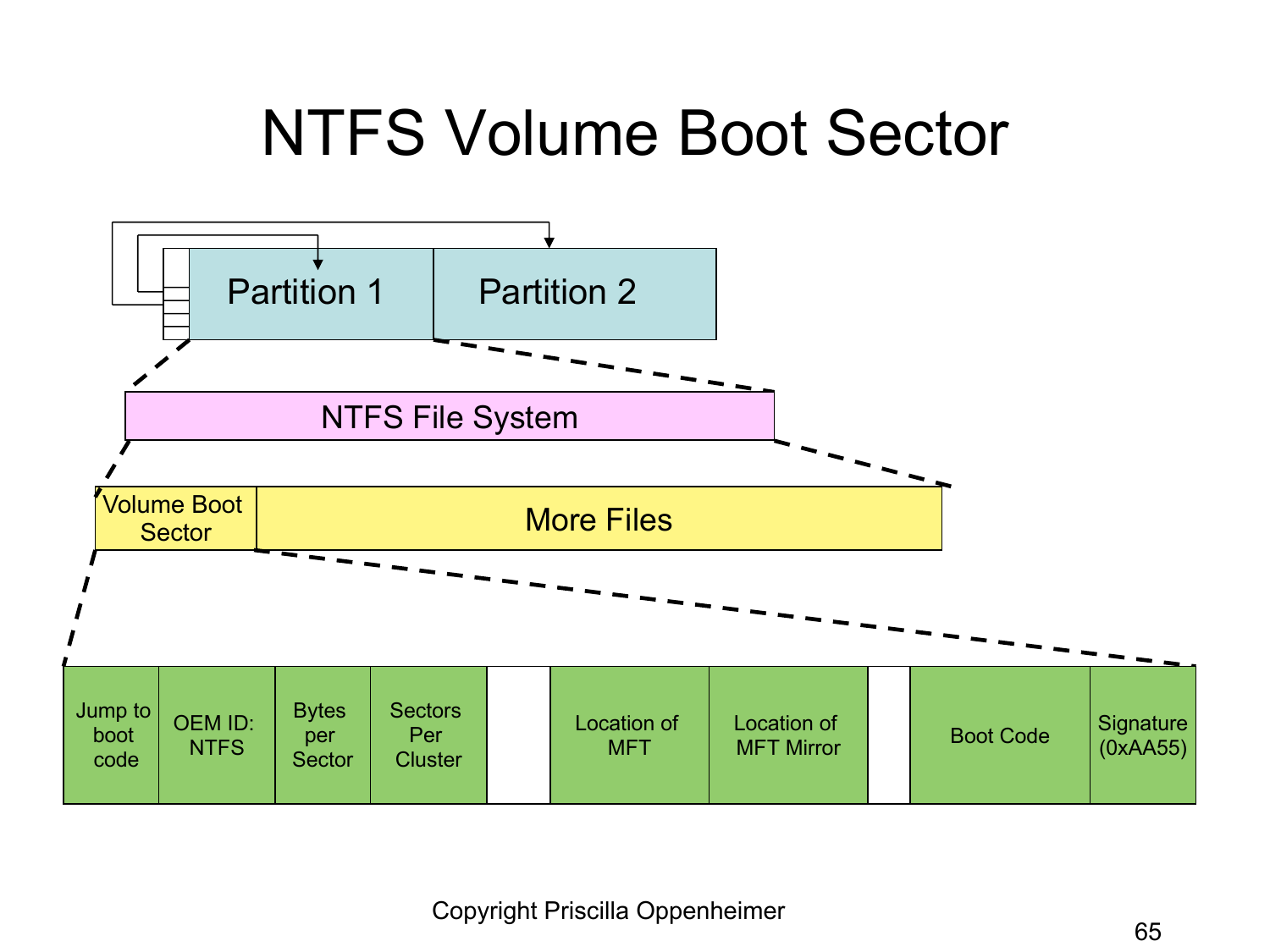# NTFS Volume Boot Sector

Partition 1 | Partition 2

NTFS File System

Volume Boot Sector | More Files

| Jump to boot code | OEM ID: NTFS | Bytes per Sector | Sectors Per Cluster | | Location of MFT | Location of MFT Mirror | | Boot Code | Signature (0xAA55) |
|---|---|---|---|---|---|---|---|---|---|

Copyright Priscilla Oppenheimer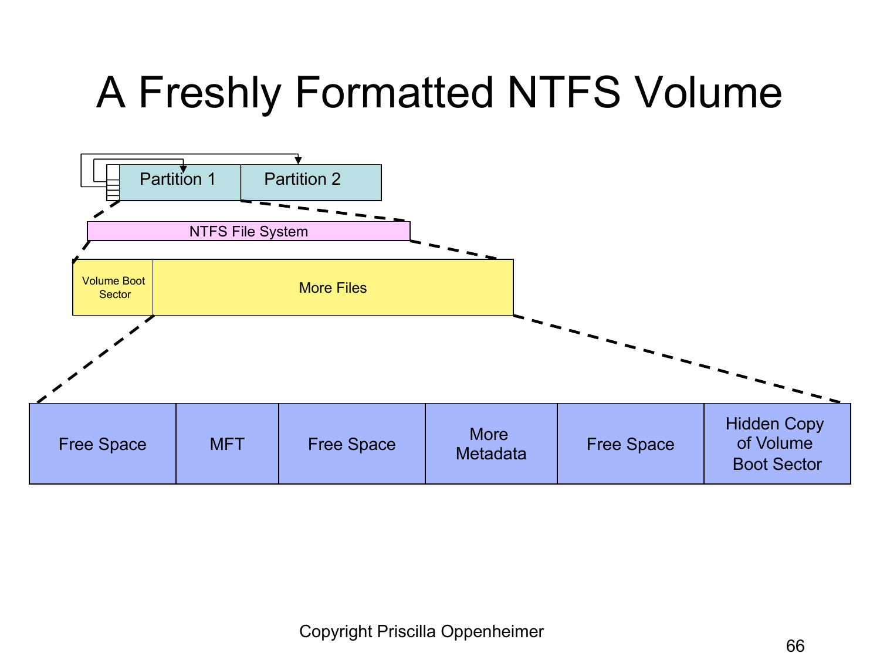# A Freshly Formatted NTFS Volume

Partition 1 | Partition 2

NTFS File System

| Volume Boot Sector | More Files |
|---|---|

| Free Space | MFT | Free Space | More Metadata | Free Space | Hidden Copy of Volume Boot Sector |
|---|---|---|---|---|---|

Copyright Priscilla Oppenheimer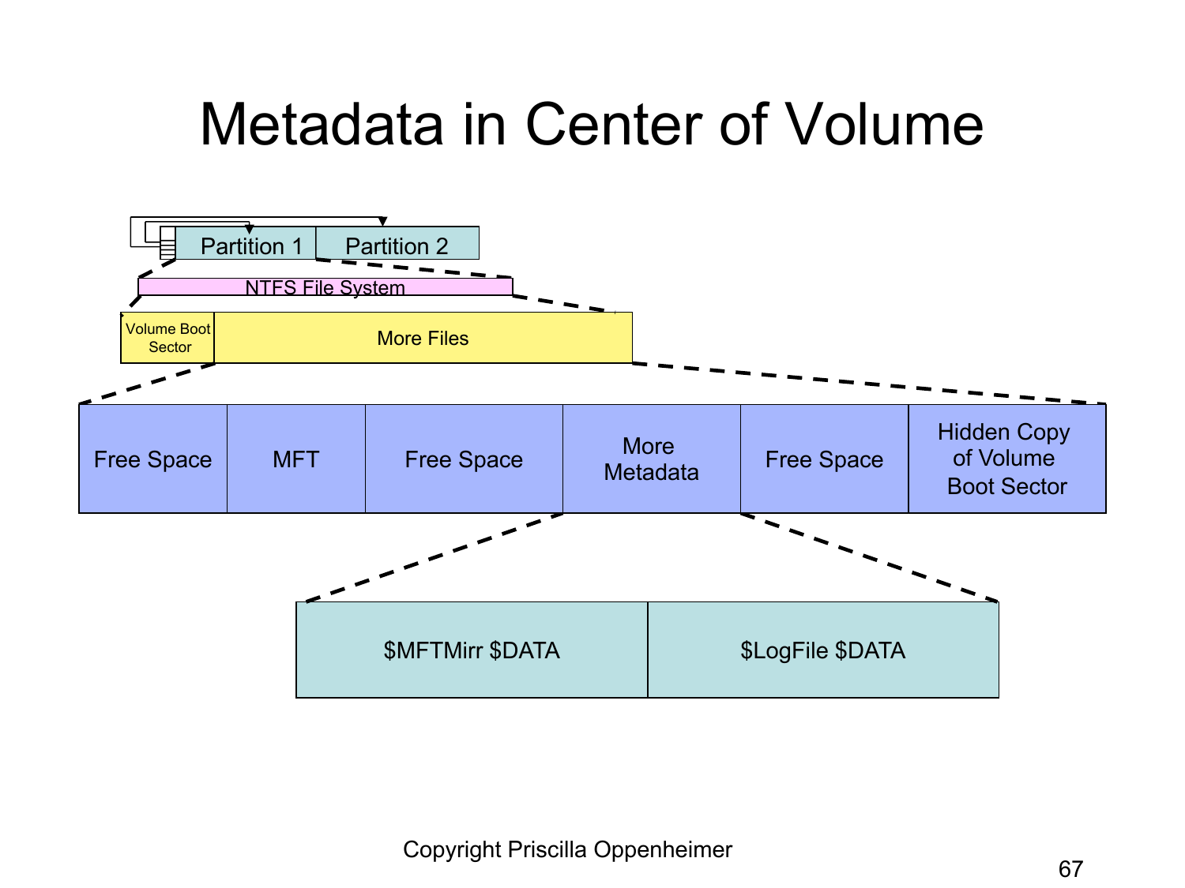# Metadata in Center of Volume

Partition 1 | Partition 2

NTFS File System

| Volume Boot Sector | More Files |
|---|---|

| Free Space | MFT | Free Space | More Metadata | Free Space | Hidden Copy of Volume Boot Sector |
|---|---|---|---|---|---|

| $MFTMirr $DATA | $LogFile $DATA |
|---|---|

Copyright Priscilla Oppenheimer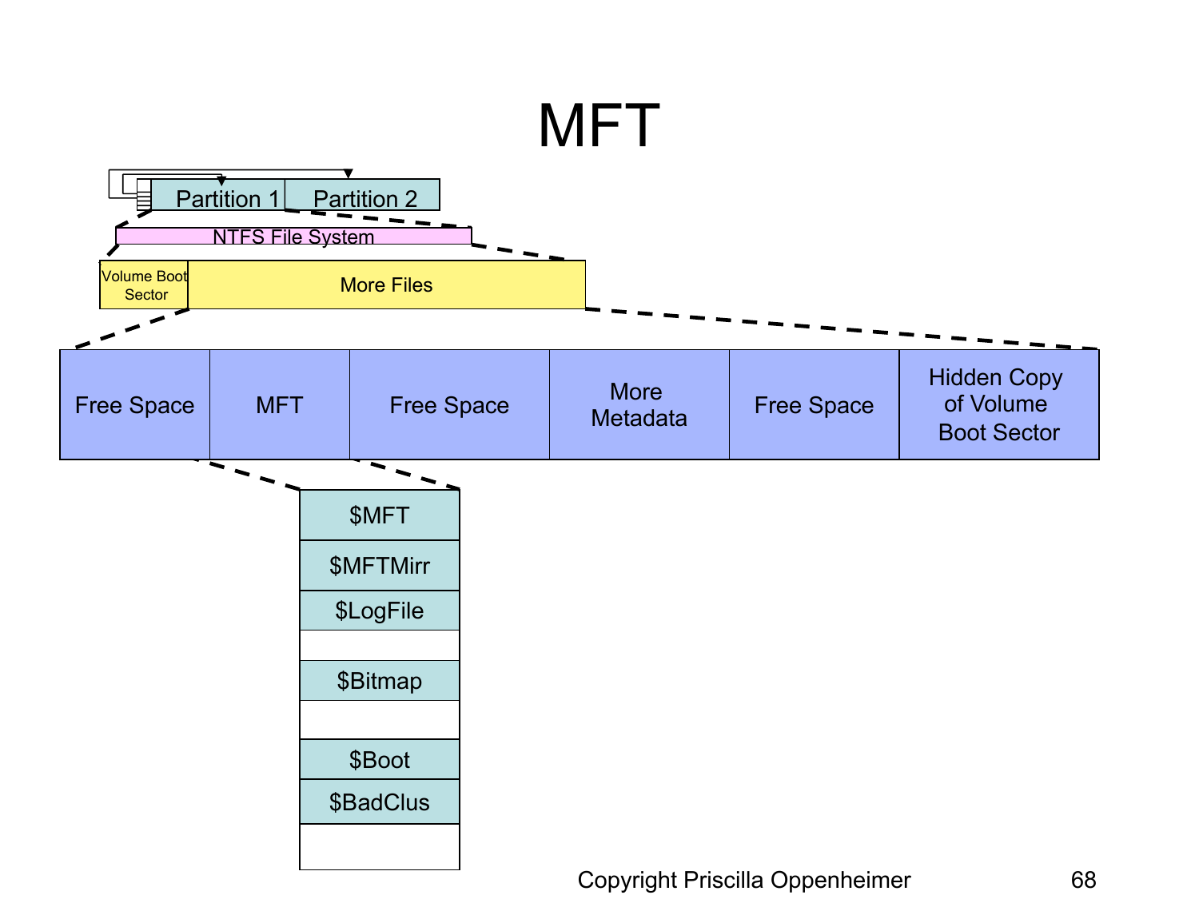# MFT

Partition 1 | Partition 2

NTFS File System

| Volume Boot Sector | More Files |
| --- | --- |

| Free Space | MFT | Free Space | More Metadata | Free Space | Hidden Copy of Volume Boot Sector |
| --- | --- | --- | --- | --- | --- |

| $MFT |
| --- |
| $MFTMirr |
| $LogFile |
| |
| $Bitmap |
| |
| $Boot |
| $BadClus |
| |

Copyright Priscilla Oppenheimer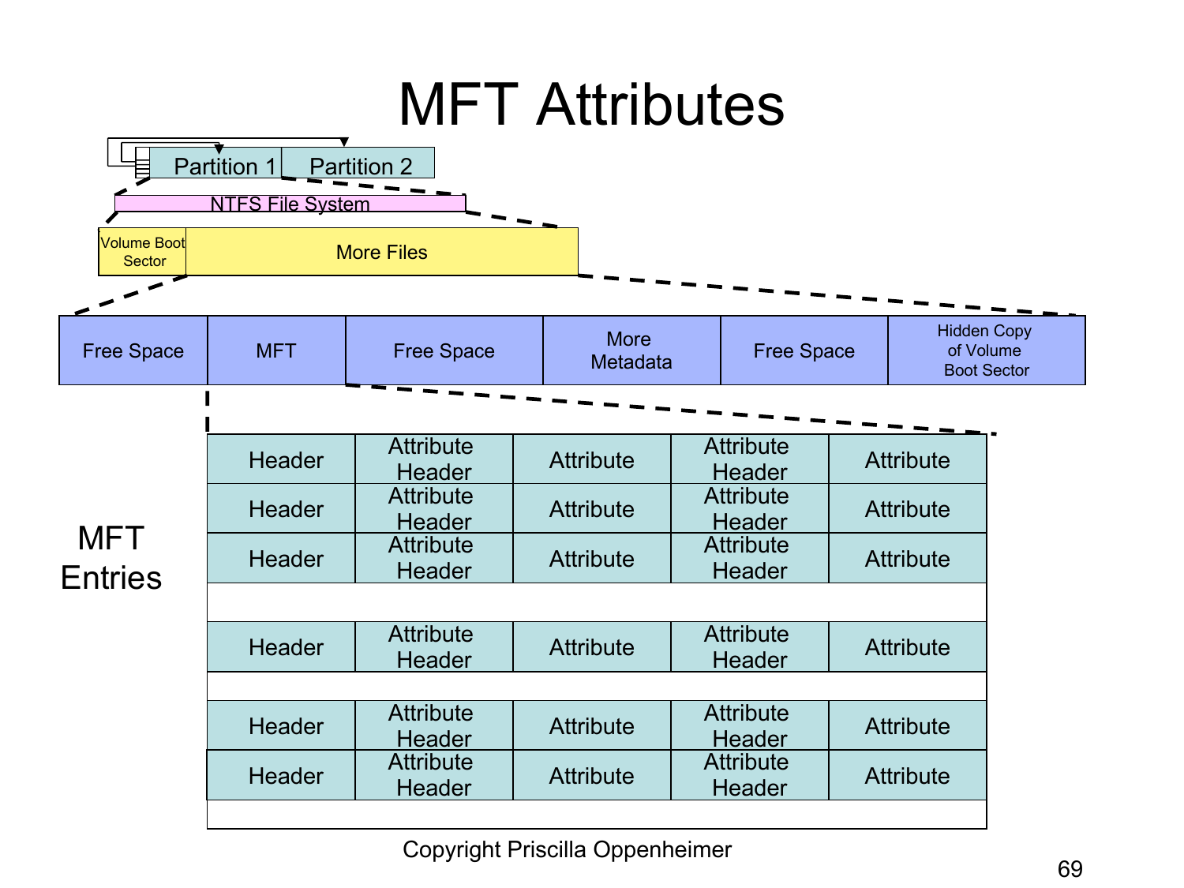# MFT Attributes

Partition 1 | Partition 2

NTFS File System

| Volume Boot Sector | More Files |
| --- | --- |

| Free Space | MFT | Free Space | More Metadata | Free Space | Hidden Copy of Volume Boot Sector |
| --- | --- | --- | --- | --- | --- |

MFT Entries

| Header | Attribute Header | Attribute | Attribute Header | Attribute |
| --- | --- | --- | --- | --- |
| Header | Attribute Header | Attribute | Attribute Header | Attribute |
| Header | Attribute Header | Attribute | Attribute Header | Attribute |
| | | | | |
| Header | Attribute Header | Attribute | Attribute Header | Attribute |
| | | | | |
| Header | Attribute Header | Attribute | Attribute Header | Attribute |
| Header | Attribute Header | Attribute | Attribute Header | Attribute |
| | | | | |

Copyright Priscilla Oppenheimer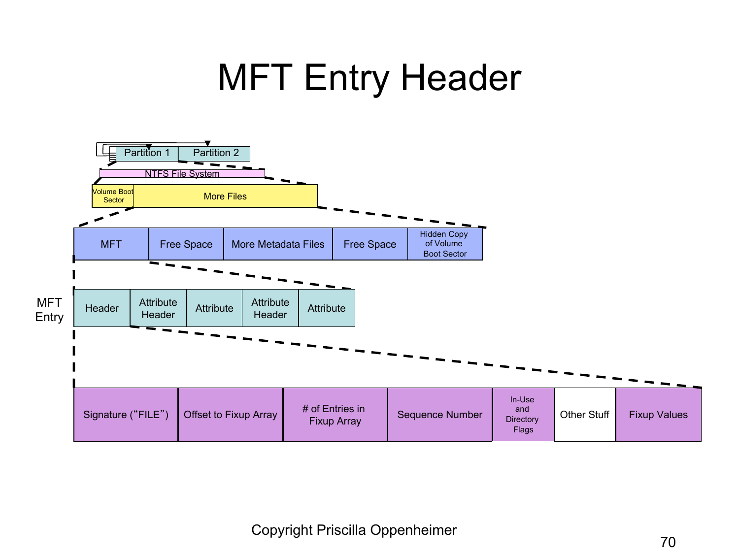# MFT Entry Header

Partition 1 | Partition 2

NTFS File System

| Volume Boot Sector | More Files |
|---|---|

| MFT | Free Space | More Metadata Files | Free Space | Hidden Copy of Volume Boot Sector |
|---|---|---|---|---|

MFT Entry

| Header | Attribute Header | Attribute | Attribute Header | Attribute |
|---|---|---|---|---|

| Signature (“FILE”) | Offset to Fixup Array | # of Entries in Fixup Array | Sequence Number | In-Use and Directory Flags | Other Stuff | Fixup Values |
|---|---|---|---|---|---|---|

Copyright Priscilla Oppenheimer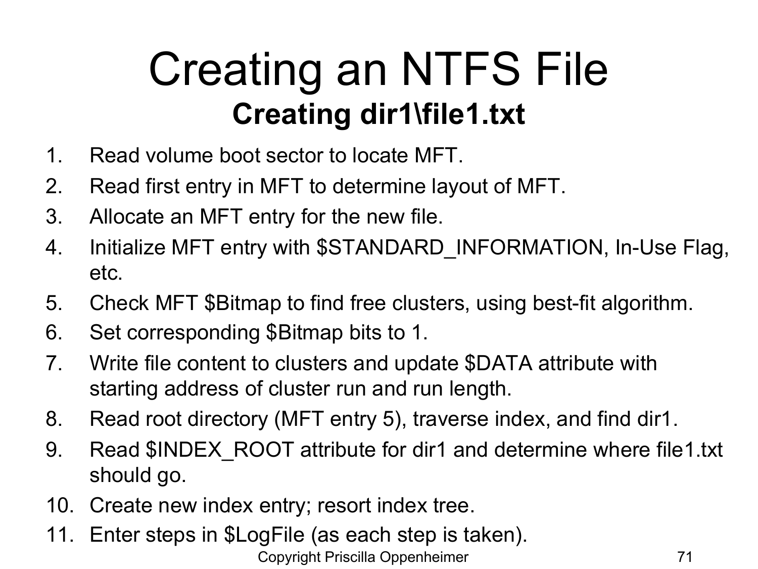# Creating an NTFS File

## Creating dir1\file1.txt

1. Read volume boot sector to locate MFT.
2. Read first entry in MFT to determine layout of MFT.
3. Allocate an MFT entry for the new file.
4. Initialize MFT entry with $STANDARD_INFORMATION, In-Use Flag, etc.
5. Check MFT $Bitmap to find free clusters, using best-fit algorithm.
6. Set corresponding $Bitmap bits to 1.
7. Write file content to clusters and update $DATA attribute with starting address of cluster run and run length.
8. Read root directory (MFT entry 5), traverse index, and find dir1.
9. Read $INDEX_ROOT attribute for dir1 and determine where file1.txt should go.
10. Create new index entry; resort index tree.
11. Enter steps in $LogFile (as each step is taken).

Copyright Priscilla Oppenheimer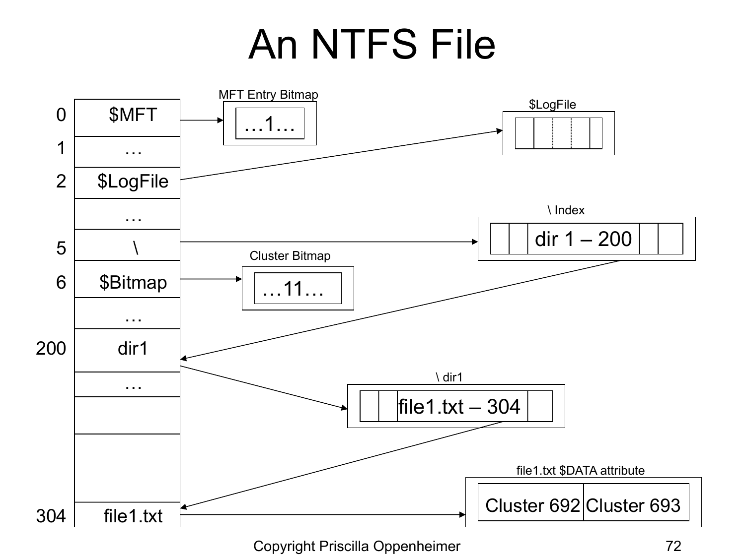# An NTFS File

| MFT Entry | Name |
| --- | --- |
| 0 | $MFT |
| 1 | … |
| 2 | $LogFile |
| | … |
| 5 | \ |
| 6 | $Bitmap |
| | … |
| 200 | dir1 |
| | … |
| 304 | file1.txt |

MFT Entry Bitmap: …1…

$LogFile

\ Index: dir 1 – 200

Cluster Bitmap: …11…

\ dir1: file1.txt – 304

file1.txt $DATA attribute: Cluster 692, Cluster 693

Copyright Priscilla Oppenheimer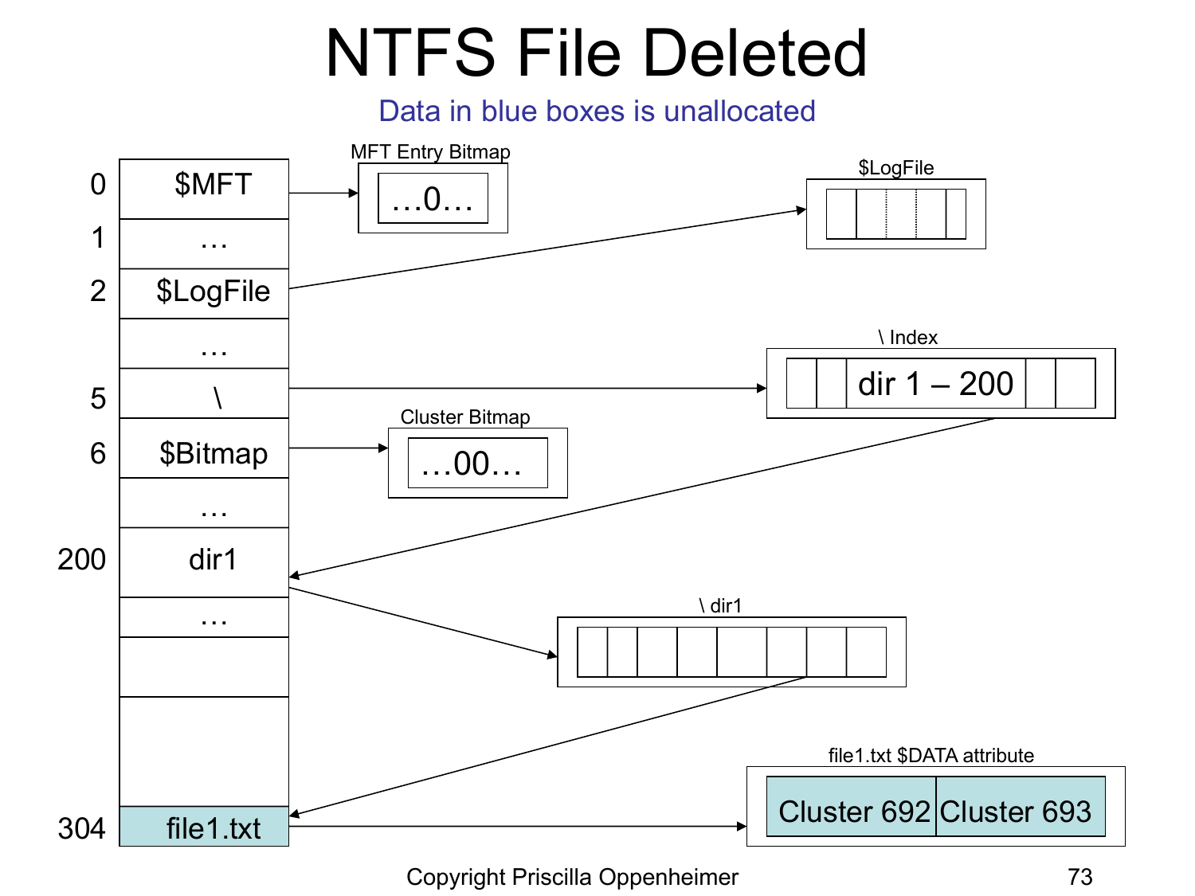# NTFS File Deleted

Data in blue boxes is unallocated

| | |
|---|---|
| 0 | $MFT |
| 1 | … |
| 2 | $LogFile |
| | … |
| 5 | \ |
| 6 | $Bitmap |
| | … |
| 200 | dir1 |
| | … |
| | |
| | |
| 304 | file1.txt |

MFT Entry Bitmap: …0…

$LogFile

\ Index: dir 1 – 200

Cluster Bitmap: …00…

\ dir1

file1.txt $DATA attribute: Cluster 692 | Cluster 693

Copyright Priscilla Oppenheimer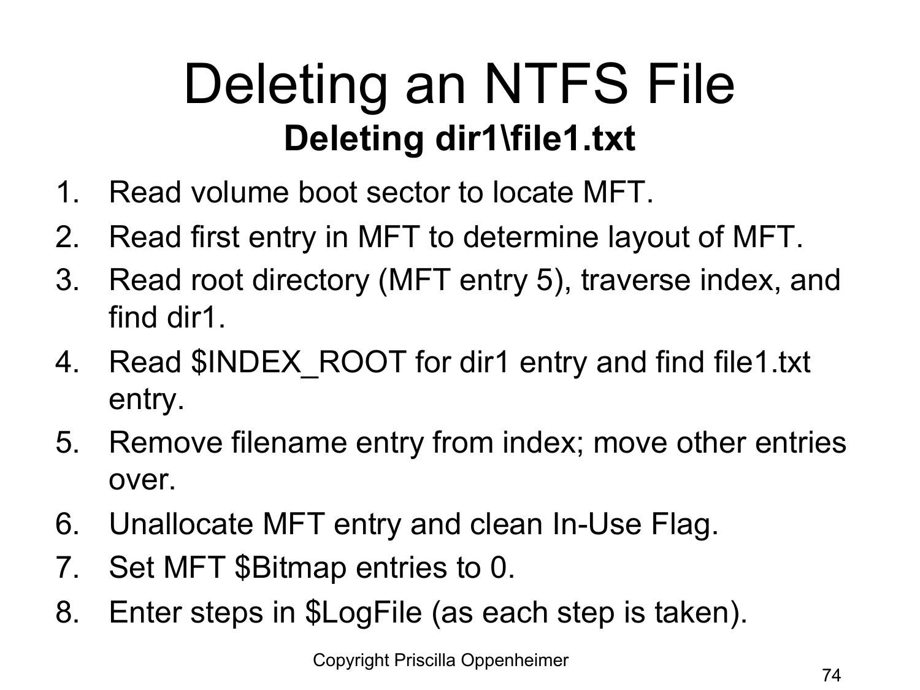# Deleting an NTFS File

## Deleting dir1\file1.txt

1. Read volume boot sector to locate MFT.
2. Read first entry in MFT to determine layout of MFT.
3. Read root directory (MFT entry 5), traverse index, and find dir1.
4. Read $INDEX_ROOT for dir1 entry and find file1.txt entry.
5. Remove filename entry from index; move other entries over.
6. Unallocate MFT entry and clean In-Use Flag.
7. Set MFT $Bitmap entries to 0.
8. Enter steps in $LogFile (as each step is taken).

Copyright Priscilla Oppenheimer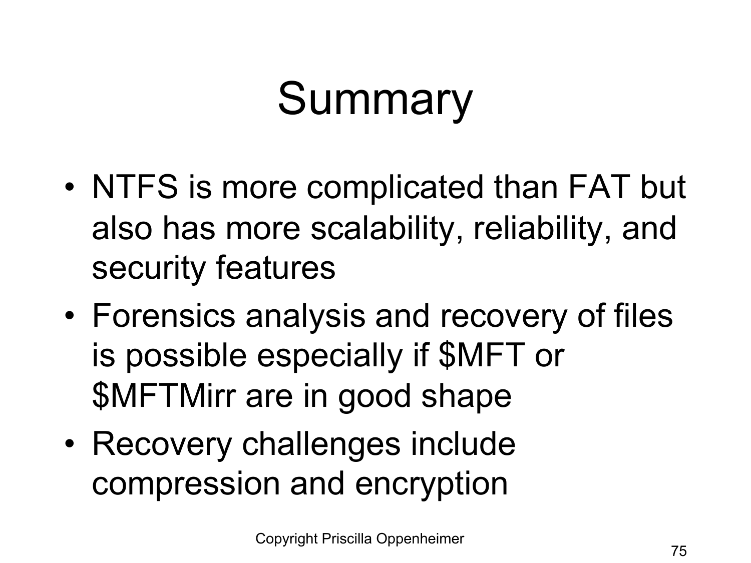# Summary

- NTFS is more complicated than FAT but also has more scalability, reliability, and security features
- Forensics analysis and recovery of files is possible especially if $MFT or $MFTMirr are in good shape
- Recovery challenges include compression and encryption